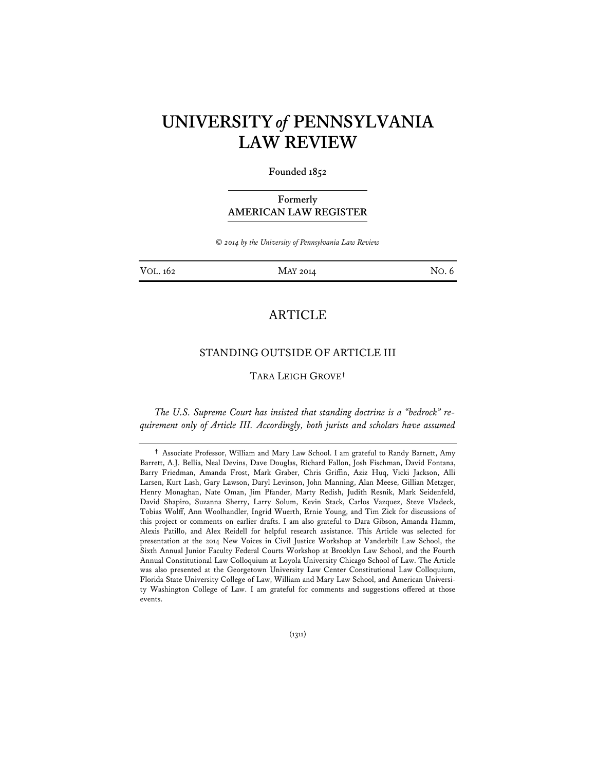# UNIVERSITY *of* PENNSYLVANIA LAW REVIEW

**Founded 1852**

**Formerly**
**AMERICAN LAW REGISTER**

*© 2014 by the University of Pennsylvania Law Review*

VOL. 162 | MAY 2014 | NO. 6

## ARTICLE

### STANDING OUTSIDE OF ARTICLE III

TARA LEIGH GROVE†

*The U.S. Supreme Court has insisted that standing doctrine is a "bedrock" requirement only of Article III. Accordingly, both jurists and scholars have assumed*

† Associate Professor, William and Mary Law School. I am grateful to Randy Barnett, Amy Barrett, A.J. Bellia, Neal Devins, Dave Douglas, Richard Fallon, Josh Fischman, David Fontana, Barry Friedman, Amanda Frost, Mark Graber, Chris Griffin, Aziz Huq, Vicki Jackson, Alli Larsen, Kurt Lash, Gary Lawson, Daryl Levinson, John Manning, Alan Meese, Gillian Metzger, Henry Monaghan, Nate Oman, Jim Pfander, Marty Redish, Judith Resnik, Mark Seidenfeld, David Shapiro, Suzanna Sherry, Larry Solum, Kevin Stack, Carlos Vazquez, Steve Vladeck, Tobias Wolff, Ann Woolhandler, Ingrid Wuerth, Ernie Young, and Tim Zick for discussions of this project or comments on earlier drafts. I am also grateful to Dara Gibson, Amanda Hamm, Alexis Patillo, and Alex Reidell for helpful research assistance. This Article was selected for presentation at the 2014 New Voices in Civil Justice Workshop at Vanderbilt Law School, the Sixth Annual Junior Faculty Federal Courts Workshop at Brooklyn Law School, and the Fourth Annual Constitutional Law Colloquium at Loyola University Chicago School of Law. The Article was also presented at the Georgetown University Law Center Constitutional Law Colloquium, Florida State University College of Law, William and Mary Law School, and American University Washington College of Law. I am grateful for comments and suggestions offered at those events.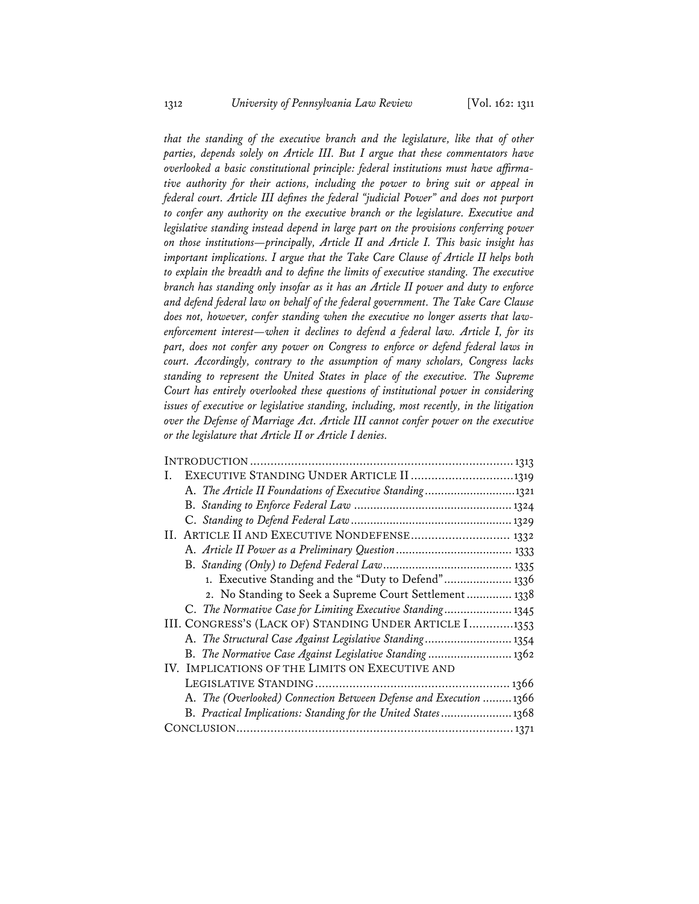*that the standing of the executive branch and the legislature, like that of other parties, depends solely on Article III. But I argue that these commentators have overlooked a basic constitutional principle: federal institutions must have affirmative authority for their actions, including the power to bring suit or appeal in federal court. Article III defines the federal "judicial Power" and does not purport to confer any authority on the executive branch or the legislature. Executive and legislative standing instead depend in large part on the provisions conferring power on those institutions—principally, Article II and Article I. This basic insight has important implications. I argue that the Take Care Clause of Article II helps both to explain the breadth and to define the limits of executive standing. The executive branch has standing only insofar as it has an Article II power and duty to enforce and defend federal law on behalf of the federal government. The Take Care Clause does not, however, confer standing when the executive no longer asserts that law-enforcement interest—when it declines to defend a federal law. Article I, for its part, does not confer any power on Congress to enforce or defend federal laws in court. Accordingly, contrary to the assumption of many scholars, Congress lacks standing to represent the United States in place of the executive. The Supreme Court has entirely overlooked these questions of institutional power in considering issues of executive or legislative standing, including, most recently, in the litigation over the Defense of Marriage Act. Article III cannot confer power on the executive or the legislature that Article II or Article I denies.*

INTRODUCTION .......... 1313

I. EXECUTIVE STANDING UNDER ARTICLE II .......... 1319
   - A. *The Article II Foundations of Executive Standing* .......... 1321
   - B. *Standing to Enforce Federal Law* .......... 1324
   - C. *Standing to Defend Federal Law* .......... 1329

II. ARTICLE II AND EXECUTIVE NONDEFENSE .......... 1332
   - A. *Article II Power as a Preliminary Question* .......... 1333
   - B. *Standing (Only) to Defend Federal Law* .......... 1335
     1. Executive Standing and the "Duty to Defend" .......... 1336
     2. No Standing to Seek a Supreme Court Settlement .......... 1338
   - C. *The Normative Case for Limiting Executive Standing* .......... 1345

III. CONGRESS'S (LACK OF) STANDING UNDER ARTICLE I .......... 1353
   - A. *The Structural Case Against Legislative Standing* .......... 1354
   - B. *The Normative Case Against Legislative Standing* .......... 1362

IV. IMPLICATIONS OF THE LIMITS ON EXECUTIVE AND LEGISLATIVE STANDING .......... 1366
   - A. *The (Overlooked) Connection Between Defense and Execution* .......... 1366
   - B. *Practical Implications: Standing for the United States* .......... 1368

CONCLUSION .......... 1371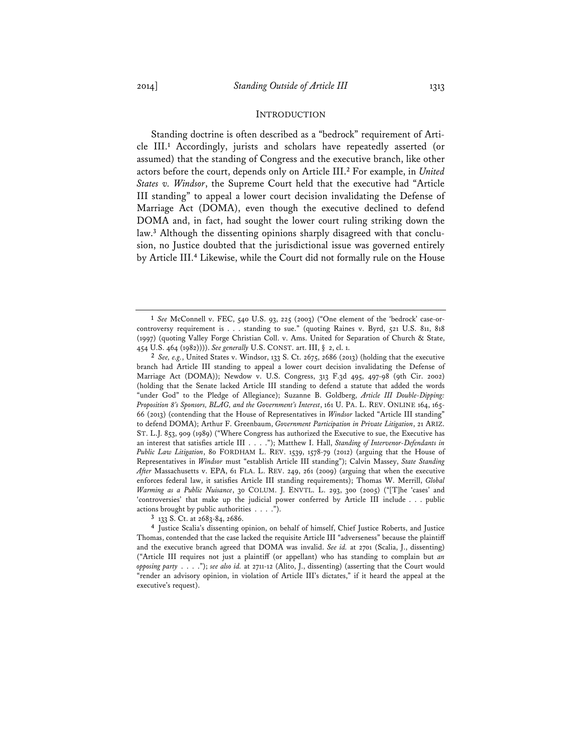## INTRODUCTION

Standing doctrine is often described as a "bedrock" requirement of Article III.[1] Accordingly, jurists and scholars have repeatedly asserted (or assumed) that the standing of Congress and the executive branch, like other actors before the court, depends only on Article III.[2] For example, in *United States v. Windsor*, the Supreme Court held that the executive had "Article III standing" to appeal a lower court decision invalidating the Defense of Marriage Act (DOMA), even though the executive declined to defend DOMA and, in fact, had sought the lower court ruling striking down the law.[3] Although the dissenting opinions sharply disagreed with that conclusion, no Justice doubted that the jurisdictional issue was governed entirely by Article III.[4] Likewise, while the Court did not formally rule on the House

---

[1] *See* McConnell v. FEC, 540 U.S. 93, 225 (2003) ("One element of the 'bedrock' case-or-controversy requirement is . . . standing to sue." (quoting Raines v. Byrd, 521 U.S. 811, 818 (1997) (quoting Valley Forge Christian Coll. v. Ams. United for Separation of Church & State, 454 U.S. 464 (1982)))). *See generally* U.S. CONST. art. III, § 2, cl. 1.

[2] *See, e.g.*, United States v. Windsor, 133 S. Ct. 2675, 2686 (2013) (holding that the executive branch had Article III standing to appeal a lower court decision invalidating the Defense of Marriage Act (DOMA)); Newdow v. U.S. Congress, 313 F.3d 495, 497-98 (9th Cir. 2002) (holding that the Senate lacked Article III standing to defend a statute that added the words "under God" to the Pledge of Allegiance); Suzanne B. Goldberg, *Article III Double-Dipping: Proposition 8's Sponsors, BLAG, and the Government's Interest*, 161 U. PA. L. REV. ONLINE 164, 165-66 (2013) (contending that the House of Representatives in *Windsor* lacked "Article III standing" to defend DOMA); Arthur F. Greenbaum, *Government Participation in Private Litigation*, 21 ARIZ. ST. L.J. 853, 909 (1989) ("Where Congress has authorized the Executive to sue, the Executive has an interest that satisfies article III . . . ."); Matthew I. Hall, *Standing of Intervenor-Defendants in Public Law Litigation*, 80 FORDHAM L. REV. 1539, 1578-79 (2012) (arguing that the House of Representatives in *Windsor* must "establish Article III standing"); Calvin Massey, *State Standing After* Massachusetts v. EPA, 61 FLA. L. REV. 249, 261 (2009) (arguing that when the executive enforces federal law, it satisfies Article III standing requirements); Thomas W. Merrill, *Global Warming as a Public Nuisance*, 30 COLUM. J. ENVTL. L. 293, 300 (2005) ("[T]he 'cases' and 'controversies' that make up the judicial power conferred by Article III include . . . public actions brought by public authorities . . . .").

[3] 133 S. Ct. at 2683-84, 2686.

[4] Justice Scalia's dissenting opinion, on behalf of himself, Chief Justice Roberts, and Justice Thomas, contended that the case lacked the requisite Article III "adverseness" because the plaintiff and the executive branch agreed that DOMA was invalid. *See id.* at 2701 (Scalia, J., dissenting) ("Article III requires not just a plaintiff (or appellant) who has standing to complain but *an opposing party* . . . ."); *see also id.* at 2711-12 (Alito, J., dissenting) (asserting that the Court would "render an advisory opinion, in violation of Article III's dictates," if it heard the appeal at the executive's request).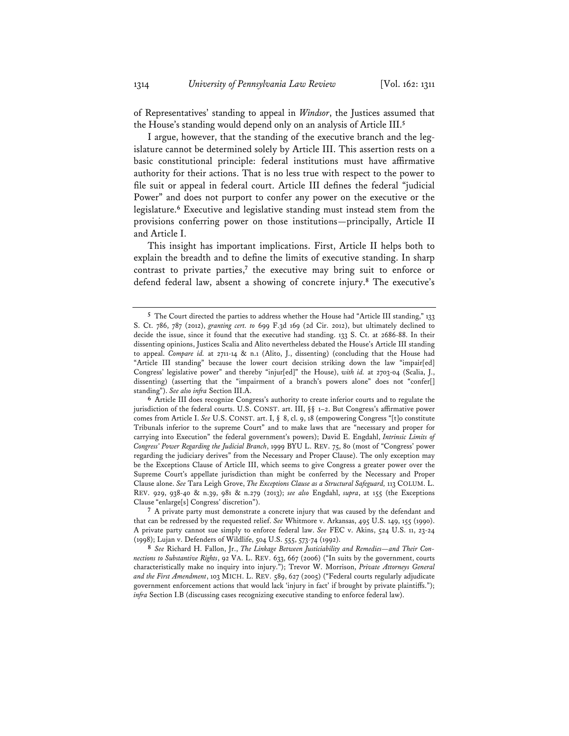of Representatives' standing to appeal in *Windsor*, the Justices assumed that the House's standing would depend only on an analysis of Article III.[5]

I argue, however, that the standing of the executive branch and the legislature cannot be determined solely by Article III. This assertion rests on a basic constitutional principle: federal institutions must have affirmative authority for their actions. That is no less true with respect to the power to file suit or appeal in federal court. Article III defines the federal "judicial Power" and does not purport to confer any power on the executive or the legislature.[6] Executive and legislative standing must instead stem from the provisions conferring power on those institutions—principally, Article II and Article I.

This insight has important implications. First, Article II helps both to explain the breadth and to define the limits of executive standing. In sharp contrast to private parties,[7] the executive may bring suit to enforce or defend federal law, absent a showing of concrete injury.[8] The executive's

---

[5] The Court directed the parties to address whether the House had "Article III standing," 133 S. Ct. 786, 787 (2012), *granting cert. to* 699 F.3d 169 (2d Cir. 2012), but ultimately declined to decide the issue, since it found that the executive had standing. 133 S. Ct. at 2686-88. In their dissenting opinions, Justices Scalia and Alito nevertheless debated the House's Article III standing to appeal. *Compare id.* at 2711-14 & n.1 (Alito, J., dissenting) (concluding that the House had "Article III standing" because the lower court decision striking down the law "impair[ed] Congress' legislative power" and thereby "injur[ed]" the House), *with id.* at 2703-04 (Scalia, J., dissenting) (asserting that the "impairment of a branch's powers alone" does not "confer[] standing"). *See also infra* Section III.A.

[6] Article III does recognize Congress's authority to create inferior courts and to regulate the jurisdiction of the federal courts. U.S. CONST. art. III, §§ 1–2. But Congress's affirmative power comes from Article I. *See* U.S. CONST. art. I, § 8, cl. 9, 18 (empowering Congress "[t]o constitute Tribunals inferior to the supreme Court" and to make laws that are "necessary and proper for carrying into Execution" the federal government's powers); David E. Engdahl, *Intrinsic Limits of Congress' Power Regarding the Judicial Branch*, 1999 BYU L. REV. 75, 80 (most of "Congress' power regarding the judiciary derives" from the Necessary and Proper Clause). The only exception may be the Exceptions Clause of Article III, which seems to give Congress a greater power over the Supreme Court's appellate jurisdiction than might be conferred by the Necessary and Proper Clause alone. *See* Tara Leigh Grove, *The Exceptions Clause as a Structural Safeguard,* 113 COLUM. L. REV. 929, 938-40 & n.39, 981 & n.279 (2013); *see also* Engdahl, *supra*, at 155 (the Exceptions Clause "enlarge[s] Congress' discretion").

[7] A private party must demonstrate a concrete injury that was caused by the defendant and that can be redressed by the requested relief. *See* Whitmore v. Arkansas, 495 U.S. 149, 155 (1990). A private party cannot sue simply to enforce federal law. *See* FEC v. Akins, 524 U.S. 11, 23-24 (1998); Lujan v. Defenders of Wildlife, 504 U.S. 555, 573-74 (1992).

[8] *See* Richard H. Fallon, Jr., *The Linkage Between Justiciability and Remedies—and Their Connections to Substantive Rights*, 92 VA. L. REV. 633, 667 (2006) ("In suits by the government, courts characteristically make no inquiry into injury."); Trevor W. Morrison, *Private Attorneys General and the First Amendment*, 103 MICH. L. REV. 589, 627 (2005) ("Federal courts regularly adjudicate government enforcement actions that would lack 'injury in fact' if brought by private plaintiffs."); *infra* Section I.B (discussing cases recognizing executive standing to enforce federal law).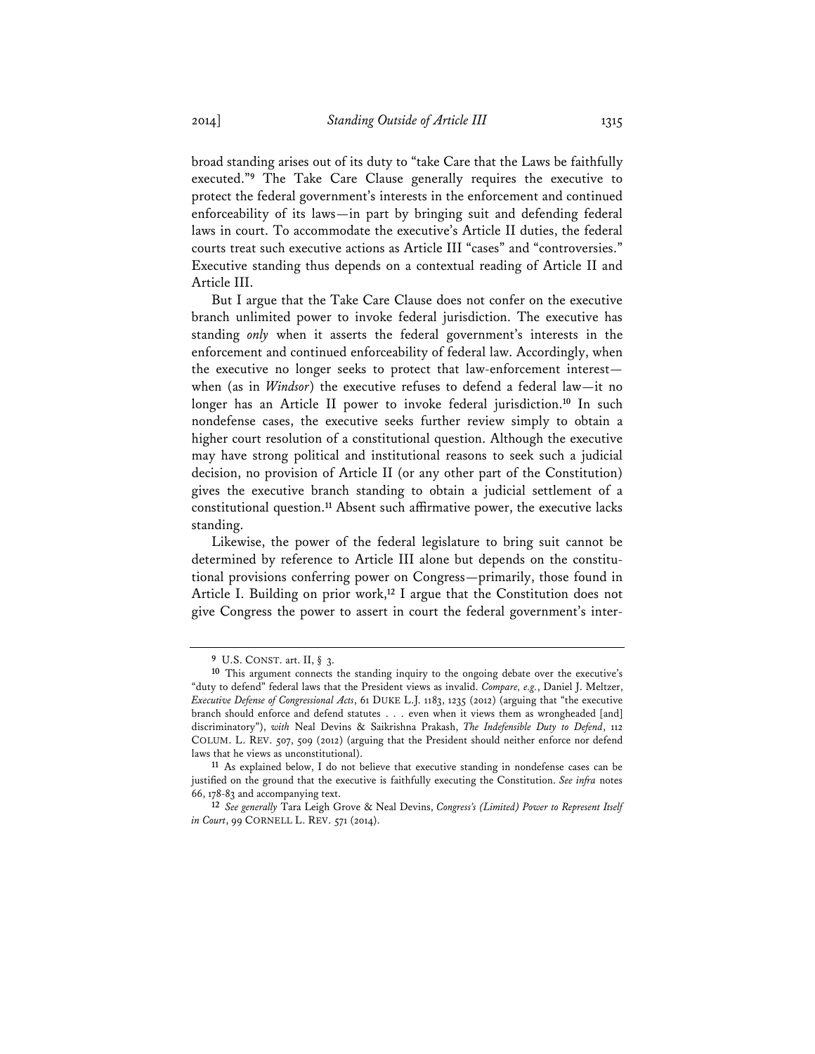broad standing arises out of its duty to "take Care that the Laws be faithfully executed."[9] The Take Care Clause generally requires the executive to protect the federal government's interests in the enforcement and continued enforceability of its laws—in part by bringing suit and defending federal laws in court. To accommodate the executive's Article II duties, the federal courts treat such executive actions as Article III "cases" and "controversies." Executive standing thus depends on a contextual reading of Article II and Article III.

But I argue that the Take Care Clause does not confer on the executive branch unlimited power to invoke federal jurisdiction. The executive has standing *only* when it asserts the federal government's interests in the enforcement and continued enforceability of federal law. Accordingly, when the executive no longer seeks to protect that law-enforcement interest—when (as in *Windsor*) the executive refuses to defend a federal law—it no longer has an Article II power to invoke federal jurisdiction.[10] In such nondefense cases, the executive seeks further review simply to obtain a higher court resolution of a constitutional question. Although the executive may have strong political and institutional reasons to seek such a judicial decision, no provision of Article II (or any other part of the Constitution) gives the executive branch standing to obtain a judicial settlement of a constitutional question.[11] Absent such affirmative power, the executive lacks standing.

Likewise, the power of the federal legislature to bring suit cannot be determined by reference to Article III alone but depends on the constitutional provisions conferring power on Congress—primarily, those found in Article I. Building on prior work,[12] I argue that the Constitution does not give Congress the power to assert in court the federal government's inter-

---

9 U.S. CONST. art. II, § 3.

10 This argument connects the standing inquiry to the ongoing debate over the executive's "duty to defend" federal laws that the President views as invalid. *Compare, e.g.*, Daniel J. Meltzer, *Executive Defense of Congressional Acts*, 61 DUKE L.J. 1183, 1235 (2012) (arguing that "the executive branch should enforce and defend statutes . . . even when it views them as wrongheaded [and] discriminatory"), *with* Neal Devins & Saikrishna Prakash, *The Indefensible Duty to Defend*, 112 COLUM. L. REV. 507, 509 (2012) (arguing that the President should neither enforce nor defend laws that he views as unconstitutional).

11 As explained below, I do not believe that executive standing in nondefense cases can be justified on the ground that the executive is faithfully executing the Constitution. *See infra* notes 66, 178-83 and accompanying text.

12 *See generally* Tara Leigh Grove & Neal Devins, *Congress's (Limited) Power to Represent Itself in Court*, 99 CORNELL L. REV. 571 (2014).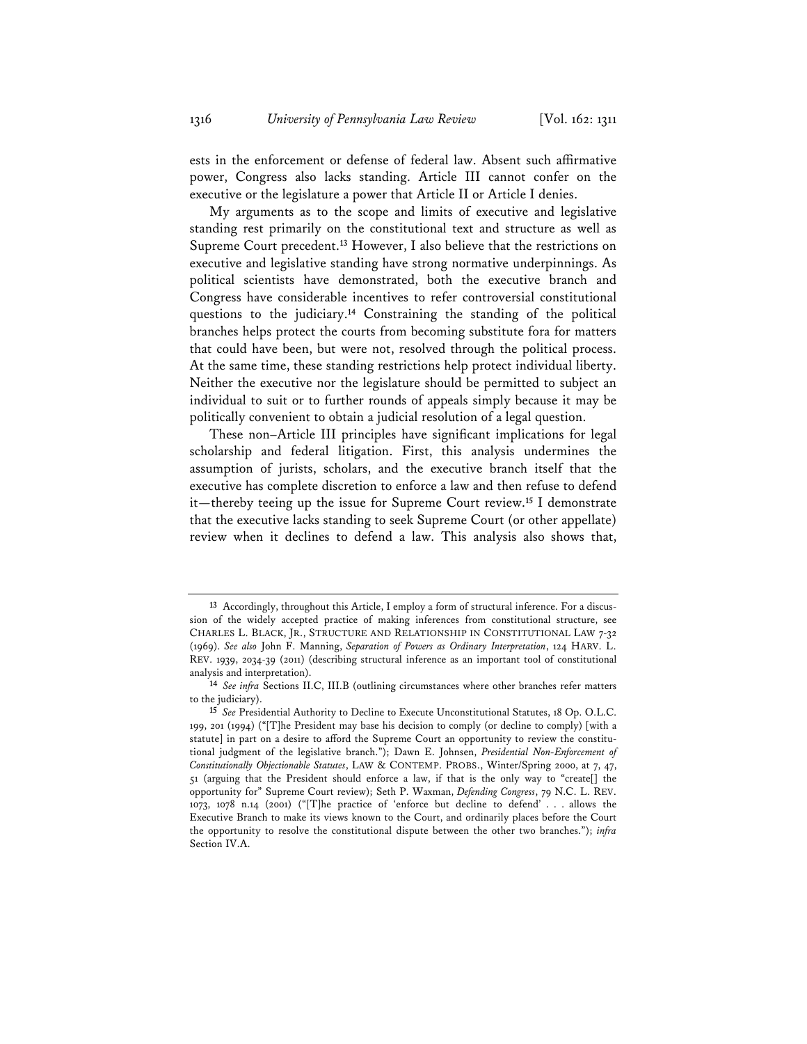ests in the enforcement or defense of federal law. Absent such affirmative power, Congress also lacks standing. Article III cannot confer on the executive or the legislature a power that Article II or Article I denies.

My arguments as to the scope and limits of executive and legislative standing rest primarily on the constitutional text and structure as well as Supreme Court precedent.[13] However, I also believe that the restrictions on executive and legislative standing have strong normative underpinnings. As political scientists have demonstrated, both the executive branch and Congress have considerable incentives to refer controversial constitutional questions to the judiciary.[14] Constraining the standing of the political branches helps protect the courts from becoming substitute fora for matters that could have been, but were not, resolved through the political process. At the same time, these standing restrictions help protect individual liberty. Neither the executive nor the legislature should be permitted to subject an individual to suit or to further rounds of appeals simply because it may be politically convenient to obtain a judicial resolution of a legal question.

These non–Article III principles have significant implications for legal scholarship and federal litigation. First, this analysis undermines the assumption of jurists, scholars, and the executive branch itself that the executive has complete discretion to enforce a law and then refuse to defend it—thereby teeing up the issue for Supreme Court review.[15] I demonstrate that the executive lacks standing to seek Supreme Court (or other appellate) review when it declines to defend a law. This analysis also shows that,

---

[13] Accordingly, throughout this Article, I employ a form of structural inference. For a discussion of the widely accepted practice of making inferences from constitutional structure, see CHARLES L. BLACK, JR., STRUCTURE AND RELATIONSHIP IN CONSTITUTIONAL LAW 7-32 (1969). *See also* John F. Manning, *Separation of Powers as Ordinary Interpretation*, 124 HARV. L. REV. 1939, 2034-39 (2011) (describing structural inference as an important tool of constitutional analysis and interpretation).

[14] *See infra* Sections II.C, III.B (outlining circumstances where other branches refer matters to the judiciary).

[15] *See* Presidential Authority to Decline to Execute Unconstitutional Statutes, 18 Op. O.L.C. 199, 201 (1994) ("[T]he President may base his decision to comply (or decline to comply) [with a statute] in part on a desire to afford the Supreme Court an opportunity to review the constitutional judgment of the legislative branch."); Dawn E. Johnsen, *Presidential Non-Enforcement of Constitutionally Objectionable Statutes*, LAW & CONTEMP. PROBS., Winter/Spring 2000, at 7, 47, 51 (arguing that the President should enforce a law, if that is the only way to "create[] the opportunity for" Supreme Court review); Seth P. Waxman, *Defending Congress*, 79 N.C. L. REV. 1073, 1078 n.14 (2001) ("[T]he practice of 'enforce but decline to defend' . . . allows the Executive Branch to make its views known to the Court, and ordinarily places before the Court the opportunity to resolve the constitutional dispute between the other two branches."); *infra* Section IV.A.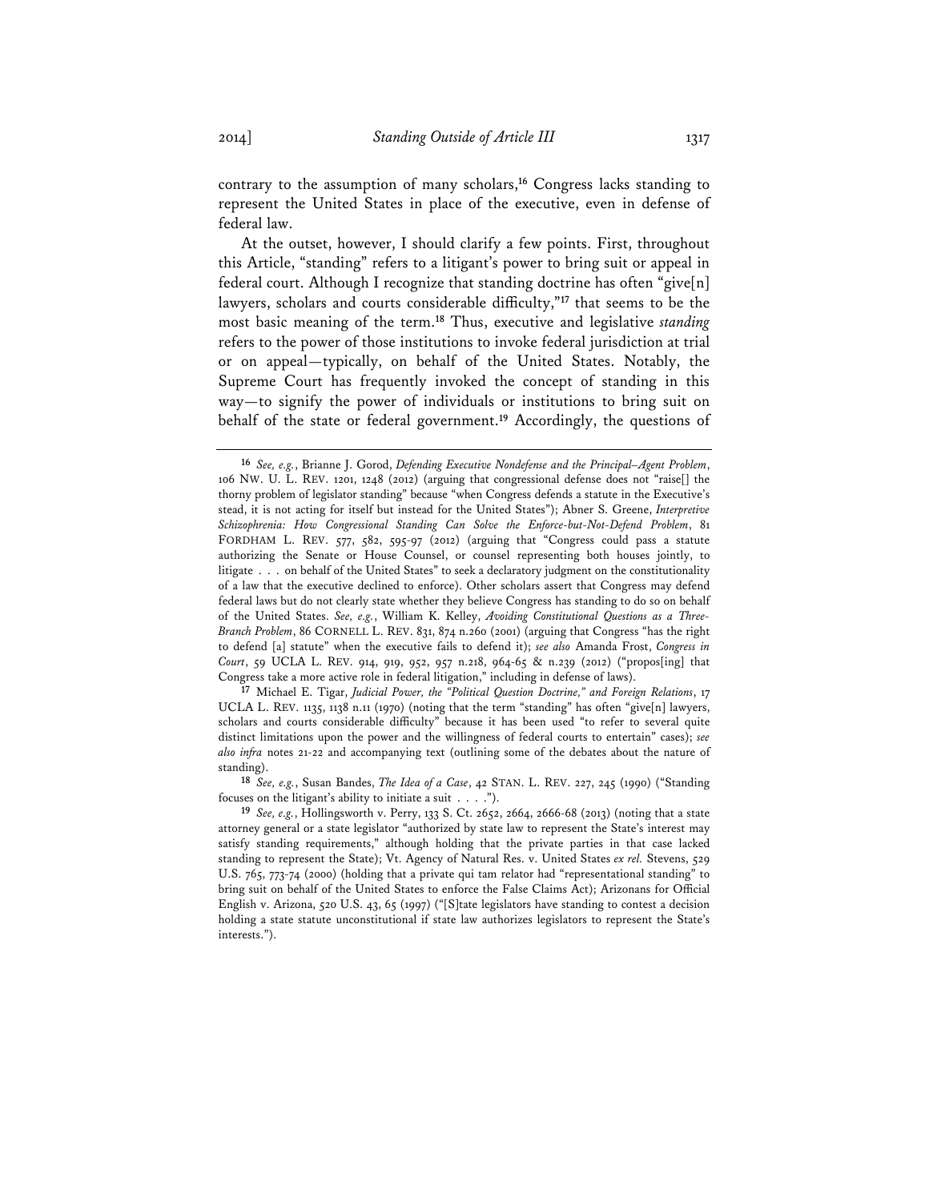contrary to the assumption of many scholars,[16] Congress lacks standing to represent the United States in place of the executive, even in defense of federal law.

At the outset, however, I should clarify a few points. First, throughout this Article, "standing" refers to a litigant's power to bring suit or appeal in federal court. Although I recognize that standing doctrine has often "give[n] lawyers, scholars and courts considerable difficulty,"[17] that seems to be the most basic meaning of the term.[18] Thus, executive and legislative *standing* refers to the power of those institutions to invoke federal jurisdiction at trial or on appeal—typically, on behalf of the United States. Notably, the Supreme Court has frequently invoked the concept of standing in this way—to signify the power of individuals or institutions to bring suit on behalf of the state or federal government.[19] Accordingly, the questions of

---

[16] *See, e.g.*, Brianne J. Gorod, *Defending Executive Nondefense and the Principal–Agent Problem*, 106 NW. U. L. REV. 1201, 1248 (2012) (arguing that congressional defense does not "raise[] the thorny problem of legislator standing" because "when Congress defends a statute in the Executive's stead, it is not acting for itself but instead for the United States"); Abner S. Greene, *Interpretive Schizophrenia: How Congressional Standing Can Solve the Enforce-but-Not-Defend Problem*, 81 FORDHAM L. REV. 577, 582, 595-97 (2012) (arguing that "Congress could pass a statute authorizing the Senate or House Counsel, or counsel representing both houses jointly, to litigate . . . on behalf of the United States" to seek a declaratory judgment on the constitutionality of a law that the executive declined to enforce). Other scholars assert that Congress may defend federal laws but do not clearly state whether they believe Congress has standing to do so on behalf of the United States. *See, e.g.*, William K. Kelley, *Avoiding Constitutional Questions as a Three-Branch Problem*, 86 CORNELL L. REV. 831, 874 n.260 (2001) (arguing that Congress "has the right to defend [a] statute" when the executive fails to defend it); *see also* Amanda Frost, *Congress in Court*, 59 UCLA L. REV. 914, 919, 952, 957 n.218, 964-65 & n.239 (2012) ("propos[ing] that Congress take a more active role in federal litigation," including in defense of laws).

[17] Michael E. Tigar, *Judicial Power, the "Political Question Doctrine," and Foreign Relations*, 17 UCLA L. REV. 1135, 1138 n.11 (1970) (noting that the term "standing" has often "give[n] lawyers, scholars and courts considerable difficulty" because it has been used "to refer to several quite distinct limitations upon the power and the willingness of federal courts to entertain" cases); *see also infra* notes 21-22 and accompanying text (outlining some of the debates about the nature of standing).

[18] *See, e.g.*, Susan Bandes, *The Idea of a Case*, 42 STAN. L. REV. 227, 245 (1990) ("Standing focuses on the litigant's ability to initiate a suit . . . .").

[19] *See, e.g.*, Hollingsworth v. Perry, 133 S. Ct. 2652, 2664, 2666-68 (2013) (noting that a state attorney general or a state legislator "authorized by state law to represent the State's interest may satisfy standing requirements," although holding that the private parties in that case lacked standing to represent the State); Vt. Agency of Natural Res. v. United States *ex rel.* Stevens, 529 U.S. 765, 773-74 (2000) (holding that a private qui tam relator had "representational standing" to bring suit on behalf of the United States to enforce the False Claims Act); Arizonans for Official English v. Arizona, 520 U.S. 43, 65 (1997) ("[S]tate legislators have standing to contest a decision holding a state statute unconstitutional if state law authorizes legislators to represent the State's interests.").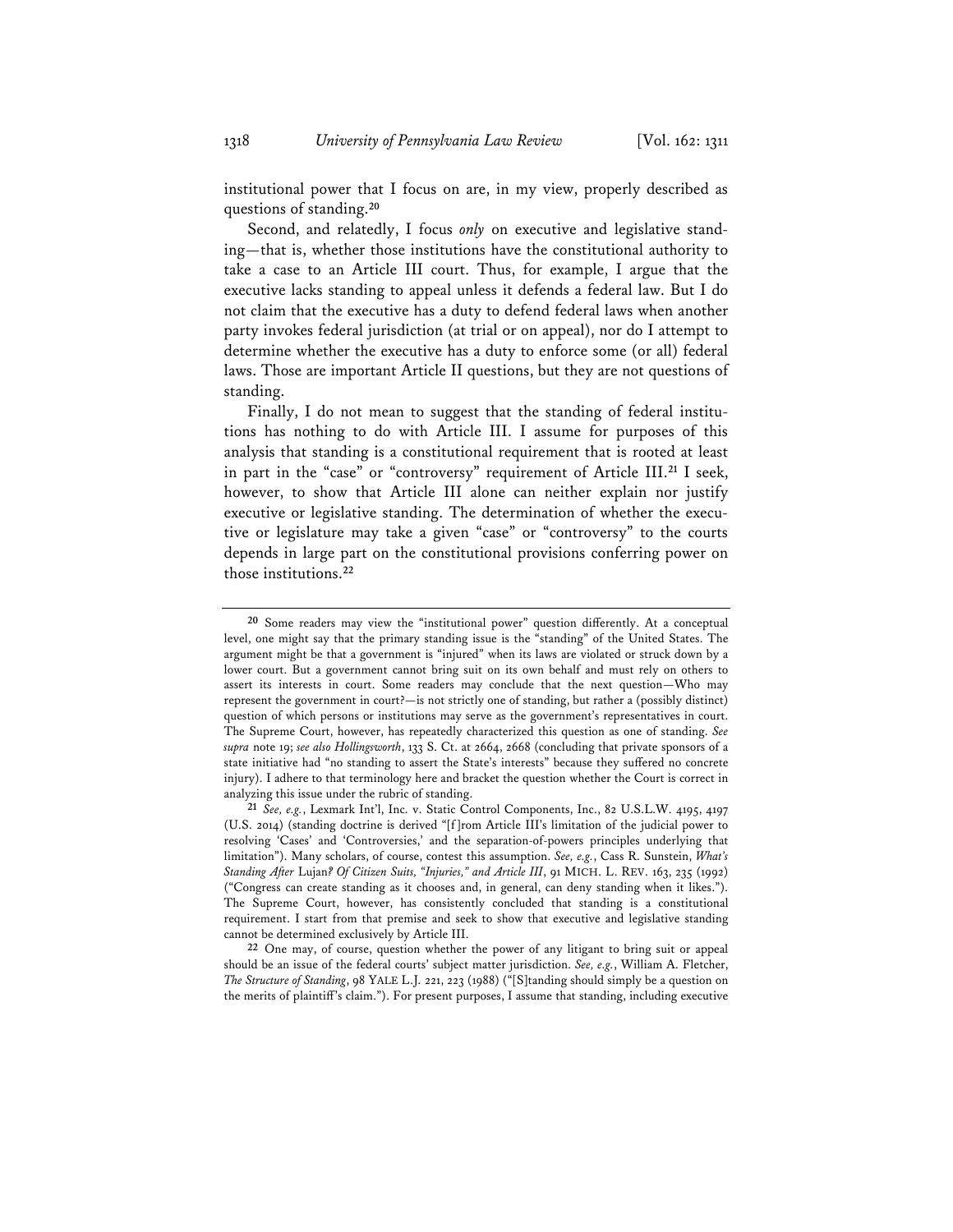institutional power that I focus on are, in my view, properly described as questions of standing.[20]

Second, and relatedly, I focus *only* on executive and legislative standing—that is, whether those institutions have the constitutional authority to take a case to an Article III court. Thus, for example, I argue that the executive lacks standing to appeal unless it defends a federal law. But I do not claim that the executive has a duty to defend federal laws when another party invokes federal jurisdiction (at trial or on appeal), nor do I attempt to determine whether the executive has a duty to enforce some (or all) federal laws. Those are important Article II questions, but they are not questions of standing.

Finally, I do not mean to suggest that the standing of federal institutions has nothing to do with Article III. I assume for purposes of this analysis that standing is a constitutional requirement that is rooted at least in part in the "case" or "controversy" requirement of Article III.[21] I seek, however, to show that Article III alone can neither explain nor justify executive or legislative standing. The determination of whether the executive or legislature may take a given "case" or "controversy" to the courts depends in large part on the constitutional provisions conferring power on those institutions.[22]

---

[20] Some readers may view the "institutional power" question differently. At a conceptual level, one might say that the primary standing issue is the "standing" of the United States. The argument might be that a government is "injured" when its laws are violated or struck down by a lower court. But a government cannot bring suit on its own behalf and must rely on others to assert its interests in court. Some readers may conclude that the next question—Who may represent the government in court?—is not strictly one of standing, but rather a (possibly distinct) question of which persons or institutions may serve as the government's representatives in court. The Supreme Court, however, has repeatedly characterized this question as one of standing. *See supra* note 19; *see also Hollingsworth*, 133 S. Ct. at 2664, 2668 (concluding that private sponsors of a state initiative had "no standing to assert the State's interests" because they suffered no concrete injury). I adhere to that terminology here and bracket the question whether the Court is correct in analyzing this issue under the rubric of standing.

[21] *See, e.g.*, Lexmark Int'l, Inc. v. Static Control Components, Inc., 82 U.S.L.W. 4195, 4197 (U.S. 2014) (standing doctrine is derived "[f]rom Article III's limitation of the judicial power to resolving 'Cases' and 'Controversies,' and the separation-of-powers principles underlying that limitation"). Many scholars, of course, contest this assumption. *See, e.g.*, Cass R. Sunstein, *What's Standing After* Lujan*? Of Citizen Suits, "Injuries," and Article III*, 91 MICH. L. REV. 163, 235 (1992) ("Congress can create standing as it chooses and, in general, can deny standing when it likes."). The Supreme Court, however, has consistently concluded that standing is a constitutional requirement. I start from that premise and seek to show that executive and legislative standing cannot be determined exclusively by Article III.

[22] One may, of course, question whether the power of any litigant to bring suit or appeal should be an issue of the federal courts' subject matter jurisdiction. *See, e.g.*, William A. Fletcher, *The Structure of Standing*, 98 YALE L.J. 221, 223 (1988) ("[S]tanding should simply be a question on the merits of plaintiff's claim."). For present purposes, I assume that standing, including executive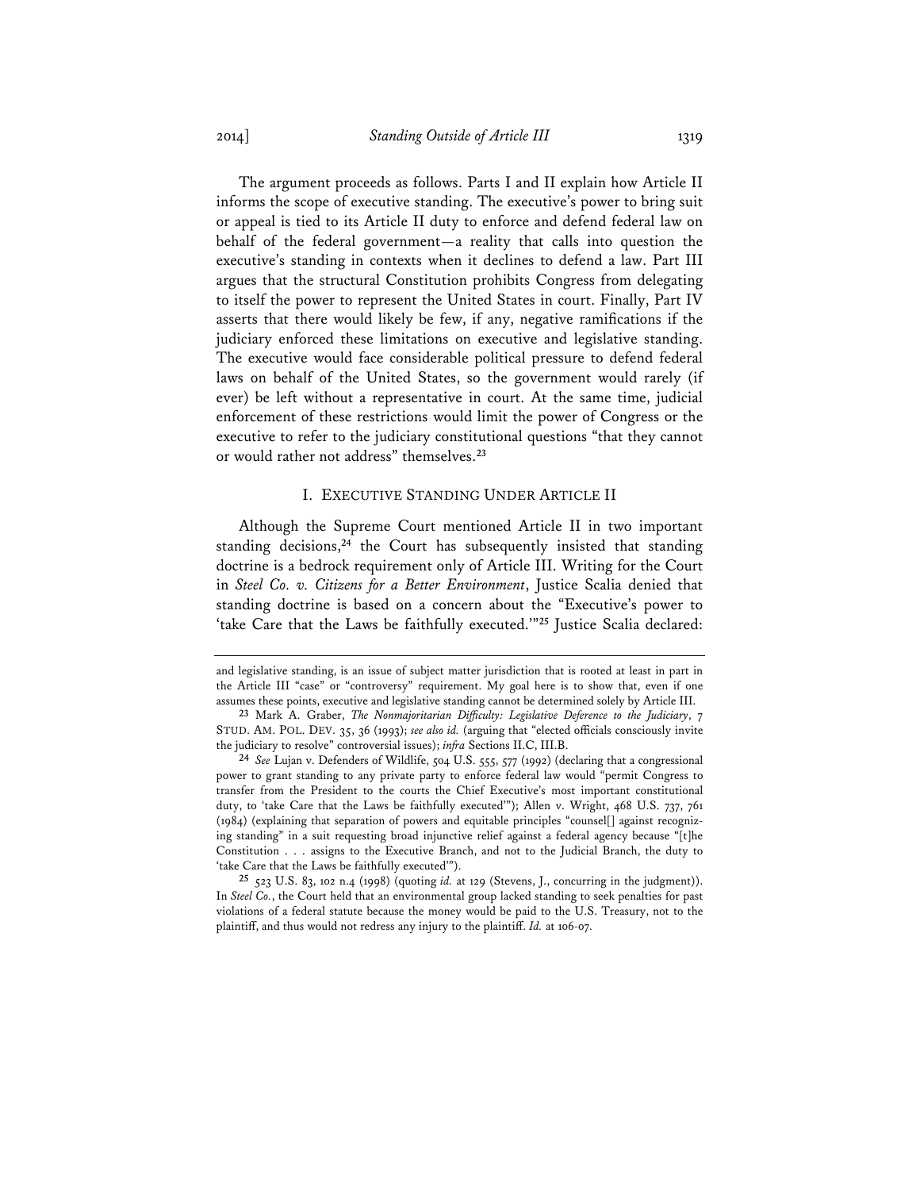The argument proceeds as follows. Parts I and II explain how Article II informs the scope of executive standing. The executive's power to bring suit or appeal is tied to its Article II duty to enforce and defend federal law on behalf of the federal government—a reality that calls into question the executive's standing in contexts when it declines to defend a law. Part III argues that the structural Constitution prohibits Congress from delegating to itself the power to represent the United States in court. Finally, Part IV asserts that there would likely be few, if any, negative ramifications if the judiciary enforced these limitations on executive and legislative standing. The executive would face considerable political pressure to defend federal laws on behalf of the United States, so the government would rarely (if ever) be left without a representative in court. At the same time, judicial enforcement of these restrictions would limit the power of Congress or the executive to refer to the judiciary constitutional questions "that they cannot or would rather not address" themselves.[23]

## I. EXECUTIVE STANDING UNDER ARTICLE II

Although the Supreme Court mentioned Article II in two important standing decisions,[24] the Court has subsequently insisted that standing doctrine is a bedrock requirement only of Article III. Writing for the Court in *Steel Co. v. Citizens for a Better Environment*, Justice Scalia denied that standing doctrine is based on a concern about the "Executive's power to 'take Care that the Laws be faithfully executed.'"[25] Justice Scalia declared:

---

and legislative standing, is an issue of subject matter jurisdiction that is rooted at least in part in the Article III "case" or "controversy" requirement. My goal here is to show that, even if one assumes these points, executive and legislative standing cannot be determined solely by Article III.

[23] Mark A. Graber, *The Nonmajoritarian Difficulty: Legislative Deference to the Judiciary*, 7 STUD. AM. POL. DEV. 35, 36 (1993); *see also id.* (arguing that "elected officials consciously invite the judiciary to resolve" controversial issues); *infra* Sections II.C, III.B.

[24] *See* Lujan v. Defenders of Wildlife, 504 U.S. 555, 577 (1992) (declaring that a congressional power to grant standing to any private party to enforce federal law would "permit Congress to transfer from the President to the courts the Chief Executive's most important constitutional duty, to 'take Care that the Laws be faithfully executed'"); Allen v. Wright, 468 U.S. 737, 761 (1984) (explaining that separation of powers and equitable principles "counsel[] against recognizing standing" in a suit requesting broad injunctive relief against a federal agency because "[t]he Constitution . . . assigns to the Executive Branch, and not to the Judicial Branch, the duty to 'take Care that the Laws be faithfully executed'").

[25] 523 U.S. 83, 102 n.4 (1998) (quoting *id.* at 129 (Stevens, J., concurring in the judgment)). In *Steel Co.*, the Court held that an environmental group lacked standing to seek penalties for past violations of a federal statute because the money would be paid to the U.S. Treasury, not to the plaintiff, and thus would not redress any injury to the plaintiff. *Id.* at 106-07.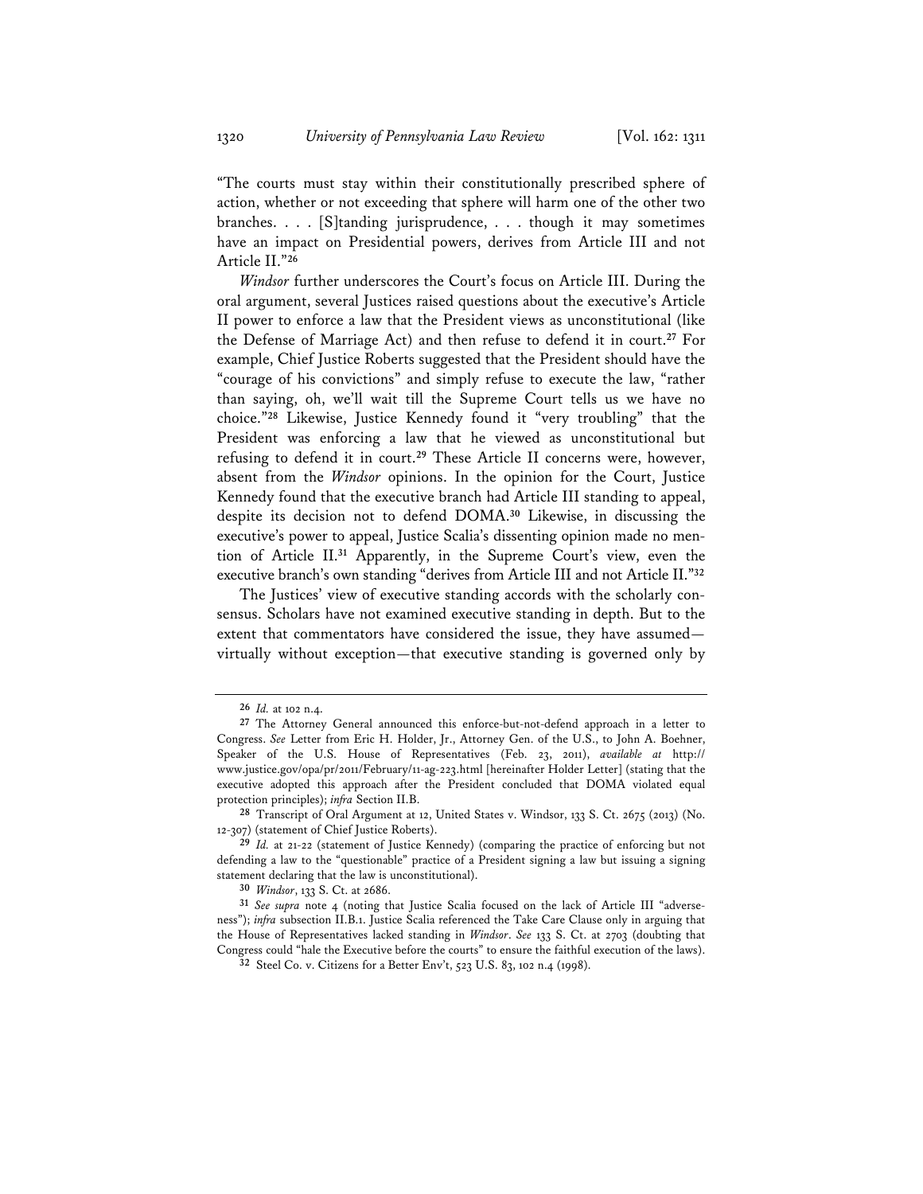"The courts must stay within their constitutionally prescribed sphere of action, whether or not exceeding that sphere will harm one of the other two branches. . . . [S]tanding jurisprudence, . . . though it may sometimes have an impact on Presidential powers, derives from Article III and not Article II."[26]

*Windsor* further underscores the Court's focus on Article III. During the oral argument, several Justices raised questions about the executive's Article II power to enforce a law that the President views as unconstitutional (like the Defense of Marriage Act) and then refuse to defend it in court.[27] For example, Chief Justice Roberts suggested that the President should have the "courage of his convictions" and simply refuse to execute the law, "rather than saying, oh, we'll wait till the Supreme Court tells us we have no choice."[28] Likewise, Justice Kennedy found it "very troubling" that the President was enforcing a law that he viewed as unconstitutional but refusing to defend it in court.[29] These Article II concerns were, however, absent from the *Windsor* opinions. In the opinion for the Court, Justice Kennedy found that the executive branch had Article III standing to appeal, despite its decision not to defend DOMA.[30] Likewise, in discussing the executive's power to appeal, Justice Scalia's dissenting opinion made no mention of Article II.[31] Apparently, in the Supreme Court's view, even the executive branch's own standing "derives from Article III and not Article II."[32]

The Justices' view of executive standing accords with the scholarly consensus. Scholars have not examined executive standing in depth. But to the extent that commentators have considered the issue, they have assumed—virtually without exception—that executive standing is governed only by

---

26 *Id.* at 102 n.4.

27 The Attorney General announced this enforce-but-not-defend approach in a letter to Congress. *See* Letter from Eric H. Holder, Jr., Attorney Gen. of the U.S., to John A. Boehner, Speaker of the U.S. House of Representatives (Feb. 23, 2011), *available at* http://www.justice.gov/opa/pr/2011/February/11-ag-223.html [hereinafter Holder Letter] (stating that the executive adopted this approach after the President concluded that DOMA violated equal protection principles); *infra* Section II.B.

28 Transcript of Oral Argument at 12, United States v. Windsor, 133 S. Ct. 2675 (2013) (No. 12-307) (statement of Chief Justice Roberts).

29 *Id.* at 21-22 (statement of Justice Kennedy) (comparing the practice of enforcing but not defending a law to the "questionable" practice of a President signing a law but issuing a signing statement declaring that the law is unconstitutional).

30 *Windsor*, 133 S. Ct. at 2686.

31 *See supra* note 4 (noting that Justice Scalia focused on the lack of Article III "adverseness"); *infra* subsection II.B.1. Justice Scalia referenced the Take Care Clause only in arguing that the House of Representatives lacked standing in *Windsor*. *See* 133 S. Ct. at 2703 (doubting that Congress could "hale the Executive before the courts" to ensure the faithful execution of the laws).

32 Steel Co. v. Citizens for a Better Env't, 523 U.S. 83, 102 n.4 (1998).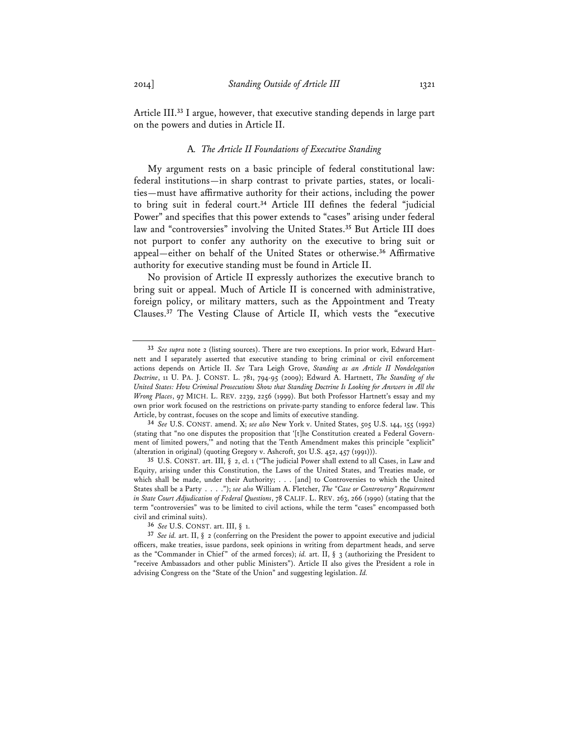Article III.[33] I argue, however, that executive standing depends in large part on the powers and duties in Article II.

### A. *The Article II Foundations of Executive Standing*

My argument rests on a basic principle of federal constitutional law: federal institutions—in sharp contrast to private parties, states, or localities—must have affirmative authority for their actions, including the power to bring suit in federal court.[34] Article III defines the federal "judicial Power" and specifies that this power extends to "cases" arising under federal law and "controversies" involving the United States.[35] But Article III does not purport to confer any authority on the executive to bring suit or appeal—either on behalf of the United States or otherwise.[36] Affirmative authority for executive standing must be found in Article II.

No provision of Article II expressly authorizes the executive branch to bring suit or appeal. Much of Article II is concerned with administrative, foreign policy, or military matters, such as the Appointment and Treaty Clauses.[37] The Vesting Clause of Article II, which vests the "executive

---

33 *See supra* note 2 (listing sources). There are two exceptions. In prior work, Edward Hartnett and I separately asserted that executive standing to bring criminal or civil enforcement actions depends on Article II. *See* Tara Leigh Grove, *Standing as an Article II Nondelegation Doctrine*, 11 U. PA. J. CONST. L. 781, 794-95 (2009); Edward A. Hartnett, *The Standing of the United States: How Criminal Prosecutions Show that Standing Doctrine Is Looking for Answers in All the Wrong Places*, 97 MICH. L. REV. 2239, 2256 (1999). But both Professor Hartnett's essay and my own prior work focused on the restrictions on private-party standing to enforce federal law. This Article, by contrast, focuses on the scope and limits of executive standing.

34 *See* U.S. CONST. amend. X; *see also* New York v. United States, 505 U.S. 144, 155 (1992) (stating that "no one disputes the proposition that '[t]he Constitution created a Federal Government of limited powers,'" and noting that the Tenth Amendment makes this principle "explicit" (alteration in original) (quoting Gregory v. Ashcroft, 501 U.S. 452, 457 (1991))).

35 U.S. CONST. art. III, § 2, cl. 1 ("The judicial Power shall extend to all Cases, in Law and Equity, arising under this Constitution, the Laws of the United States, and Treaties made, or which shall be made, under their Authority; . . . [and] to Controversies to which the United States shall be a Party . . . ."); *see also* William A. Fletcher, *The "Case or Controversy" Requirement in State Court Adjudication of Federal Questions*, 78 CALIF. L. REV. 263, 266 (1990) (stating that the term "controversies" was to be limited to civil actions, while the term "cases" encompassed both civil and criminal suits).

36 *See* U.S. CONST. art. III, § 1.

37 *See id.* art. II, § 2 (conferring on the President the power to appoint executive and judicial officers, make treaties, issue pardons, seek opinions in writing from department heads, and serve as the "Commander in Chief" of the armed forces); *id.* art. II, § 3 (authorizing the President to "receive Ambassadors and other public Ministers"). Article II also gives the President a role in advising Congress on the "State of the Union" and suggesting legislation. *Id.*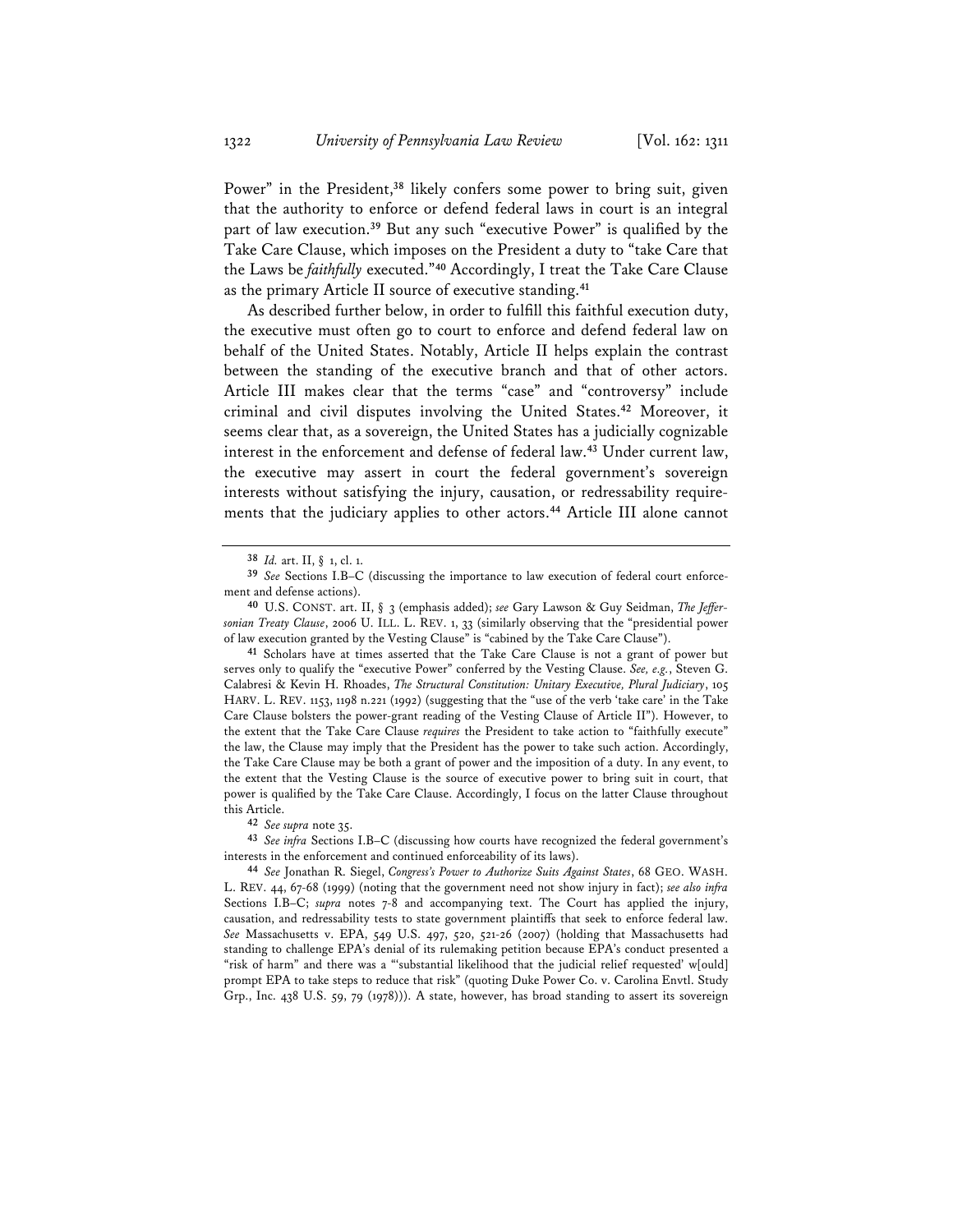Power" in the President,[38] likely confers some power to bring suit, given that the authority to enforce or defend federal laws in court is an integral part of law execution.[39] But any such "executive Power" is qualified by the Take Care Clause, which imposes on the President a duty to "take Care that the Laws be *faithfully* executed."[40] Accordingly, I treat the Take Care Clause as the primary Article II source of executive standing.[41]

As described further below, in order to fulfill this faithful execution duty, the executive must often go to court to enforce and defend federal law on behalf of the United States. Notably, Article II helps explain the contrast between the standing of the executive branch and that of other actors. Article III makes clear that the terms "case" and "controversy" include criminal and civil disputes involving the United States.[42] Moreover, it seems clear that, as a sovereign, the United States has a judicially cognizable interest in the enforcement and defense of federal law.[43] Under current law, the executive may assert in court the federal government's sovereign interests without satisfying the injury, causation, or redressability requirements that the judiciary applies to other actors.[44] Article III alone cannot

---

38 *Id.* art. II, § 1, cl. 1.

39 *See* Sections I.B–C (discussing the importance to law execution of federal court enforcement and defense actions).

40 U.S. CONST. art. II, § 3 (emphasis added); *see* Gary Lawson & Guy Seidman, *The Jeffersonian Treaty Clause*, 2006 U. ILL. L. REV. 1, 33 (similarly observing that the "presidential power of law execution granted by the Vesting Clause" is "cabined by the Take Care Clause").

41 Scholars have at times asserted that the Take Care Clause is not a grant of power but serves only to qualify the "executive Power" conferred by the Vesting Clause. *See, e.g.*, Steven G. Calabresi & Kevin H. Rhoades, *The Structural Constitution: Unitary Executive, Plural Judiciary*, 105 HARV. L. REV. 1153, 1198 n.221 (1992) (suggesting that the "use of the verb 'take care' in the Take Care Clause bolsters the power-grant reading of the Vesting Clause of Article II"). However, to the extent that the Take Care Clause *requires* the President to take action to "faithfully execute" the law, the Clause may imply that the President has the power to take such action. Accordingly, the Take Care Clause may be both a grant of power and the imposition of a duty. In any event, to the extent that the Vesting Clause is the source of executive power to bring suit in court, that power is qualified by the Take Care Clause. Accordingly, I focus on the latter Clause throughout this Article.

42 *See supra* note 35.

43 *See infra* Sections I.B–C (discussing how courts have recognized the federal government's interests in the enforcement and continued enforceability of its laws).

44 *See* Jonathan R. Siegel, *Congress's Power to Authorize Suits Against States*, 68 GEO. WASH. L. REV. 44, 67-68 (1999) (noting that the government need not show injury in fact); *see also infra* Sections I.B–C; *supra* notes 7-8 and accompanying text. The Court has applied the injury, causation, and redressability tests to state government plaintiffs that seek to enforce federal law. *See* Massachusetts v. EPA, 549 U.S. 497, 520, 521-26 (2007) (holding that Massachusetts had standing to challenge EPA's denial of its rulemaking petition because EPA's conduct presented a "risk of harm" and there was a "'substantial likelihood that the judicial relief requested' w[ould] prompt EPA to take steps to reduce that risk" (quoting Duke Power Co. v. Carolina Envtl. Study Grp., Inc. 438 U.S. 59, 79 (1978))). A state, however, has broad standing to assert its sovereign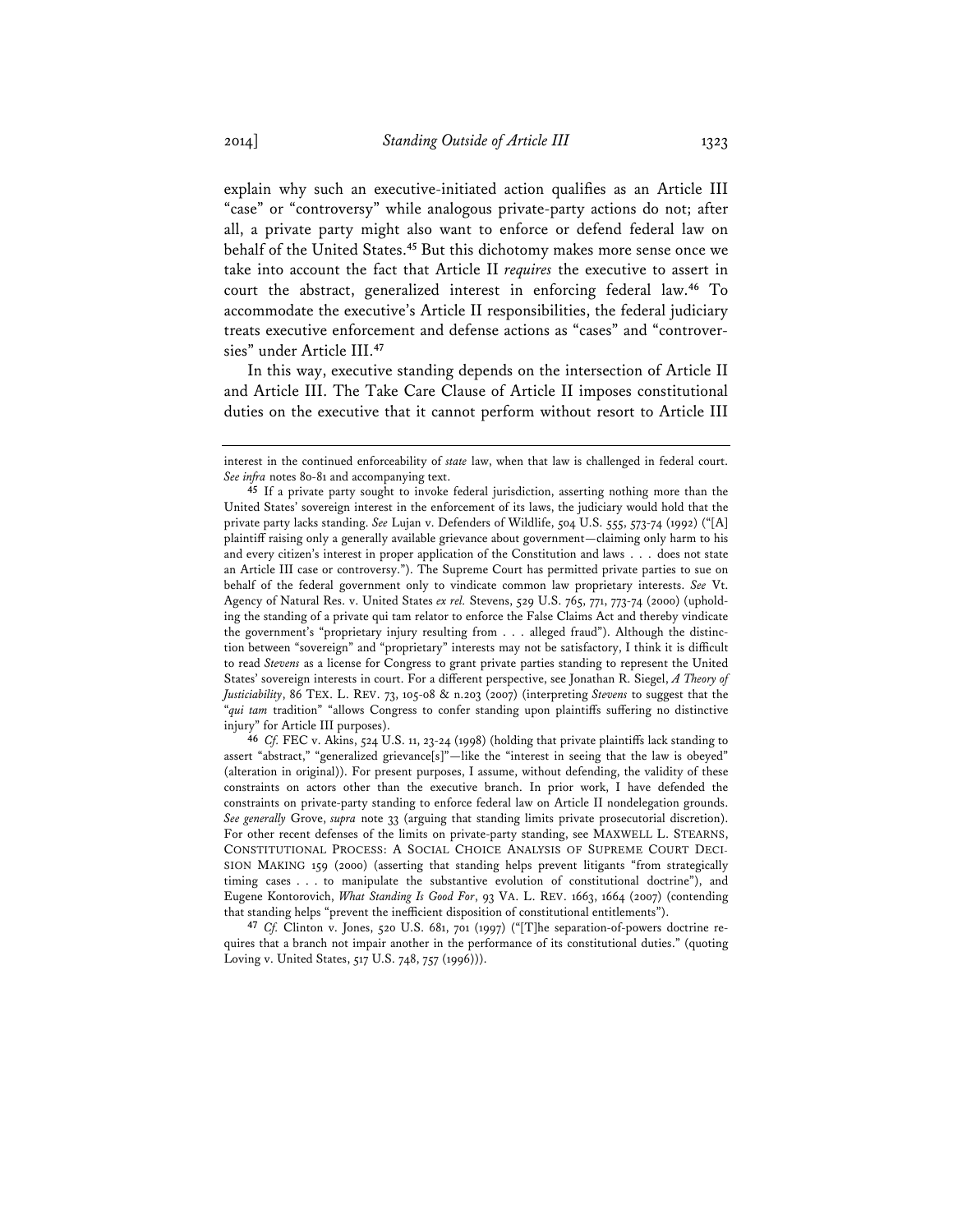explain why such an executive-initiated action qualifies as an Article III "case" or "controversy" while analogous private-party actions do not; after all, a private party might also want to enforce or defend federal law on behalf of the United States.[45] But this dichotomy makes more sense once we take into account the fact that Article II *requires* the executive to assert in court the abstract, generalized interest in enforcing federal law.[46] To accommodate the executive's Article II responsibilities, the federal judiciary treats executive enforcement and defense actions as "cases" and "controversies" under Article III.[47]

In this way, executive standing depends on the intersection of Article II and Article III. The Take Care Clause of Article II imposes constitutional duties on the executive that it cannot perform without resort to Article III

---

interest in the continued enforceability of *state* law, when that law is challenged in federal court. *See infra* notes 80-81 and accompanying text.

[45] If a private party sought to invoke federal jurisdiction, asserting nothing more than the United States' sovereign interest in the enforcement of its laws, the judiciary would hold that the private party lacks standing. *See* Lujan v. Defenders of Wildlife, 504 U.S. 555, 573-74 (1992) ("[A] plaintiff raising only a generally available grievance about government—claiming only harm to his and every citizen's interest in proper application of the Constitution and laws . . . does not state an Article III case or controversy."). The Supreme Court has permitted private parties to sue on behalf of the federal government only to vindicate common law proprietary interests. *See* Vt. Agency of Natural Res. v. United States *ex rel.* Stevens, 529 U.S. 765, 771, 773-74 (2000) (upholding the standing of a private qui tam relator to enforce the False Claims Act and thereby vindicate the government's "proprietary injury resulting from . . . alleged fraud"). Although the distinction between "sovereign" and "proprietary" interests may not be satisfactory, I think it is difficult to read *Stevens* as a license for Congress to grant private parties standing to represent the United States' sovereign interests in court. For a different perspective, see Jonathan R. Siegel, *A Theory of Justiciability*, 86 TEX. L. REV. 73, 105-08 & n.203 (2007) (interpreting *Stevens* to suggest that the "*qui tam* tradition" "allows Congress to confer standing upon plaintiffs suffering no distinctive injury" for Article III purposes).

[46] *Cf.* FEC v. Akins, 524 U.S. 11, 23-24 (1998) (holding that private plaintiffs lack standing to assert "abstract," "generalized grievance[s]"—like the "interest in seeing that the law is obeyed" (alteration in original)). For present purposes, I assume, without defending, the validity of these constraints on actors other than the executive branch. In prior work, I have defended the constraints on private-party standing to enforce federal law on Article II nondelegation grounds. *See generally* Grove, *supra* note 33 (arguing that standing limits private prosecutorial discretion). For other recent defenses of the limits on private-party standing, see MAXWELL L. STEARNS, CONSTITUTIONAL PROCESS: A SOCIAL CHOICE ANALYSIS OF SUPREME COURT DECISION MAKING 159 (2000) (asserting that standing helps prevent litigants "from strategically timing cases . . . to manipulate the substantive evolution of constitutional doctrine"), and Eugene Kontorovich, *What Standing Is Good For*, 93 VA. L. REV. 1663, 1664 (2007) (contending that standing helps "prevent the inefficient disposition of constitutional entitlements").

[47] *Cf.* Clinton v. Jones, 520 U.S. 681, 701 (1997) ("[T]he separation-of-powers doctrine requires that a branch not impair another in the performance of its constitutional duties." (quoting Loving v. United States, 517 U.S. 748, 757 (1996))).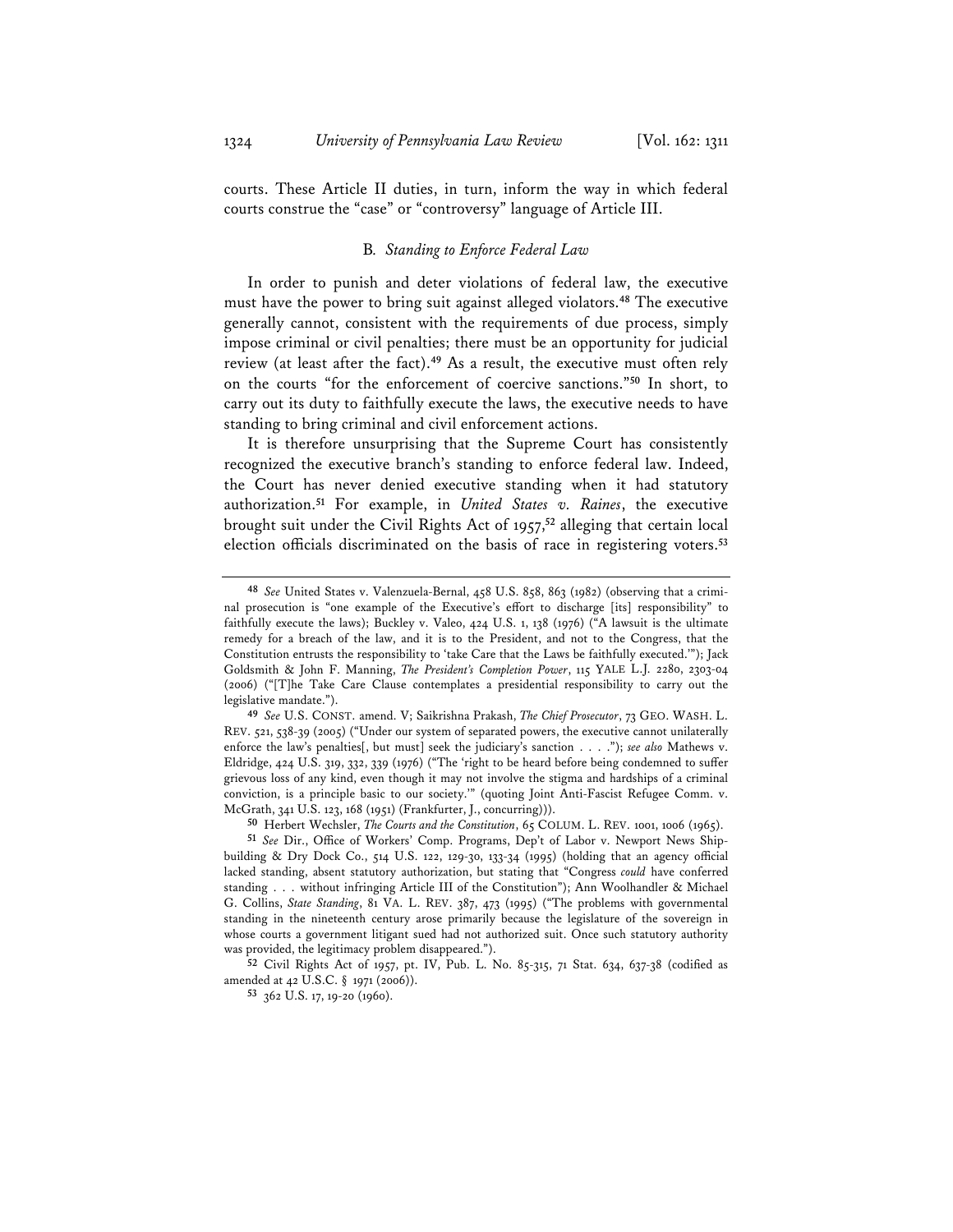courts. These Article II duties, in turn, inform the way in which federal courts construe the "case" or "controversy" language of Article III.

### B. *Standing to Enforce Federal Law*

In order to punish and deter violations of federal law, the executive must have the power to bring suit against alleged violators.[48] The executive generally cannot, consistent with the requirements of due process, simply impose criminal or civil penalties; there must be an opportunity for judicial review (at least after the fact).[49] As a result, the executive must often rely on the courts "for the enforcement of coercive sanctions."[50] In short, to carry out its duty to faithfully execute the laws, the executive needs to have standing to bring criminal and civil enforcement actions.

It is therefore unsurprising that the Supreme Court has consistently recognized the executive branch's standing to enforce federal law. Indeed, the Court has never denied executive standing when it had statutory authorization.[51] For example, in *United States v. Raines*, the executive brought suit under the Civil Rights Act of 1957,[52] alleging that certain local election officials discriminated on the basis of race in registering voters.[53]

---

[48] *See* United States v. Valenzuela-Bernal, 458 U.S. 858, 863 (1982) (observing that a criminal prosecution is "one example of the Executive's effort to discharge [its] responsibility" to faithfully execute the laws); Buckley v. Valeo, 424 U.S. 1, 138 (1976) ("A lawsuit is the ultimate remedy for a breach of the law, and it is to the President, and not to the Congress, that the Constitution entrusts the responsibility to 'take Care that the Laws be faithfully executed.'"); Jack Goldsmith & John F. Manning, *The President's Completion Power*, 115 YALE L.J. 2280, 2303-04 (2006) ("[T]he Take Care Clause contemplates a presidential responsibility to carry out the legislative mandate.").

[49] *See* U.S. CONST. amend. V; Saikrishna Prakash, *The Chief Prosecutor*, 73 GEO. WASH. L. REV. 521, 538-39 (2005) ("Under our system of separated powers, the executive cannot unilaterally enforce the law's penalties[, but must] seek the judiciary's sanction . . . ."); *see also* Mathews v. Eldridge, 424 U.S. 319, 332, 339 (1976) ("The 'right to be heard before being condemned to suffer grievous loss of any kind, even though it may not involve the stigma and hardships of a criminal conviction, is a principle basic to our society.'" (quoting Joint Anti-Fascist Refugee Comm. v. McGrath, 341 U.S. 123, 168 (1951) (Frankfurter, J., concurring))).

[50] Herbert Wechsler, *The Courts and the Constitution*, 65 COLUM. L. REV. 1001, 1006 (1965).

[51] *See* Dir., Office of Workers' Comp. Programs, Dep't of Labor v. Newport News Shipbuilding & Dry Dock Co., 514 U.S. 122, 129-30, 133-34 (1995) (holding that an agency official lacked standing, absent statutory authorization, but stating that "Congress *could* have conferred standing . . . without infringing Article III of the Constitution"); Ann Woolhandler & Michael G. Collins, *State Standing*, 81 VA. L. REV. 387, 473 (1995) ("The problems with governmental standing in the nineteenth century arose primarily because the legislature of the sovereign in whose courts a government litigant sued had not authorized suit. Once such statutory authority was provided, the legitimacy problem disappeared.").

[52] Civil Rights Act of 1957, pt. IV, Pub. L. No. 85-315, 71 Stat. 634, 637-38 (codified as amended at 42 U.S.C. § 1971 (2006)).

[53] 362 U.S. 17, 19-20 (1960).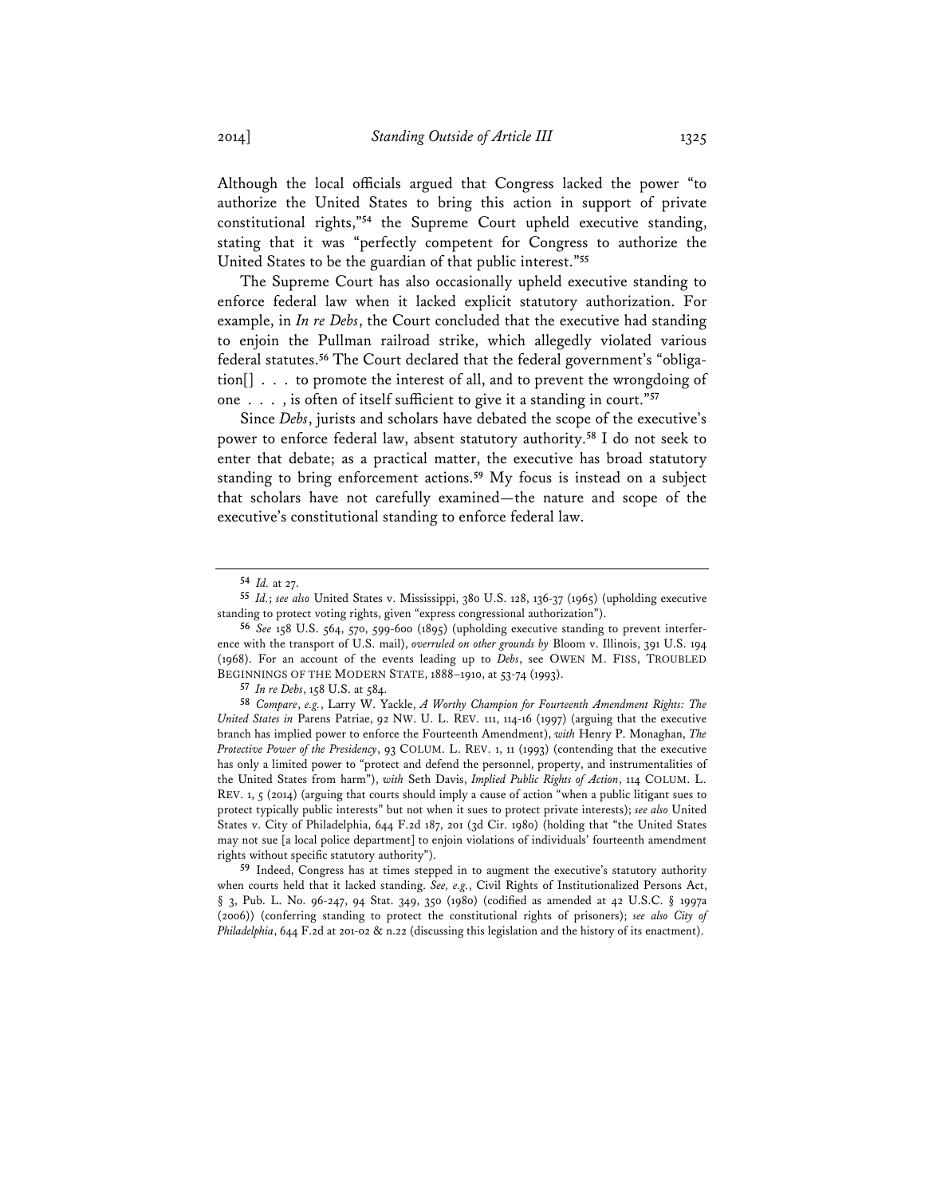Although the local officials argued that Congress lacked the power "to authorize the United States to bring this action in support of private constitutional rights,"[54] the Supreme Court upheld executive standing, stating that it was "perfectly competent for Congress to authorize the United States to be the guardian of that public interest."[55]

The Supreme Court has also occasionally upheld executive standing to enforce federal law when it lacked explicit statutory authorization. For example, in *In re Debs*, the Court concluded that the executive had standing to enjoin the Pullman railroad strike, which allegedly violated various federal statutes.[56] The Court declared that the federal government's "obligation[] . . . to promote the interest of all, and to prevent the wrongdoing of one . . . , is often of itself sufficient to give it a standing in court."[57]

Since *Debs*, jurists and scholars have debated the scope of the executive's power to enforce federal law, absent statutory authority.[58] I do not seek to enter that debate; as a practical matter, the executive has broad statutory standing to bring enforcement actions.[59] My focus is instead on a subject that scholars have not carefully examined—the nature and scope of the executive's constitutional standing to enforce federal law.

---

[54] *Id.* at 27.

[55] *Id.*; *see also* United States v. Mississippi, 380 U.S. 128, 136-37 (1965) (upholding executive standing to protect voting rights, given "express congressional authorization").

[56] *See* 158 U.S. 564, 570, 599-600 (1895) (upholding executive standing to prevent interference with the transport of U.S. mail), *overruled on other grounds by* Bloom v. Illinois, 391 U.S. 194 (1968). For an account of the events leading up to *Debs*, see OWEN M. FISS, TROUBLED BEGINNINGS OF THE MODERN STATE, 1888–1910, at 53-74 (1993).

[57] *In re Debs*, 158 U.S. at 584.

[58] *Compare*, *e.g.*, Larry W. Yackle, *A Worthy Champion for Fourteenth Amendment Rights: The United States in* Parens Patriae, 92 NW. U. L. REV. 111, 114-16 (1997) (arguing that the executive branch has implied power to enforce the Fourteenth Amendment), *with* Henry P. Monaghan, *The Protective Power of the Presidency*, 93 COLUM. L. REV. 1, 11 (1993) (contending that the executive has only a limited power to "protect and defend the personnel, property, and instrumentalities of the United States from harm"), *with* Seth Davis, *Implied Public Rights of Action*, 114 COLUM. L. REV. 1, 5 (2014) (arguing that courts should imply a cause of action "when a public litigant sues to protect typically public interests" but not when it sues to protect private interests); *see also* United States v. City of Philadelphia, 644 F.2d 187, 201 (3d Cir. 1980) (holding that "the United States may not sue [a local police department] to enjoin violations of individuals' fourteenth amendment rights without specific statutory authority").

[59] Indeed, Congress has at times stepped in to augment the executive's statutory authority when courts held that it lacked standing. *See, e.g.*, Civil Rights of Institutionalized Persons Act, § 3, Pub. L. No. 96-247, 94 Stat. 349, 350 (1980) (codified as amended at 42 U.S.C. § 1997a (2006)) (conferring standing to protect the constitutional rights of prisoners); *see also City of Philadelphia*, 644 F.2d at 201-02 & n.22 (discussing this legislation and the history of its enactment).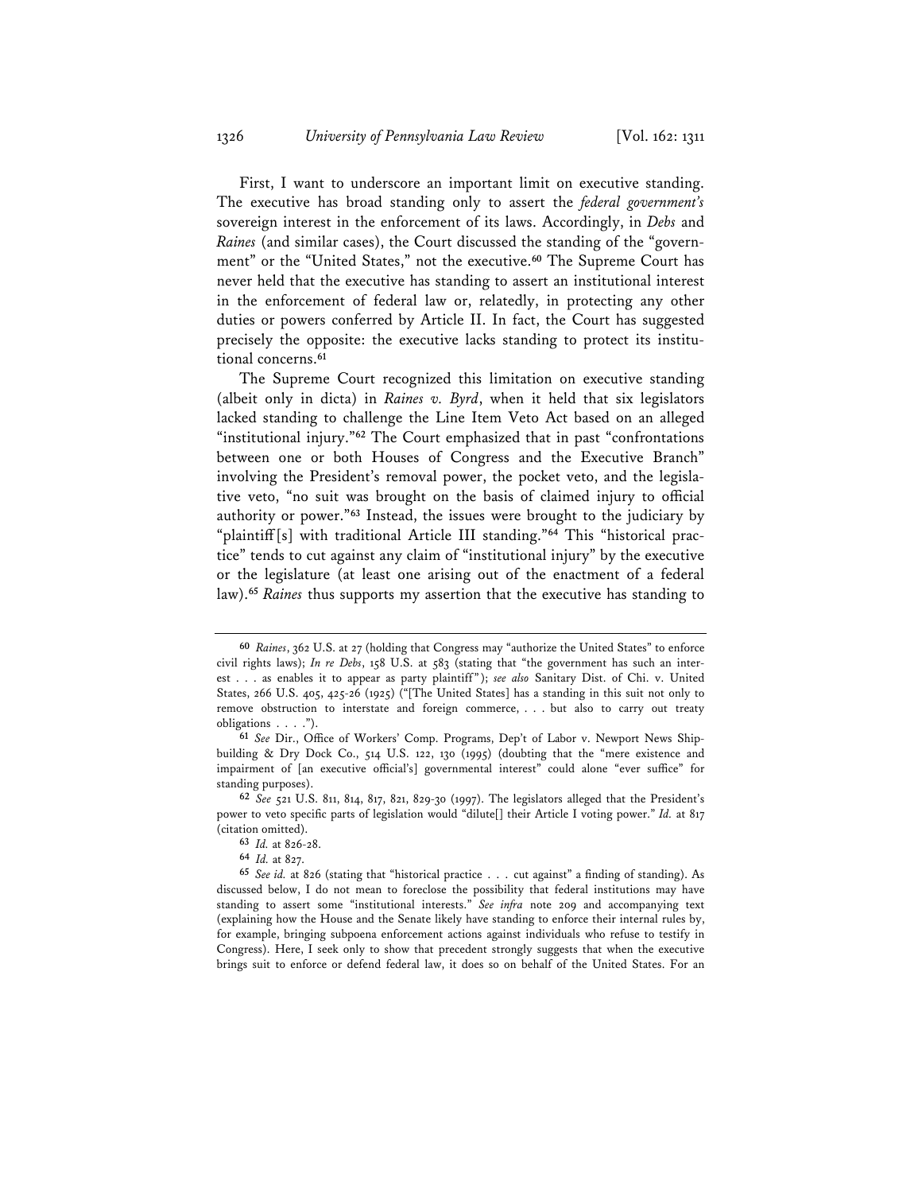First, I want to underscore an important limit on executive standing. The executive has broad standing only to assert the *federal government's* sovereign interest in the enforcement of its laws. Accordingly, in *Debs* and *Raines* (and similar cases), the Court discussed the standing of the "government" or the "United States," not the executive.[60] The Supreme Court has never held that the executive has standing to assert an institutional interest in the enforcement of federal law or, relatedly, in protecting any other duties or powers conferred by Article II. In fact, the Court has suggested precisely the opposite: the executive lacks standing to protect its institutional concerns.[61]

The Supreme Court recognized this limitation on executive standing (albeit only in dicta) in *Raines v. Byrd*, when it held that six legislators lacked standing to challenge the Line Item Veto Act based on an alleged "institutional injury."[62] The Court emphasized that in past "confrontations between one or both Houses of Congress and the Executive Branch" involving the President's removal power, the pocket veto, and the legislative veto, "no suit was brought on the basis of claimed injury to official authority or power."[63] Instead, the issues were brought to the judiciary by "plaintiff[s] with traditional Article III standing."[64] This "historical practice" tends to cut against any claim of "institutional injury" by the executive or the legislature (at least one arising out of the enactment of a federal law).[65] *Raines* thus supports my assertion that the executive has standing to

---

[60] *Raines*, 362 U.S. at 27 (holding that Congress may "authorize the United States" to enforce civil rights laws); *In re Debs*, 158 U.S. at 583 (stating that "the government has such an interest . . . as enables it to appear as party plaintiff"); *see also* Sanitary Dist. of Chi. v. United States, 266 U.S. 405, 425-26 (1925) ("[The United States] has a standing in this suit not only to remove obstruction to interstate and foreign commerce, . . . but also to carry out treaty obligations . . . .").

[61] *See* Dir., Office of Workers' Comp. Programs, Dep't of Labor v. Newport News Shipbuilding & Dry Dock Co., 514 U.S. 122, 130 (1995) (doubting that the "mere existence and impairment of [an executive official's] governmental interest" could alone "ever suffice" for standing purposes).

[62] *See* 521 U.S. 811, 814, 817, 821, 829-30 (1997). The legislators alleged that the President's power to veto specific parts of legislation would "dilute[] their Article I voting power." *Id.* at 817 (citation omitted).

[63] *Id.* at 826-28.

[64] *Id.* at 827.

[65] *See id.* at 826 (stating that "historical practice . . . cut against" a finding of standing). As discussed below, I do not mean to foreclose the possibility that federal institutions may have standing to assert some "institutional interests." *See infra* note 209 and accompanying text (explaining how the House and the Senate likely have standing to enforce their internal rules by, for example, bringing subpoena enforcement actions against individuals who refuse to testify in Congress). Here, I seek only to show that precedent strongly suggests that when the executive brings suit to enforce or defend federal law, it does so on behalf of the United States. For an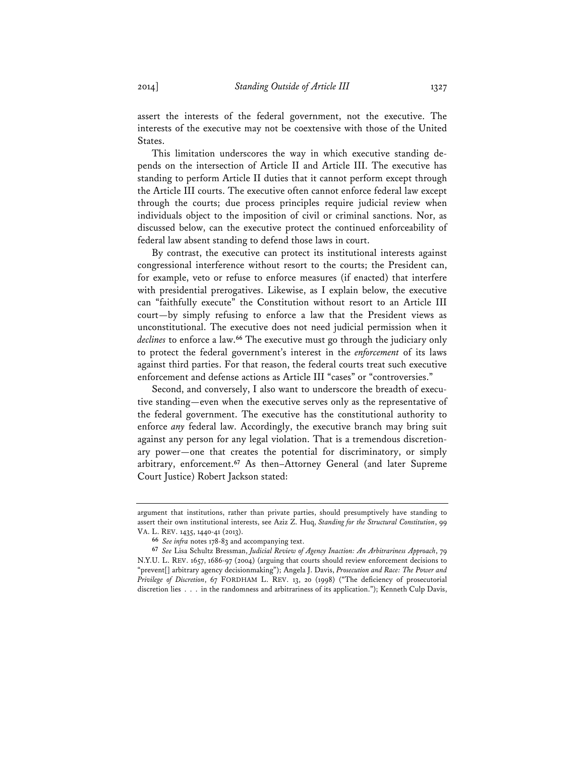assert the interests of the federal government, not the executive. The interests of the executive may not be coextensive with those of the United States.

This limitation underscores the way in which executive standing depends on the intersection of Article II and Article III. The executive has standing to perform Article II duties that it cannot perform except through the Article III courts. The executive often cannot enforce federal law except through the courts; due process principles require judicial review when individuals object to the imposition of civil or criminal sanctions. Nor, as discussed below, can the executive protect the continued enforceability of federal law absent standing to defend those laws in court.

By contrast, the executive can protect its institutional interests against congressional interference without resort to the courts; the President can, for example, veto or refuse to enforce measures (if enacted) that interfere with presidential prerogatives. Likewise, as I explain below, the executive can "faithfully execute" the Constitution without resort to an Article III court—by simply refusing to enforce a law that the President views as unconstitutional. The executive does not need judicial permission when it *declines* to enforce a law.[66] The executive must go through the judiciary only to protect the federal government's interest in the *enforcement* of its laws against third parties. For that reason, the federal courts treat such executive enforcement and defense actions as Article III "cases" or "controversies."

Second, and conversely, I also want to underscore the breadth of executive standing—even when the executive serves only as the representative of the federal government. The executive has the constitutional authority to enforce *any* federal law. Accordingly, the executive branch may bring suit against any person for any legal violation. That is a tremendous discretionary power—one that creates the potential for discriminatory, or simply arbitrary, enforcement.[67] As then–Attorney General (and later Supreme Court Justice) Robert Jackson stated:

---

argument that institutions, rather than private parties, should presumptively have standing to assert their own institutional interests, see Aziz Z. Huq, *Standing for the Structural Constitution*, 99 VA. L. REV. 1435, 1440-41 (2013).

[66] *See infra* notes 178-83 and accompanying text.

[67] *See* Lisa Schultz Bressman, *Judicial Review of Agency Inaction: An Arbitrariness Approach*, 79 N.Y.U. L. REV. 1657, 1686-97 (2004) (arguing that courts should review enforcement decisions to "prevent[] arbitrary agency decisionmaking"); Angela J. Davis, *Prosecution and Race: The Power and Privilege of Discretion*, 67 FORDHAM L. REV. 13, 20 (1998) ("The deficiency of prosecutorial discretion lies . . . in the randomness and arbitrariness of its application."); Kenneth Culp Davis,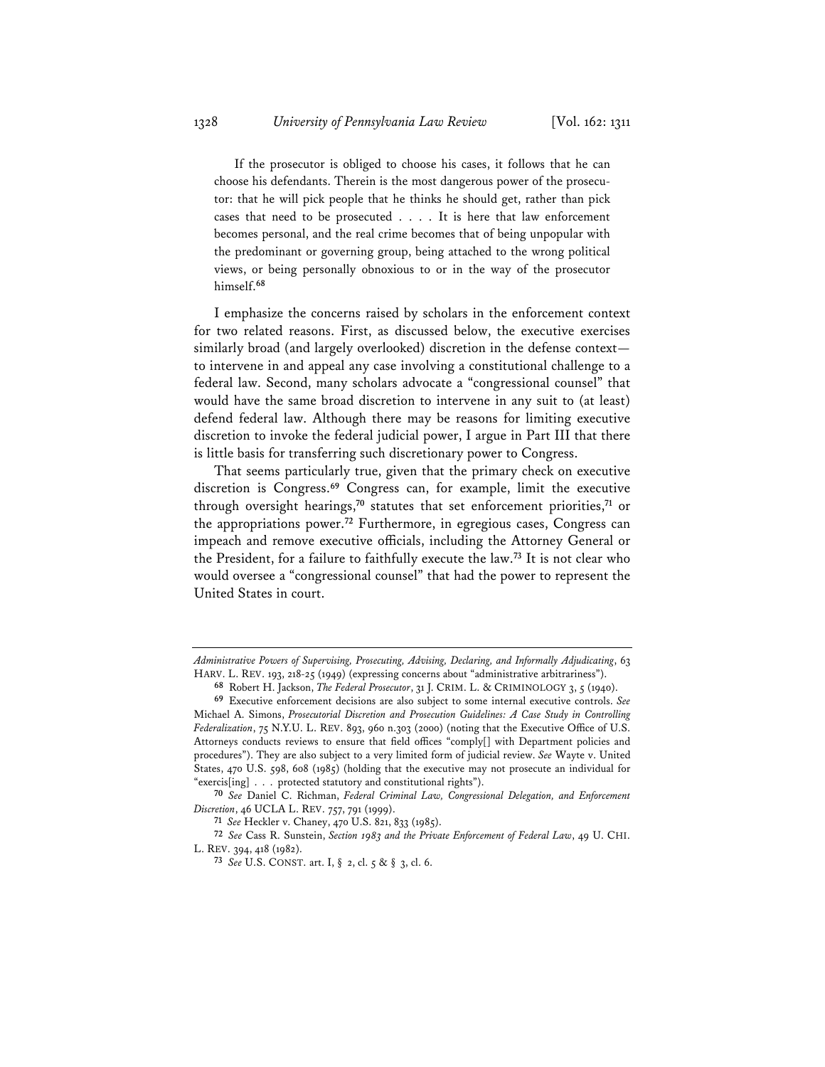> If the prosecutor is obliged to choose his cases, it follows that he can choose his defendants. Therein is the most dangerous power of the prosecutor: that he will pick people that he thinks he should get, rather than pick cases that need to be prosecuted . . . . It is here that law enforcement becomes personal, and the real crime becomes that of being unpopular with the predominant or governing group, being attached to the wrong political views, or being personally obnoxious to or in the way of the prosecutor himself.[68]

I emphasize the concerns raised by scholars in the enforcement context for two related reasons. First, as discussed below, the executive exercises similarly broad (and largely overlooked) discretion in the defense context—to intervene in and appeal any case involving a constitutional challenge to a federal law. Second, many scholars advocate a "congressional counsel" that would have the same broad discretion to intervene in any suit to (at least) defend federal law. Although there may be reasons for limiting executive discretion to invoke the federal judicial power, I argue in Part III that there is little basis for transferring such discretionary power to Congress.

That seems particularly true, given that the primary check on executive discretion is Congress.[69] Congress can, for example, limit the executive through oversight hearings,[70] statutes that set enforcement priorities,[71] or the appropriations power.[72] Furthermore, in egregious cases, Congress can impeach and remove executive officials, including the Attorney General or the President, for a failure to faithfully execute the law.[73] It is not clear who would oversee a "congressional counsel" that had the power to represent the United States in court.

---

*Administrative Powers of Supervising, Prosecuting, Advising, Declaring, and Informally Adjudicating*, 63 HARV. L. REV. 193, 218-25 (1949) (expressing concerns about "administrative arbitrariness").

[68] Robert H. Jackson, *The Federal Prosecutor*, 31 J. CRIM. L. & CRIMINOLOGY 3, 5 (1940).

[69] Executive enforcement decisions are also subject to some internal executive controls. *See* Michael A. Simons, *Prosecutorial Discretion and Prosecution Guidelines: A Case Study in Controlling Federalization*, 75 N.Y.U. L. REV. 893, 960 n.303 (2000) (noting that the Executive Office of U.S. Attorneys conducts reviews to ensure that field offices "comply[] with Department policies and procedures"). They are also subject to a very limited form of judicial review. *See* Wayte v. United States, 470 U.S. 598, 608 (1985) (holding that the executive may not prosecute an individual for "exercis[ing] . . . protected statutory and constitutional rights").

[70] *See* Daniel C. Richman, *Federal Criminal Law, Congressional Delegation, and Enforcement Discretion*, 46 UCLA L. REV. 757, 791 (1999).

[71] *See* Heckler v. Chaney, 470 U.S. 821, 833 (1985).

[72] *See* Cass R. Sunstein, *Section 1983 and the Private Enforcement of Federal Law*, 49 U. CHI. L. REV. 394, 418 (1982).

[73] *See* U.S. CONST. art. I, § 2, cl. 5 & § 3, cl. 6.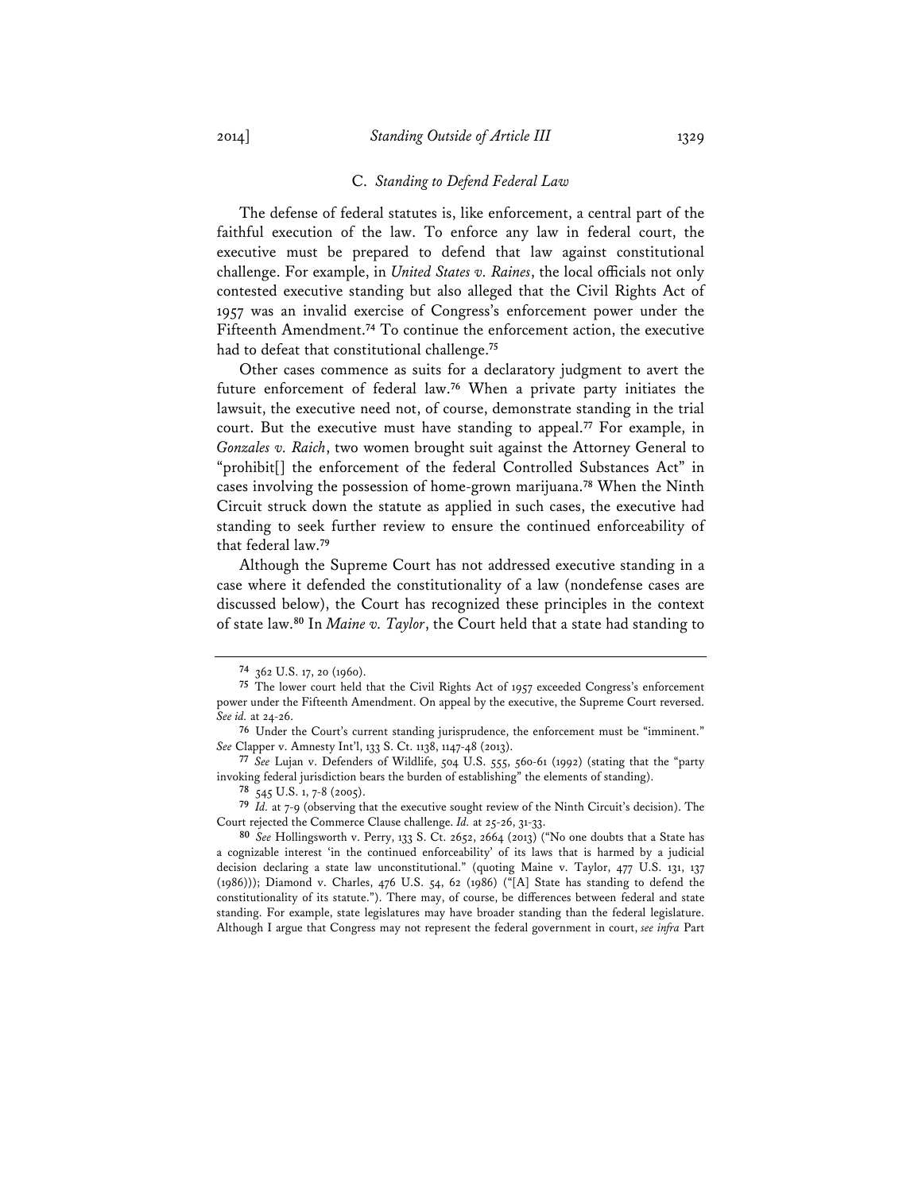### C. *Standing to Defend Federal Law*

The defense of federal statutes is, like enforcement, a central part of the faithful execution of the law. To enforce any law in federal court, the executive must be prepared to defend that law against constitutional challenge. For example, in *United States v. Raines*, the local officials not only contested executive standing but also alleged that the Civil Rights Act of 1957 was an invalid exercise of Congress's enforcement power under the Fifteenth Amendment.[74] To continue the enforcement action, the executive had to defeat that constitutional challenge.[75]

Other cases commence as suits for a declaratory judgment to avert the future enforcement of federal law.[76] When a private party initiates the lawsuit, the executive need not, of course, demonstrate standing in the trial court. But the executive must have standing to appeal.[77] For example, in *Gonzales v. Raich*, two women brought suit against the Attorney General to "prohibit[] the enforcement of the federal Controlled Substances Act" in cases involving the possession of home-grown marijuana.[78] When the Ninth Circuit struck down the statute as applied in such cases, the executive had standing to seek further review to ensure the continued enforceability of that federal law.[79]

Although the Supreme Court has not addressed executive standing in a case where it defended the constitutionality of a law (nondefense cases are discussed below), the Court has recognized these principles in the context of state law.[80] In *Maine v. Taylor*, the Court held that a state had standing to

---

74 362 U.S. 17, 20 (1960).

75 The lower court held that the Civil Rights Act of 1957 exceeded Congress's enforcement power under the Fifteenth Amendment. On appeal by the executive, the Supreme Court reversed. *See id.* at 24-26.

76 Under the Court's current standing jurisprudence, the enforcement must be "imminent." *See* Clapper v. Amnesty Int'l, 133 S. Ct. 1138, 1147-48 (2013).

77 *See* Lujan v. Defenders of Wildlife, 504 U.S. 555, 560-61 (1992) (stating that the "party invoking federal jurisdiction bears the burden of establishing" the elements of standing).

78 545 U.S. 1, 7-8 (2005).

79 *Id.* at 7-9 (observing that the executive sought review of the Ninth Circuit's decision). The Court rejected the Commerce Clause challenge. *Id.* at 25-26, 31-33.

80 *See* Hollingsworth v. Perry, 133 S. Ct. 2652, 2664 (2013) ("No one doubts that a State has a cognizable interest 'in the continued enforceability' of its laws that is harmed by a judicial decision declaring a state law unconstitutional." (quoting Maine v. Taylor, 477 U.S. 131, 137 (1986))); Diamond v. Charles, 476 U.S. 54, 62 (1986) ("[A] State has standing to defend the constitutionality of its statute."). There may, of course, be differences between federal and state standing. For example, state legislatures may have broader standing than the federal legislature. Although I argue that Congress may not represent the federal government in court, *see infra* Part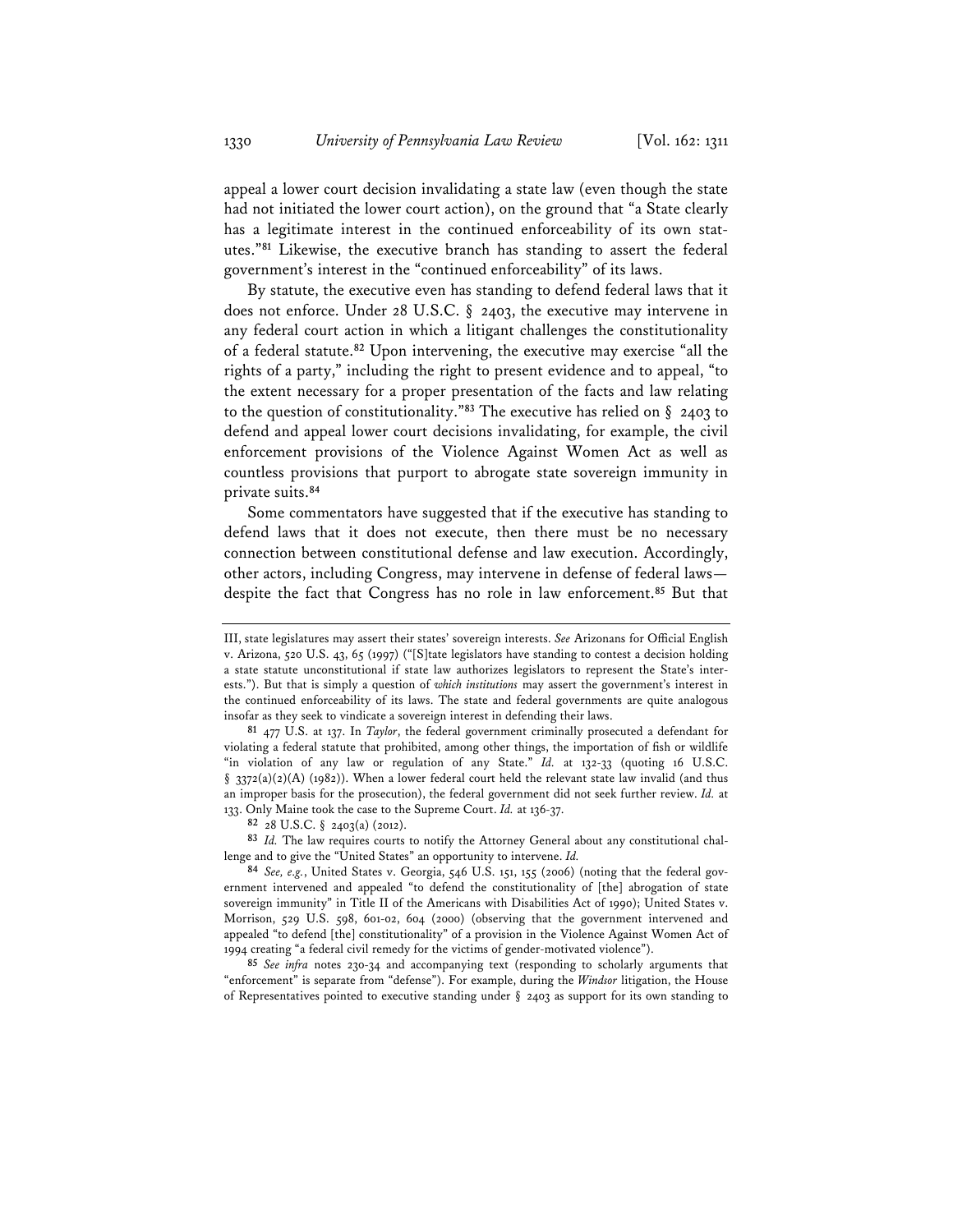appeal a lower court decision invalidating a state law (even though the state had not initiated the lower court action), on the ground that "a State clearly has a legitimate interest in the continued enforceability of its own statutes."[81] Likewise, the executive branch has standing to assert the federal government's interest in the "continued enforceability" of its laws.

By statute, the executive even has standing to defend federal laws that it does not enforce. Under 28 U.S.C. § 2403, the executive may intervene in any federal court action in which a litigant challenges the constitutionality of a federal statute.[82] Upon intervening, the executive may exercise "all the rights of a party," including the right to present evidence and to appeal, "to the extent necessary for a proper presentation of the facts and law relating to the question of constitutionality."[83] The executive has relied on § 2403 to defend and appeal lower court decisions invalidating, for example, the civil enforcement provisions of the Violence Against Women Act as well as countless provisions that purport to abrogate state sovereign immunity in private suits.[84]

Some commentators have suggested that if the executive has standing to defend laws that it does not execute, then there must be no necessary connection between constitutional defense and law execution. Accordingly, other actors, including Congress, may intervene in defense of federal laws—despite the fact that Congress has no role in law enforcement.[85] But that

---

III, state legislatures may assert their states' sovereign interests. *See* Arizonans for Official English v. Arizona, 520 U.S. 43, 65 (1997) ("[S]tate legislators have standing to contest a decision holding a state statute unconstitutional if state law authorizes legislators to represent the State's interests."). But that is simply a question of *which institutions* may assert the government's interest in the continued enforceability of its laws. The state and federal governments are quite analogous insofar as they seek to vindicate a sovereign interest in defending their laws.

[81] 477 U.S. at 137. In *Taylor*, the federal government criminally prosecuted a defendant for violating a federal statute that prohibited, among other things, the importation of fish or wildlife "in violation of any law or regulation of any State." *Id.* at 132-33 (quoting 16 U.S.C. § 3372(a)(2)(A) (1982)). When a lower federal court held the relevant state law invalid (and thus an improper basis for the prosecution), the federal government did not seek further review. *Id.* at 133. Only Maine took the case to the Supreme Court. *Id.* at 136-37.

[82] 28 U.S.C. § 2403(a) (2012).

[83] *Id.* The law requires courts to notify the Attorney General about any constitutional challenge and to give the "United States" an opportunity to intervene. *Id.*

[84] *See, e.g.*, United States v. Georgia, 546 U.S. 151, 155 (2006) (noting that the federal government intervened and appealed "to defend the constitutionality of [the] abrogation of state sovereign immunity" in Title II of the Americans with Disabilities Act of 1990); United States v. Morrison, 529 U.S. 598, 601-02, 604 (2000) (observing that the government intervened and appealed "to defend [the] constitutionality" of a provision in the Violence Against Women Act of 1994 creating "a federal civil remedy for the victims of gender-motivated violence").

[85] *See infra* notes 230-34 and accompanying text (responding to scholarly arguments that "enforcement" is separate from "defense"). For example, during the *Windsor* litigation, the House of Representatives pointed to executive standing under § 2403 as support for its own standing to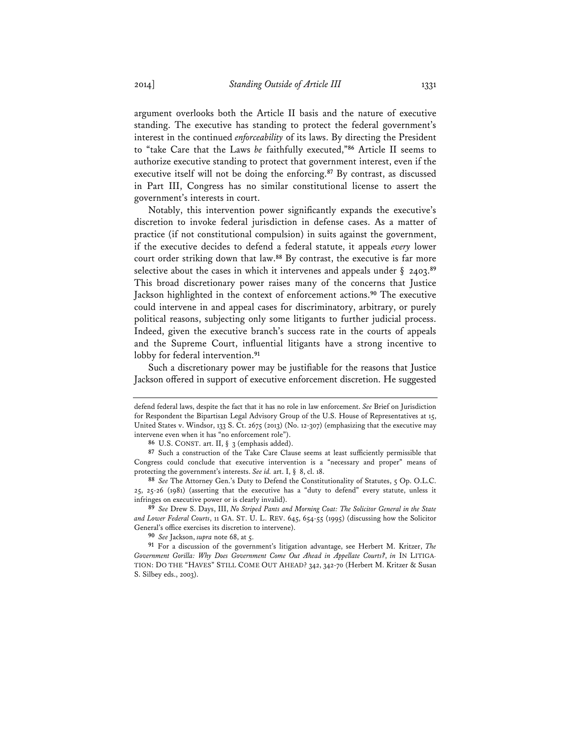argument overlooks both the Article II basis and the nature of executive standing. The executive has standing to protect the federal government's interest in the continued *enforceability* of its laws. By directing the President to "take Care that the Laws *be* faithfully executed,"[86] Article II seems to authorize executive standing to protect that government interest, even if the executive itself will not be doing the enforcing.[87] By contrast, as discussed in Part III, Congress has no similar constitutional license to assert the government's interests in court.

Notably, this intervention power significantly expands the executive's discretion to invoke federal jurisdiction in defense cases. As a matter of practice (if not constitutional compulsion) in suits against the government, if the executive decides to defend a federal statute, it appeals *every* lower court order striking down that law.[88] By contrast, the executive is far more selective about the cases in which it intervenes and appeals under § 2403.[89] This broad discretionary power raises many of the concerns that Justice Jackson highlighted in the context of enforcement actions.[90] The executive could intervene in and appeal cases for discriminatory, arbitrary, or purely political reasons, subjecting only some litigants to further judicial process. Indeed, given the executive branch's success rate in the courts of appeals and the Supreme Court, influential litigants have a strong incentive to lobby for federal intervention.[91]

Such a discretionary power may be justifiable for the reasons that Justice Jackson offered in support of executive enforcement discretion. He suggested

---

defend federal laws, despite the fact that it has no role in law enforcement. *See* Brief on Jurisdiction for Respondent the Bipartisan Legal Advisory Group of the U.S. House of Representatives at 15, United States v. Windsor, 133 S. Ct. 2675 (2013) (No. 12-307) (emphasizing that the executive may intervene even when it has "no enforcement role").

[86] U.S. CONST. art. II, § 3 (emphasis added).

[87] Such a construction of the Take Care Clause seems at least sufficiently permissible that Congress could conclude that executive intervention is a "necessary and proper" means of protecting the government's interests. *See id.* art. I, § 8, cl. 18.

[88] *See* The Attorney Gen.'s Duty to Defend the Constitutionality of Statutes, 5 Op. O.L.C. 25, 25-26 (1981) (asserting that the executive has a "duty to defend" every statute, unless it infringes on executive power or is clearly invalid).

[89] *See* Drew S. Days, III, *No Striped Pants and Morning Coat: The Solicitor General in the State and Lower Federal Courts*, 11 GA. ST. U. L. REV. 645, 654-55 (1995) (discussing how the Solicitor General's office exercises its discretion to intervene).

[90] *See* Jackson, *supra* note 68, at 5.

[91] For a discussion of the government's litigation advantage, see Herbert M. Kritzer, *The Government Gorilla: Why Does Government Come Out Ahead in Appellate Courts?*, *in* IN LITIGATION: DO THE "HAVES" STILL COME OUT AHEAD? 342, 342-70 (Herbert M. Kritzer & Susan S. Silbey eds., 2003).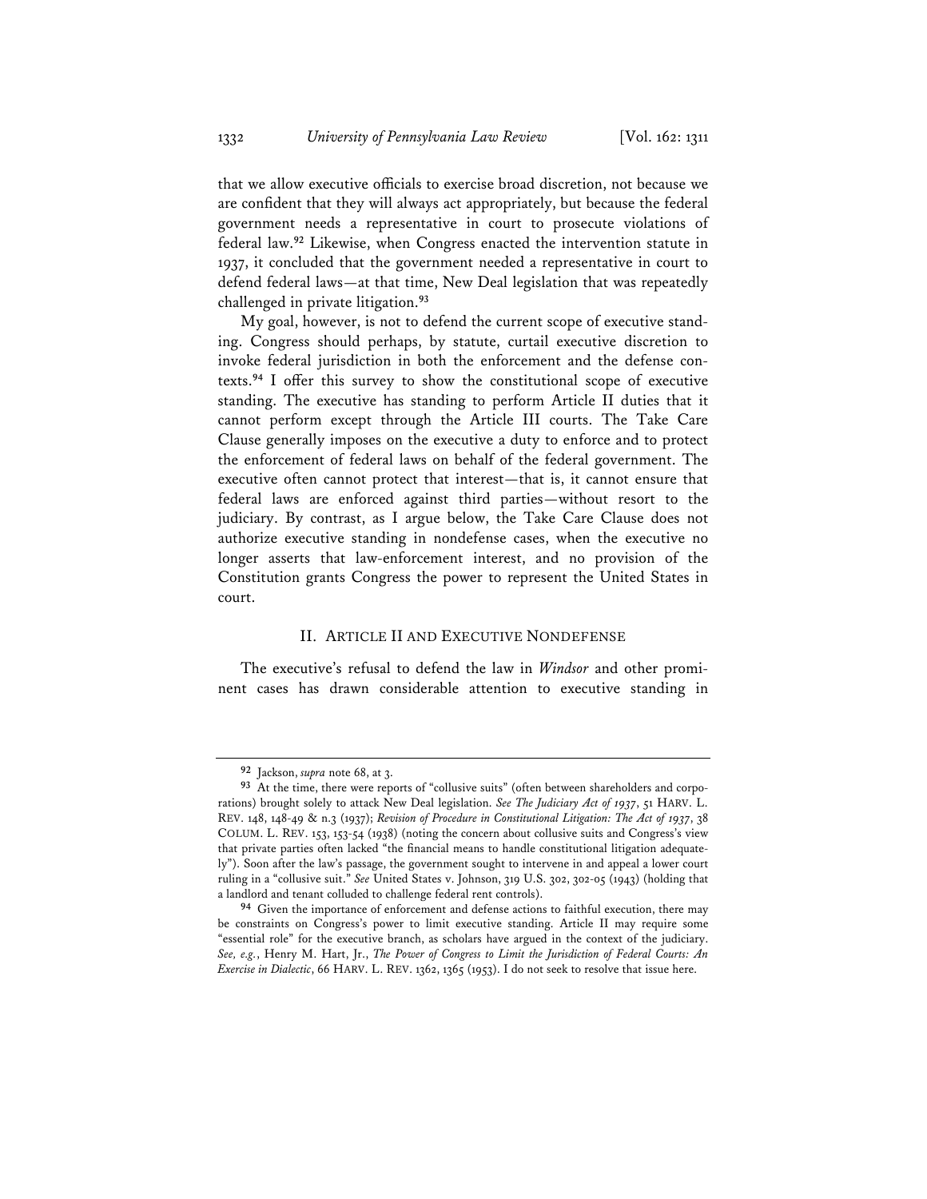that we allow executive officials to exercise broad discretion, not because we are confident that they will always act appropriately, but because the federal government needs a representative in court to prosecute violations of federal law.[92] Likewise, when Congress enacted the intervention statute in 1937, it concluded that the government needed a representative in court to defend federal laws—at that time, New Deal legislation that was repeatedly challenged in private litigation.[93]

My goal, however, is not to defend the current scope of executive standing. Congress should perhaps, by statute, curtail executive discretion to invoke federal jurisdiction in both the enforcement and the defense contexts.[94] I offer this survey to show the constitutional scope of executive standing. The executive has standing to perform Article II duties that it cannot perform except through the Article III courts. The Take Care Clause generally imposes on the executive a duty to enforce and to protect the enforcement of federal laws on behalf of the federal government. The executive often cannot protect that interest—that is, it cannot ensure that federal laws are enforced against third parties—without resort to the judiciary. By contrast, as I argue below, the Take Care Clause does not authorize executive standing in nondefense cases, when the executive no longer asserts that law-enforcement interest, and no provision of the Constitution grants Congress the power to represent the United States in court.

## II. ARTICLE II AND EXECUTIVE NONDEFENSE

The executive's refusal to defend the law in *Windsor* and other prominent cases has drawn considerable attention to executive standing in

---

[92] Jackson, *supra* note 68, at 3.

[93] At the time, there were reports of "collusive suits" (often between shareholders and corporations) brought solely to attack New Deal legislation. *See The Judiciary Act of 1937*, 51 HARV. L. REV. 148, 148-49 & n.3 (1937); *Revision of Procedure in Constitutional Litigation: The Act of 1937*, 38 COLUM. L. REV. 153, 153-54 (1938) (noting the concern about collusive suits and Congress's view that private parties often lacked "the financial means to handle constitutional litigation adequately"). Soon after the law's passage, the government sought to intervene in and appeal a lower court ruling in a "collusive suit." *See* United States v. Johnson, 319 U.S. 302, 302-05 (1943) (holding that a landlord and tenant colluded to challenge federal rent controls).

[94] Given the importance of enforcement and defense actions to faithful execution, there may be constraints on Congress's power to limit executive standing. Article II may require some "essential role" for the executive branch, as scholars have argued in the context of the judiciary. *See, e.g.*, Henry M. Hart, Jr., *The Power of Congress to Limit the Jurisdiction of Federal Courts: An Exercise in Dialectic*, 66 HARV. L. REV. 1362, 1365 (1953). I do not seek to resolve that issue here.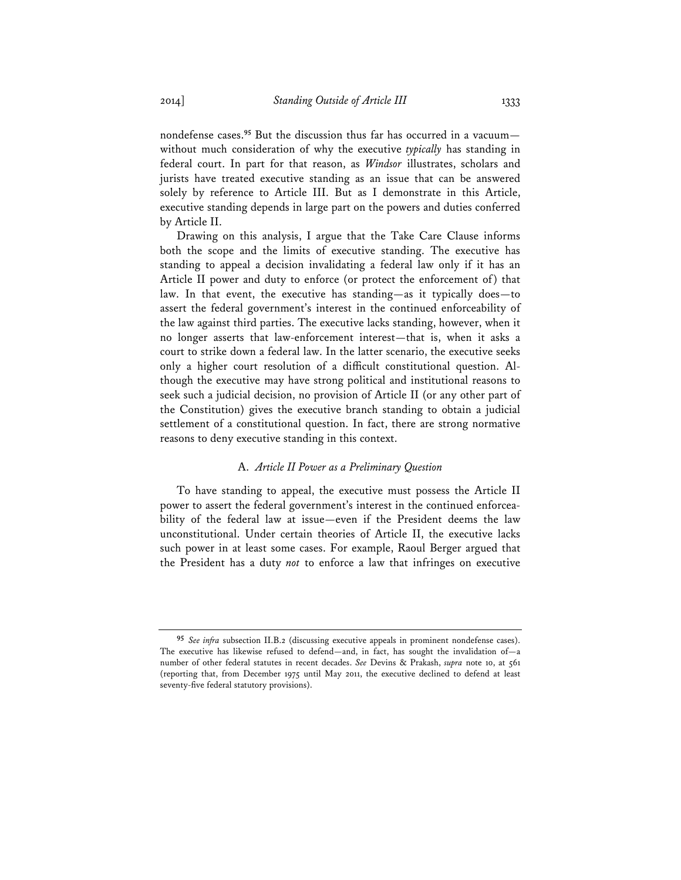nondefense cases.[95] But the discussion thus far has occurred in a vacuum—without much consideration of why the executive *typically* has standing in federal court. In part for that reason, as *Windsor* illustrates, scholars and jurists have treated executive standing as an issue that can be answered solely by reference to Article III. But as I demonstrate in this Article, executive standing depends in large part on the powers and duties conferred by Article II.

Drawing on this analysis, I argue that the Take Care Clause informs both the scope and the limits of executive standing. The executive has standing to appeal a decision invalidating a federal law only if it has an Article II power and duty to enforce (or protect the enforcement of) that law. In that event, the executive has standing—as it typically does—to assert the federal government's interest in the continued enforceability of the law against third parties. The executive lacks standing, however, when it no longer asserts that law-enforcement interest—that is, when it asks a court to strike down a federal law. In the latter scenario, the executive seeks only a higher court resolution of a difficult constitutional question. Although the executive may have strong political and institutional reasons to seek such a judicial decision, no provision of Article II (or any other part of the Constitution) gives the executive branch standing to obtain a judicial settlement of a constitutional question. In fact, there are strong normative reasons to deny executive standing in this context.

### A. *Article II Power as a Preliminary Question*

To have standing to appeal, the executive must possess the Article II power to assert the federal government's interest in the continued enforceability of the federal law at issue—even if the President deems the law unconstitutional. Under certain theories of Article II, the executive lacks such power in at least some cases. For example, Raoul Berger argued that the President has a duty *not* to enforce a law that infringes on executive

---

[95] *See infra* subsection II.B.2 (discussing executive appeals in prominent nondefense cases). The executive has likewise refused to defend—and, in fact, has sought the invalidation of—a number of other federal statutes in recent decades. *See* Devins & Prakash, *supra* note 10, at 561 (reporting that, from December 1975 until May 2011, the executive declined to defend at least seventy-five federal statutory provisions).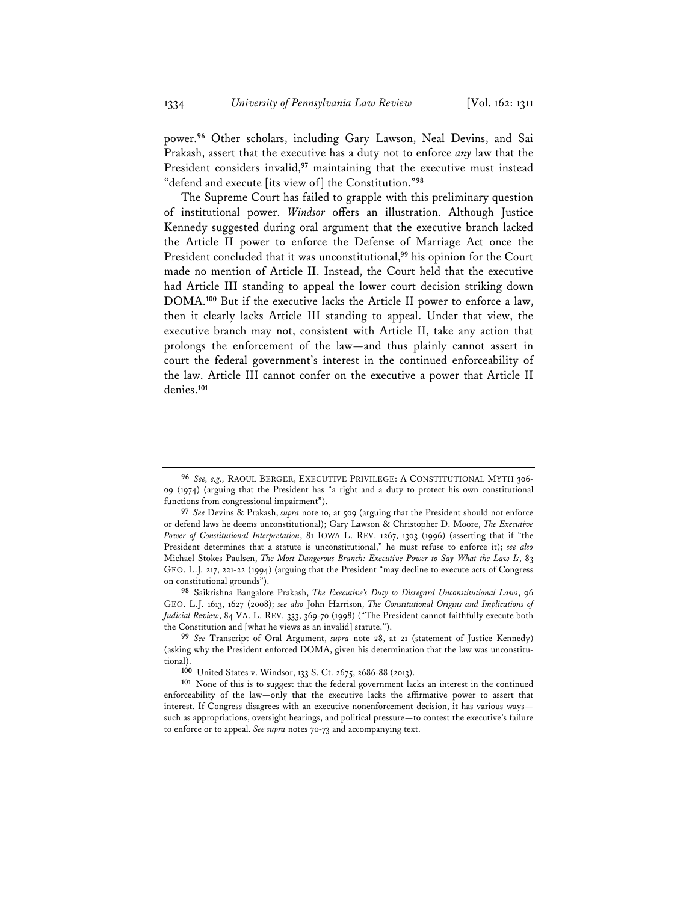power.[96] Other scholars, including Gary Lawson, Neal Devins, and Sai Prakash, assert that the executive has a duty not to enforce *any* law that the President considers invalid,[97] maintaining that the executive must instead "defend and execute [its view of] the Constitution."[98]

The Supreme Court has failed to grapple with this preliminary question of institutional power. *Windsor* offers an illustration. Although Justice Kennedy suggested during oral argument that the executive branch lacked the Article II power to enforce the Defense of Marriage Act once the President concluded that it was unconstitutional,[99] his opinion for the Court made no mention of Article II. Instead, the Court held that the executive had Article III standing to appeal the lower court decision striking down DOMA.[100] But if the executive lacks the Article II power to enforce a law, then it clearly lacks Article III standing to appeal. Under that view, the executive branch may not, consistent with Article II, take any action that prolongs the enforcement of the law—and thus plainly cannot assert in court the federal government's interest in the continued enforceability of the law. Article III cannot confer on the executive a power that Article II denies.[101]

---

[96] *See, e.g.,* RAOUL BERGER, EXECUTIVE PRIVILEGE: A CONSTITUTIONAL MYTH 306-09 (1974) (arguing that the President has "a right and a duty to protect his own constitutional functions from congressional impairment").

[97] *See* Devins & Prakash, *supra* note 10, at 509 (arguing that the President should not enforce or defend laws he deems unconstitutional); Gary Lawson & Christopher D. Moore, *The Executive Power of Constitutional Interpretation*, 81 IOWA L. REV. 1267, 1303 (1996) (asserting that if "the President determines that a statute is unconstitutional," he must refuse to enforce it); *see also* Michael Stokes Paulsen, *The Most Dangerous Branch: Executive Power to Say What the Law Is*, 83 GEO. L.J. 217, 221-22 (1994) (arguing that the President "may decline to execute acts of Congress on constitutional grounds").

[98] Saikrishna Bangalore Prakash, *The Executive's Duty to Disregard Unconstitutional Laws*, 96 GEO. L.J. 1613, 1627 (2008); *see also* John Harrison, *The Constitutional Origins and Implications of Judicial Review*, 84 VA. L. REV. 333, 369-70 (1998) ("The President cannot faithfully execute both the Constitution and [what he views as an invalid] statute.").

[99] *See* Transcript of Oral Argument, *supra* note 28, at 21 (statement of Justice Kennedy) (asking why the President enforced DOMA, given his determination that the law was unconstitutional).

[100] United States v. Windsor, 133 S. Ct. 2675, 2686-88 (2013).

[101] None of this is to suggest that the federal government lacks an interest in the continued enforceability of the law—only that the executive lacks the affirmative power to assert that interest. If Congress disagrees with an executive nonenforcement decision, it has various ways—such as appropriations, oversight hearings, and political pressure—to contest the executive's failure to enforce or to appeal. *See supra* notes 70-73 and accompanying text.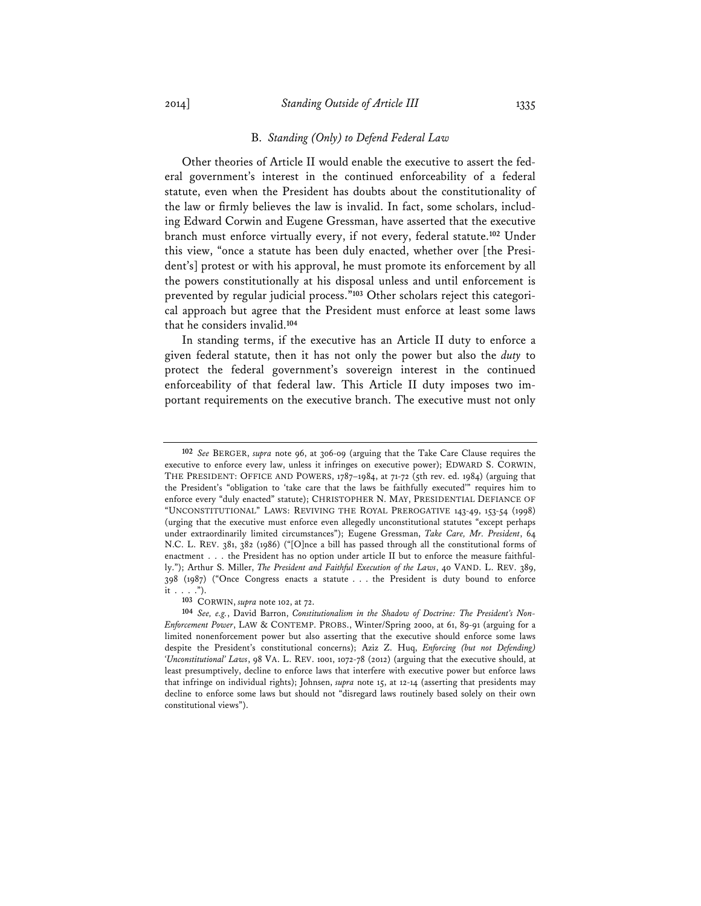### B. *Standing (Only) to Defend Federal Law*

Other theories of Article II would enable the executive to assert the federal government's interest in the continued enforceability of a federal statute, even when the President has doubts about the constitutionality of the law or firmly believes the law is invalid. In fact, some scholars, including Edward Corwin and Eugene Gressman, have asserted that the executive branch must enforce virtually every, if not every, federal statute.[102] Under this view, "once a statute has been duly enacted, whether over [the President's] protest or with his approval, he must promote its enforcement by all the powers constitutionally at his disposal unless and until enforcement is prevented by regular judicial process."[103] Other scholars reject this categorical approach but agree that the President must enforce at least some laws that he considers invalid.[104]

In standing terms, if the executive has an Article II duty to enforce a given federal statute, then it has not only the power but also the *duty* to protect the federal government's sovereign interest in the continued enforceability of that federal law. This Article II duty imposes two important requirements on the executive branch. The executive must not only

---

[102] *See* BERGER, *supra* note 96, at 306-09 (arguing that the Take Care Clause requires the executive to enforce every law, unless it infringes on executive power); EDWARD S. CORWIN, THE PRESIDENT: OFFICE AND POWERS, 1787–1984, at 71-72 (5th rev. ed. 1984) (arguing that the President's "obligation to 'take care that the laws be faithfully executed'" requires him to enforce every "duly enacted" statute); CHRISTOPHER N. MAY, PRESIDENTIAL DEFIANCE OF "UNCONSTITUTIONAL" LAWS: REVIVING THE ROYAL PREROGATIVE 143-49, 153-54 (1998) (urging that the executive must enforce even allegedly unconstitutional statutes "except perhaps under extraordinarily limited circumstances"); Eugene Gressman, *Take Care, Mr. President*, 64 N.C. L. REV. 381, 382 (1986) ("[O]nce a bill has passed through all the constitutional forms of enactment . . . the President has no option under article II but to enforce the measure faithfully."); Arthur S. Miller, *The President and Faithful Execution of the Laws*, 40 VAND. L. REV. 389, 398 (1987) ("Once Congress enacts a statute . . . the President is duty bound to enforce it . . . .").

[103] CORWIN, *supra* note 102, at 72.

[104] *See, e.g.*, David Barron, *Constitutionalism in the Shadow of Doctrine: The President's Non-Enforcement Power*, LAW & CONTEMP. PROBS., Winter/Spring 2000, at 61, 89-91 (arguing for a limited nonenforcement power but also asserting that the executive should enforce some laws despite the President's constitutional concerns); Aziz Z. Huq, *Enforcing (but not Defending) 'Unconstitutional' Laws*, 98 VA. L. REV. 1001, 1072-78 (2012) (arguing that the executive should, at least presumptively, decline to enforce laws that interfere with executive power but enforce laws that infringe on individual rights); Johnsen, *supra* note 15, at 12-14 (asserting that presidents may decline to enforce some laws but should not "disregard laws routinely based solely on their own constitutional views").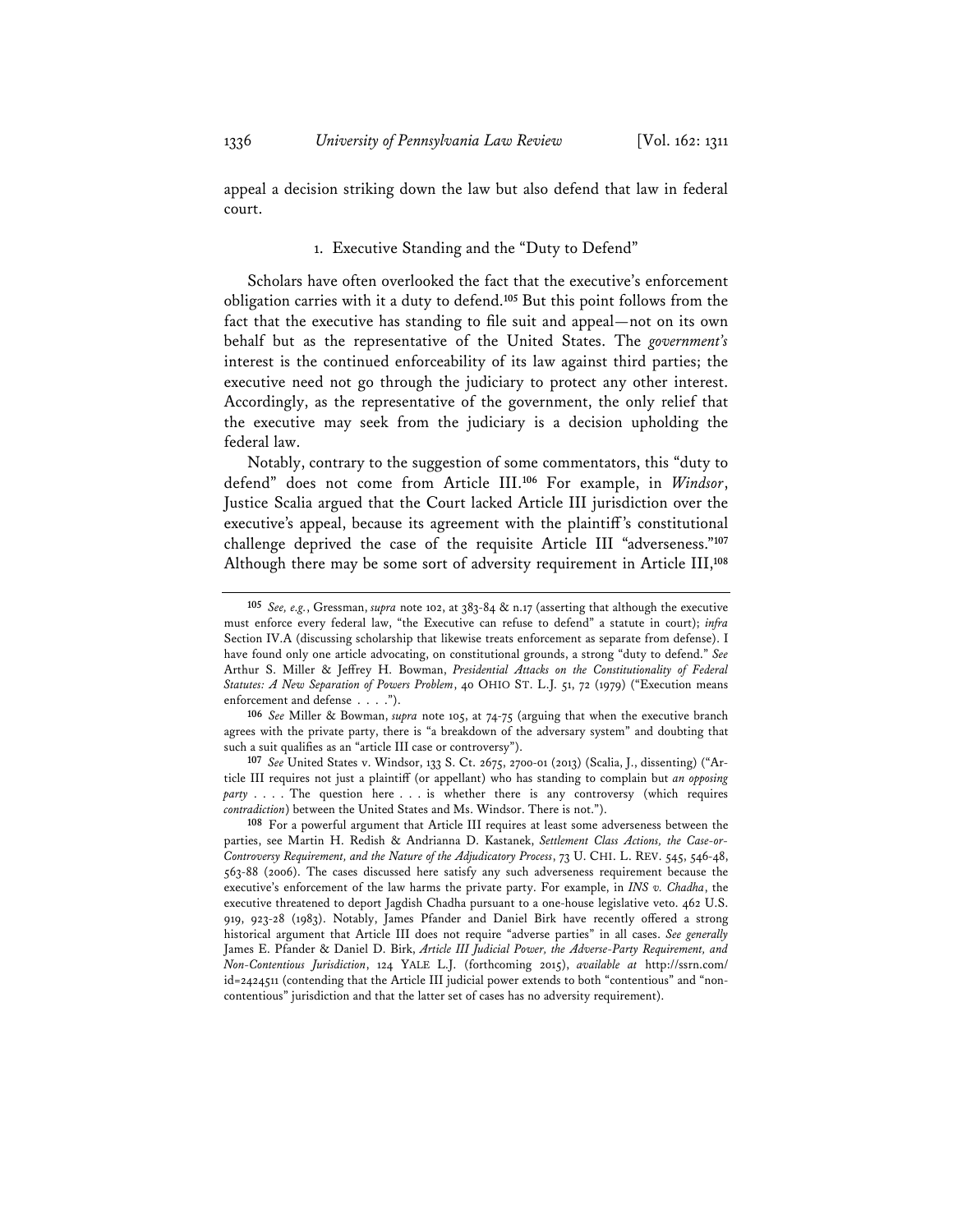appeal a decision striking down the law but also defend that law in federal court.

### 1. Executive Standing and the "Duty to Defend"

Scholars have often overlooked the fact that the executive's enforcement obligation carries with it a duty to defend.[105] But this point follows from the fact that the executive has standing to file suit and appeal—not on its own behalf but as the representative of the United States. The *government's* interest is the continued enforceability of its law against third parties; the executive need not go through the judiciary to protect any other interest. Accordingly, as the representative of the government, the only relief that the executive may seek from the judiciary is a decision upholding the federal law.

Notably, contrary to the suggestion of some commentators, this "duty to defend" does not come from Article III.[106] For example, in *Windsor*, Justice Scalia argued that the Court lacked Article III jurisdiction over the executive's appeal, because its agreement with the plaintiff's constitutional challenge deprived the case of the requisite Article III "adverseness."[107] Although there may be some sort of adversity requirement in Article III,[108]

---

[105] *See, e.g.*, Gressman, *supra* note 102, at 383-84 & n.17 (asserting that although the executive must enforce every federal law, "the Executive can refuse to defend" a statute in court); *infra* Section IV.A (discussing scholarship that likewise treats enforcement as separate from defense). I have found only one article advocating, on constitutional grounds, a strong "duty to defend." *See* Arthur S. Miller & Jeffrey H. Bowman, *Presidential Attacks on the Constitutionality of Federal Statutes: A New Separation of Powers Problem*, 40 OHIO ST. L.J. 51, 72 (1979) ("Execution means enforcement and defense . . . .").

[106] *See* Miller & Bowman, *supra* note 105, at 74-75 (arguing that when the executive branch agrees with the private party, there is "a breakdown of the adversary system" and doubting that such a suit qualifies as an "article III case or controversy").

[107] *See* United States v. Windsor, 133 S. Ct. 2675, 2700-01 (2013) (Scalia, J., dissenting) ("Article III requires not just a plaintiff (or appellant) who has standing to complain but *an opposing party* . . . . The question here . . . is whether there is any controversy (which requires *contradiction*) between the United States and Ms. Windsor. There is not.").

[108] For a powerful argument that Article III requires at least some adverseness between the parties, see Martin H. Redish & Andrianna D. Kastanek, *Settlement Class Actions, the Case-or-Controversy Requirement, and the Nature of the Adjudicatory Process*, 73 U. CHI. L. REV. 545, 546-48, 563-88 (2006). The cases discussed here satisfy any such adverseness requirement because the executive's enforcement of the law harms the private party. For example, in *INS v. Chadha*, the executive threatened to deport Jagdish Chadha pursuant to a one-house legislative veto. 462 U.S. 919, 923-28 (1983). Notably, James Pfander and Daniel Birk have recently offered a strong historical argument that Article III does not require "adverse parties" in all cases. *See generally* James E. Pfander & Daniel D. Birk, *Article III Judicial Power, the Adverse-Party Requirement, and Non-Contentious Jurisdiction*, 124 YALE L.J. (forthcoming 2015), *available at* http://ssrn.com/id=2424511 (contending that the Article III judicial power extends to both "contentious" and "non-contentious" jurisdiction and that the latter set of cases has no adversity requirement).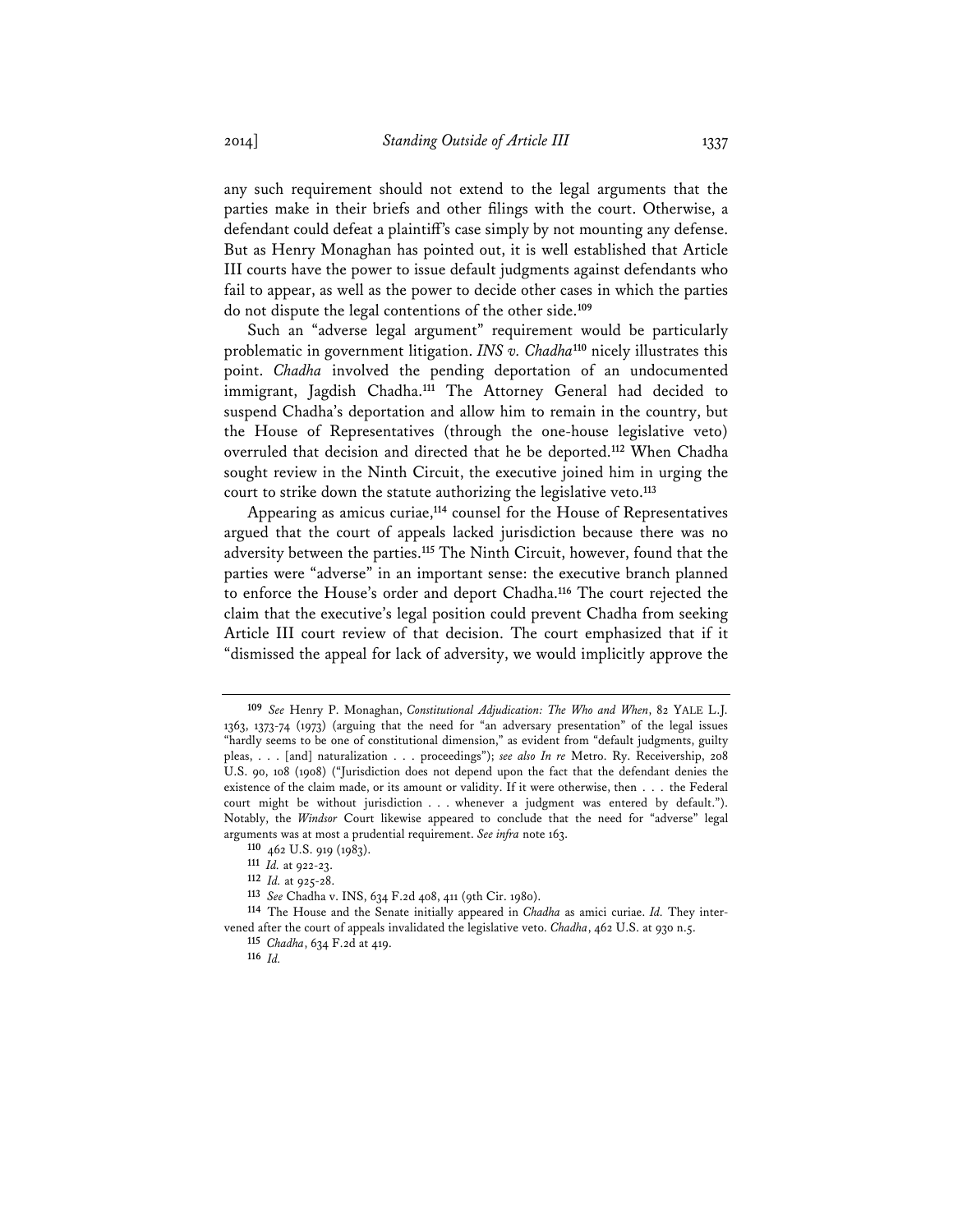any such requirement should not extend to the legal arguments that the parties make in their briefs and other filings with the court. Otherwise, a defendant could defeat a plaintiff's case simply by not mounting any defense. But as Henry Monaghan has pointed out, it is well established that Article III courts have the power to issue default judgments against defendants who fail to appear, as well as the power to decide other cases in which the parties do not dispute the legal contentions of the other side.[109]

Such an "adverse legal argument" requirement would be particularly problematic in government litigation. *INS v. Chadha*[110] nicely illustrates this point. *Chadha* involved the pending deportation of an undocumented immigrant, Jagdish Chadha.[111] The Attorney General had decided to suspend Chadha's deportation and allow him to remain in the country, but the House of Representatives (through the one-house legislative veto) overruled that decision and directed that he be deported.[112] When Chadha sought review in the Ninth Circuit, the executive joined him in urging the court to strike down the statute authorizing the legislative veto.[113]

Appearing as amicus curiae,[114] counsel for the House of Representatives argued that the court of appeals lacked jurisdiction because there was no adversity between the parties.[115] The Ninth Circuit, however, found that the parties were "adverse" in an important sense: the executive branch planned to enforce the House's order and deport Chadha.[116] The court rejected the claim that the executive's legal position could prevent Chadha from seeking Article III court review of that decision. The court emphasized that if it "dismissed the appeal for lack of adversity, we would implicitly approve the

---

[109] *See* Henry P. Monaghan, *Constitutional Adjudication: The Who and When*, 82 YALE L.J. 1363, 1373-74 (1973) (arguing that the need for "an adversary presentation" of the legal issues "hardly seems to be one of constitutional dimension," as evident from "default judgments, guilty pleas, . . . [and] naturalization . . . proceedings"); *see also In re* Metro. Ry. Receivership, 208 U.S. 90, 108 (1908) ("Jurisdiction does not depend upon the fact that the defendant denies the existence of the claim made, or its amount or validity. If it were otherwise, then . . . the Federal court might be without jurisdiction . . . whenever a judgment was entered by default."). Notably, the *Windsor* Court likewise appeared to conclude that the need for "adverse" legal arguments was at most a prudential requirement. *See infra* note 163.

[110] 462 U.S. 919 (1983).

[111] *Id.* at 922-23.

[112] *Id.* at 925-28.

[113] *See* Chadha v. INS, 634 F.2d 408, 411 (9th Cir. 1980).

[114] The House and the Senate initially appeared in *Chadha* as amici curiae. *Id.* They intervened after the court of appeals invalidated the legislative veto. *Chadha*, 462 U.S. at 930 n.5.

[115] *Chadha*, 634 F.2d at 419.

[116] *Id.*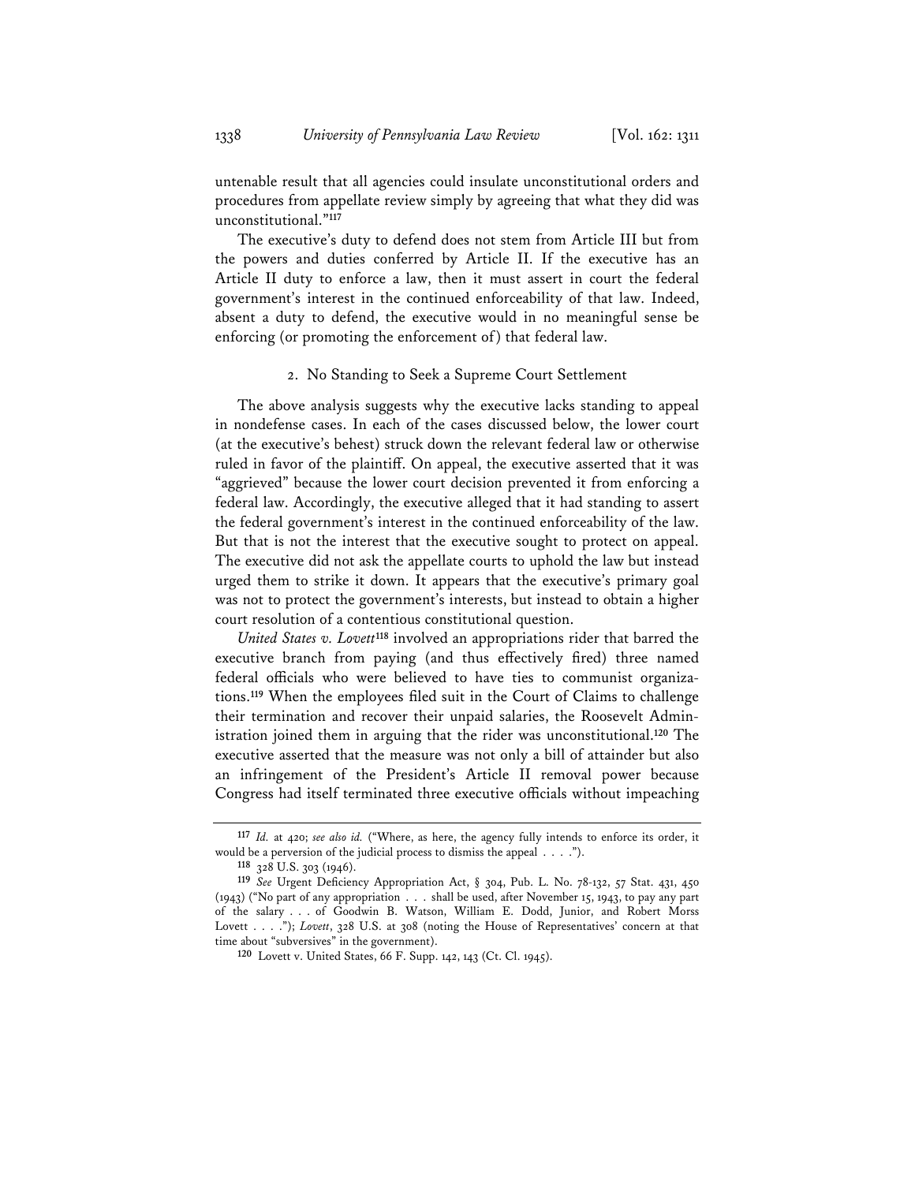untenable result that all agencies could insulate unconstitutional orders and procedures from appellate review simply by agreeing that what they did was unconstitutional."[117]

The executive's duty to defend does not stem from Article III but from the powers and duties conferred by Article II. If the executive has an Article II duty to enforce a law, then it must assert in court the federal government's interest in the continued enforceability of that law. Indeed, absent a duty to defend, the executive would in no meaningful sense be enforcing (or promoting the enforcement of) that federal law.

### 2. No Standing to Seek a Supreme Court Settlement

The above analysis suggests why the executive lacks standing to appeal in nondefense cases. In each of the cases discussed below, the lower court (at the executive's behest) struck down the relevant federal law or otherwise ruled in favor of the plaintiff. On appeal, the executive asserted that it was "aggrieved" because the lower court decision prevented it from enforcing a federal law. Accordingly, the executive alleged that it had standing to assert the federal government's interest in the continued enforceability of the law. But that is not the interest that the executive sought to protect on appeal. The executive did not ask the appellate courts to uphold the law but instead urged them to strike it down. It appears that the executive's primary goal was not to protect the government's interests, but instead to obtain a higher court resolution of a contentious constitutional question.

*United States v. Lovett*[118] involved an appropriations rider that barred the executive branch from paying (and thus effectively fired) three named federal officials who were believed to have ties to communist organizations.[119] When the employees filed suit in the Court of Claims to challenge their termination and recover their unpaid salaries, the Roosevelt Administration joined them in arguing that the rider was unconstitutional.[120] The executive asserted that the measure was not only a bill of attainder but also an infringement of the President's Article II removal power because Congress had itself terminated three executive officials without impeaching

---

[117] *Id.* at 420; *see also id.* ("Where, as here, the agency fully intends to enforce its order, it would be a perversion of the judicial process to dismiss the appeal . . . .").

[118] 328 U.S. 303 (1946).

[119] *See* Urgent Deficiency Appropriation Act, § 304, Pub. L. No. 78-132, 57 Stat. 431, 450 (1943) ("No part of any appropriation . . . shall be used, after November 15, 1943, to pay any part of the salary . . . of Goodwin B. Watson, William E. Dodd, Junior, and Robert Morss Lovett . . . ."); *Lovett*, 328 U.S. at 308 (noting the House of Representatives' concern at that time about "subversives" in the government).

[120] Lovett v. United States, 66 F. Supp. 142, 143 (Ct. Cl. 1945).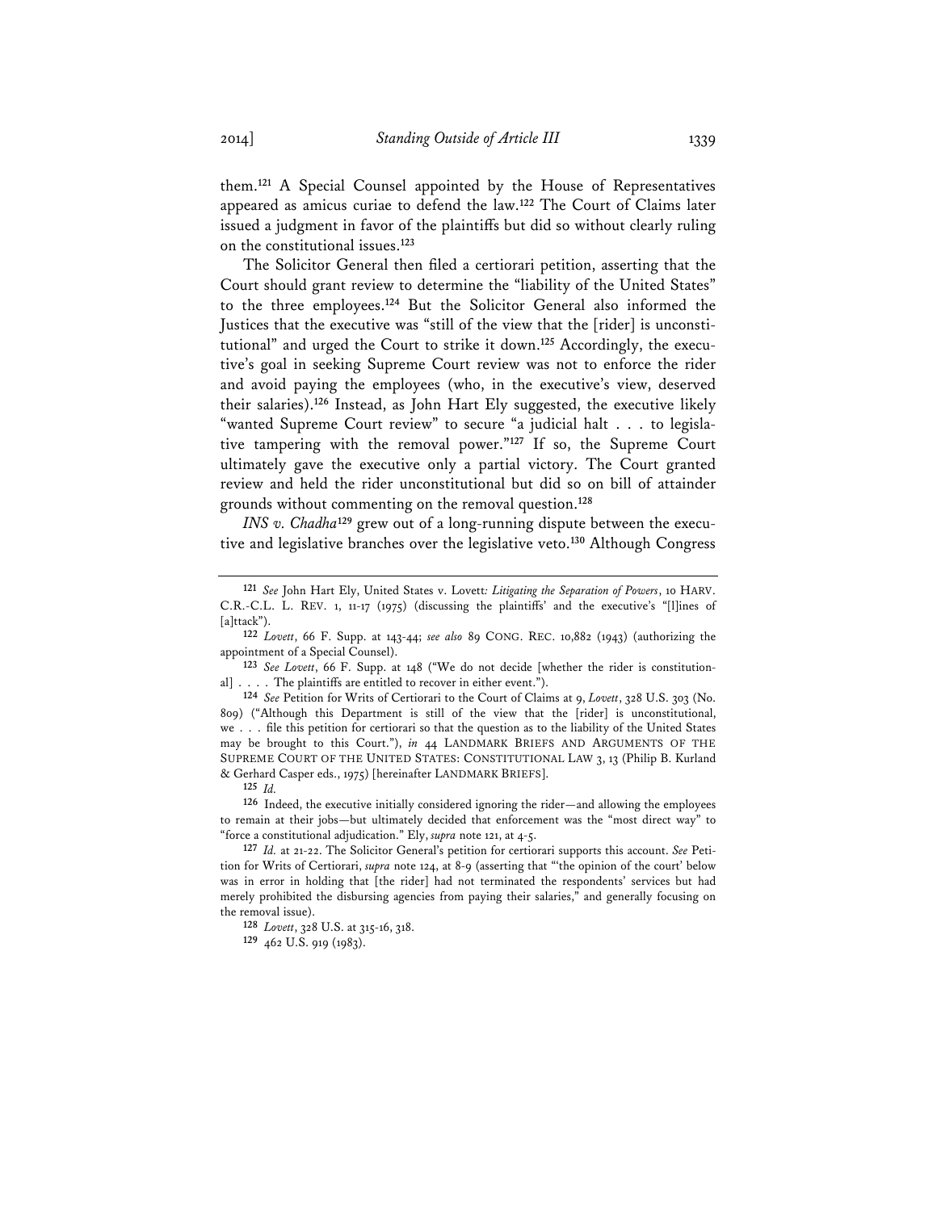them.[121] A Special Counsel appointed by the House of Representatives appeared as amicus curiae to defend the law.[122] The Court of Claims later issued a judgment in favor of the plaintiffs but did so without clearly ruling on the constitutional issues.[123]

The Solicitor General then filed a certiorari petition, asserting that the Court should grant review to determine the "liability of the United States" to the three employees.[124] But the Solicitor General also informed the Justices that the executive was "still of the view that the [rider] is unconstitutional" and urged the Court to strike it down.[125] Accordingly, the executive's goal in seeking Supreme Court review was not to enforce the rider and avoid paying the employees (who, in the executive's view, deserved their salaries).[126] Instead, as John Hart Ely suggested, the executive likely "wanted Supreme Court review" to secure "a judicial halt . . . to legislative tampering with the removal power."[127] If so, the Supreme Court ultimately gave the executive only a partial victory. The Court granted review and held the rider unconstitutional but did so on bill of attainder grounds without commenting on the removal question.[128]

*INS v. Chadha*[129] grew out of a long-running dispute between the executive and legislative branches over the legislative veto.[130] Although Congress

---

[121] *See* John Hart Ely, United States v. Lovett*: Litigating the Separation of Powers*, 10 HARV. C.R.-C.L. L. REV. 1, 11-17 (1975) (discussing the plaintiffs' and the executive's "[l]ines of [a]ttack").

[122] *Lovett*, 66 F. Supp. at 143-44; *see also* 89 CONG. REC. 10,882 (1943) (authorizing the appointment of a Special Counsel).

[123] *See Lovett*, 66 F. Supp. at 148 ("We do not decide [whether the rider is constitutional] . . . . The plaintiffs are entitled to recover in either event.").

[124] *See* Petition for Writs of Certiorari to the Court of Claims at 9, *Lovett*, 328 U.S. 303 (No. 809) ("Although this Department is still of the view that the [rider] is unconstitutional, we . . . file this petition for certiorari so that the question as to the liability of the United States may be brought to this Court."), *in* 44 LANDMARK BRIEFS AND ARGUMENTS OF THE SUPREME COURT OF THE UNITED STATES: CONSTITUTIONAL LAW 3, 13 (Philip B. Kurland & Gerhard Casper eds., 1975) [hereinafter LANDMARK BRIEFS].

[125] *Id.*

[126] Indeed, the executive initially considered ignoring the rider—and allowing the employees to remain at their jobs—but ultimately decided that enforcement was the "most direct way" to "force a constitutional adjudication." Ely, *supra* note 121, at 4-5.

[127] *Id.* at 21-22. The Solicitor General's petition for certiorari supports this account. *See* Petition for Writs of Certiorari, *supra* note 124, at 8-9 (asserting that "'the opinion of the court' below was in error in holding that [the rider] had not terminated the respondents' services but had merely prohibited the disbursing agencies from paying their salaries," and generally focusing on the removal issue).

[128] *Lovett*, 328 U.S. at 315-16, 318.

[129] 462 U.S. 919 (1983).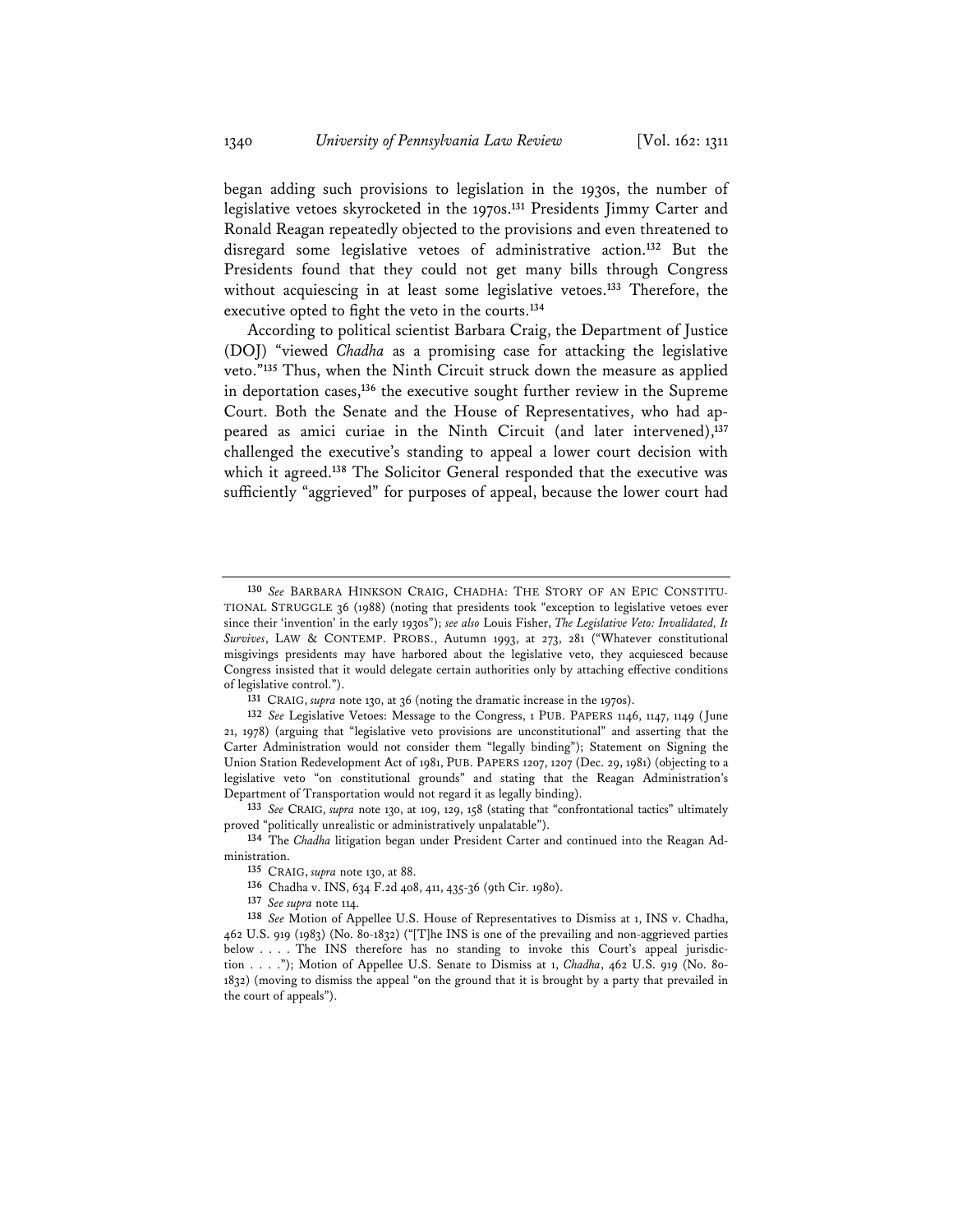began adding such provisions to legislation in the 1930s, the number of legislative vetoes skyrocketed in the 1970s.[131] Presidents Jimmy Carter and Ronald Reagan repeatedly objected to the provisions and even threatened to disregard some legislative vetoes of administrative action.[132] But the Presidents found that they could not get many bills through Congress without acquiescing in at least some legislative vetoes.[133] Therefore, the executive opted to fight the veto in the courts.[134]

According to political scientist Barbara Craig, the Department of Justice (DOJ) "viewed *Chadha* as a promising case for attacking the legislative veto."[135] Thus, when the Ninth Circuit struck down the measure as applied in deportation cases,[136] the executive sought further review in the Supreme Court. Both the Senate and the House of Representatives, who had appeared as amici curiae in the Ninth Circuit (and later intervened),[137] challenged the executive's standing to appeal a lower court decision with which it agreed.[138] The Solicitor General responded that the executive was sufficiently "aggrieved" for purposes of appeal, because the lower court had

---

[130] *See* BARBARA HINKSON CRAIG, CHADHA: THE STORY OF AN EPIC CONSTITUTIONAL STRUGGLE 36 (1988) (noting that presidents took "exception to legislative vetoes ever since their 'invention' in the early 1930s"); *see also* Louis Fisher, *The Legislative Veto: Invalidated, It Survives*, LAW & CONTEMP. PROBS., Autumn 1993, at 273, 281 ("Whatever constitutional misgivings presidents may have harbored about the legislative veto, they acquiesced because Congress insisted that it would delegate certain authorities only by attaching effective conditions of legislative control.").

[131] CRAIG, *supra* note 130, at 36 (noting the dramatic increase in the 1970s).

[132] *See* Legislative Vetoes: Message to the Congress, 1 PUB. PAPERS 1146, 1147, 1149 (June 21, 1978) (arguing that "legislative veto provisions are unconstitutional" and asserting that the Carter Administration would not consider them "legally binding"); Statement on Signing the Union Station Redevelopment Act of 1981, PUB. PAPERS 1207, 1207 (Dec. 29, 1981) (objecting to a legislative veto "on constitutional grounds" and stating that the Reagan Administration's Department of Transportation would not regard it as legally binding).

[133] *See* CRAIG, *supra* note 130, at 109, 129, 158 (stating that "confrontational tactics" ultimately proved "politically unrealistic or administratively unpalatable").

[134] The *Chadha* litigation began under President Carter and continued into the Reagan Administration.

[135] CRAIG, *supra* note 130, at 88.

[136] Chadha v. INS, 634 F.2d 408, 411, 435-36 (9th Cir. 1980).

[137] *See supra* note 114.

[138] *See* Motion of Appellee U.S. House of Representatives to Dismiss at 1, INS v. Chadha, 462 U.S. 919 (1983) (No. 80-1832) ("[T]he INS is one of the prevailing and non-aggrieved parties below . . . . The INS therefore has no standing to invoke this Court's appeal jurisdiction . . . ."); Motion of Appellee U.S. Senate to Dismiss at 1, *Chadha*, 462 U.S. 919 (No. 80-1832) (moving to dismiss the appeal "on the ground that it is brought by a party that prevailed in the court of appeals").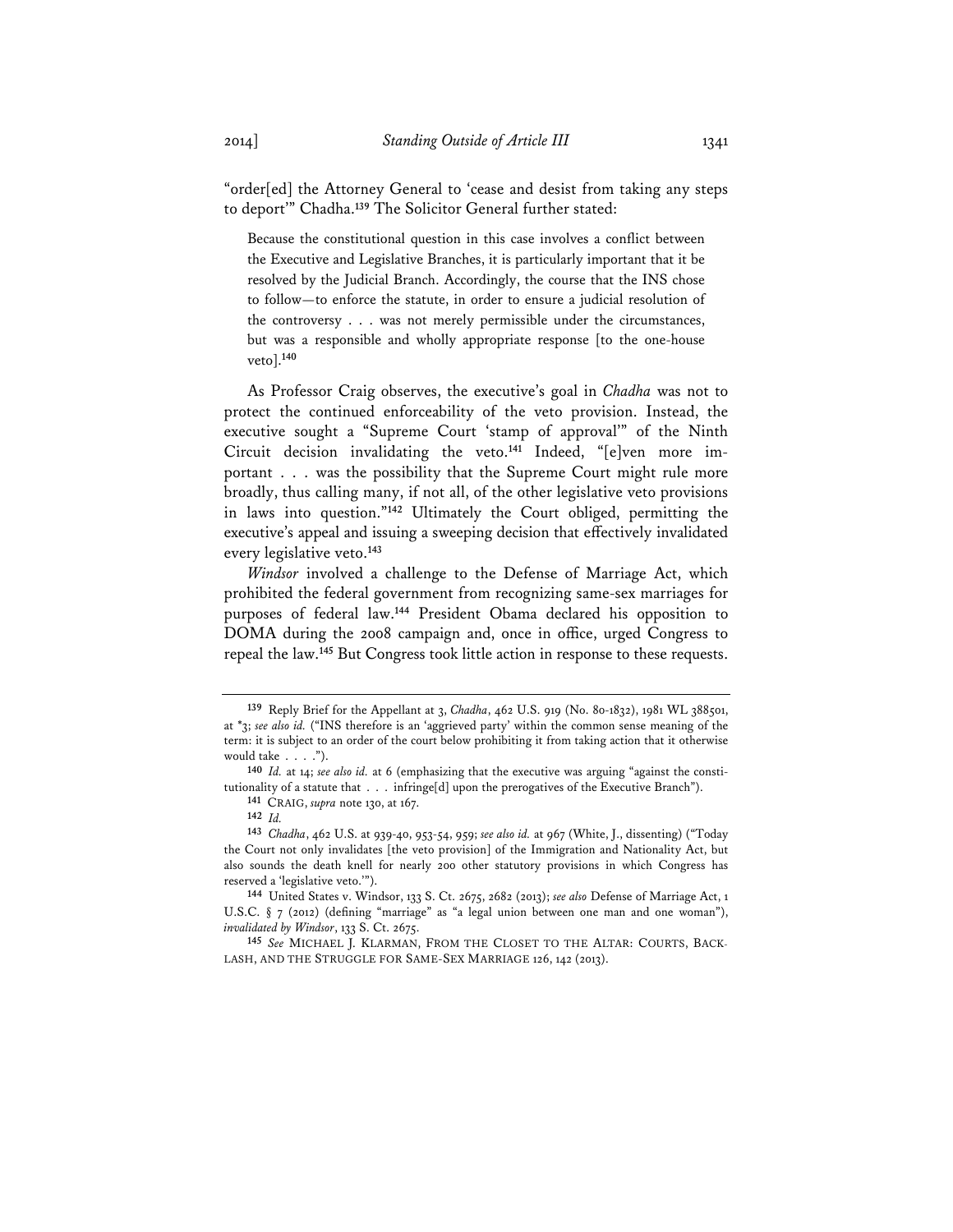"order[ed] the Attorney General to 'cease and desist from taking any steps to deport'" Chadha.[139] The Solicitor General further stated:

> Because the constitutional question in this case involves a conflict between the Executive and Legislative Branches, it is particularly important that it be resolved by the Judicial Branch. Accordingly, the course that the INS chose to follow—to enforce the statute, in order to ensure a judicial resolution of the controversy . . . was not merely permissible under the circumstances, but was a responsible and wholly appropriate response [to the one-house veto].[140]

As Professor Craig observes, the executive's goal in *Chadha* was not to protect the continued enforceability of the veto provision. Instead, the executive sought a "Supreme Court 'stamp of approval'" of the Ninth Circuit decision invalidating the veto.[141] Indeed, "[e]ven more important . . . was the possibility that the Supreme Court might rule more broadly, thus calling many, if not all, of the other legislative veto provisions in laws into question."[142] Ultimately the Court obliged, permitting the executive's appeal and issuing a sweeping decision that effectively invalidated every legislative veto.[143]

*Windsor* involved a challenge to the Defense of Marriage Act, which prohibited the federal government from recognizing same-sex marriages for purposes of federal law.[144] President Obama declared his opposition to DOMA during the 2008 campaign and, once in office, urged Congress to repeal the law.[145] But Congress took little action in response to these requests.

---

[139] Reply Brief for the Appellant at 3, *Chadha*, 462 U.S. 919 (No. 80-1832), 1981 WL 388501, at *3; *see also id.* ("INS therefore is an 'aggrieved party' within the common sense meaning of the term: it is subject to an order of the court below prohibiting it from taking action that it otherwise would take . . . .").

[140] *Id.* at 14; *see also id.* at 6 (emphasizing that the executive was arguing "against the constitutionality of a statute that . . . infringe[d] upon the prerogatives of the Executive Branch").

[141] CRAIG, *supra* note 130, at 167.

[142] *Id.*

[143] *Chadha*, 462 U.S. at 939-40, 953-54, 959; *see also id.* at 967 (White, J., dissenting) ("Today the Court not only invalidates [the veto provision] of the Immigration and Nationality Act, but also sounds the death knell for nearly 200 other statutory provisions in which Congress has reserved a 'legislative veto.'").

[144] United States v. Windsor, 133 S. Ct. 2675, 2682 (2013); *see also* Defense of Marriage Act, 1 U.S.C. § 7 (2012) (defining "marriage" as "a legal union between one man and one woman"), *invalidated by Windsor*, 133 S. Ct. 2675.

[145] *See* MICHAEL J. KLARMAN, FROM THE CLOSET TO THE ALTAR: COURTS, BACKLASH, AND THE STRUGGLE FOR SAME-SEX MARRIAGE 126, 142 (2013).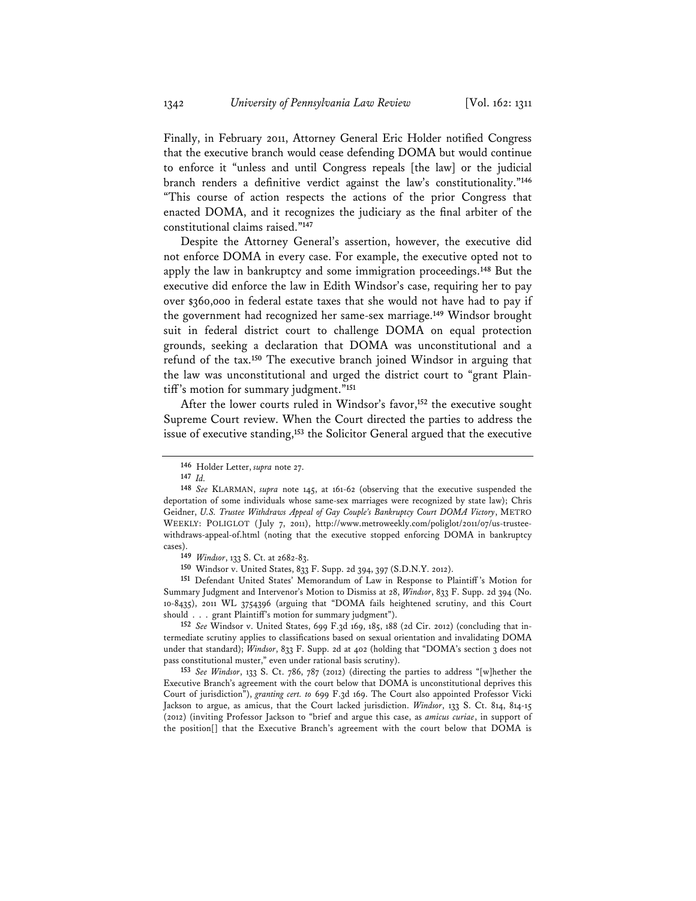Finally, in February 2011, Attorney General Eric Holder notified Congress that the executive branch would cease defending DOMA but would continue to enforce it "unless and until Congress repeals [the law] or the judicial branch renders a definitive verdict against the law's constitutionality."[146] "This course of action respects the actions of the prior Congress that enacted DOMA, and it recognizes the judiciary as the final arbiter of the constitutional claims raised."[147]

Despite the Attorney General's assertion, however, the executive did not enforce DOMA in every case. For example, the executive opted not to apply the law in bankruptcy and some immigration proceedings.[148] But the executive did enforce the law in Edith Windsor's case, requiring her to pay over $360,000 in federal estate taxes that she would not have had to pay if the government had recognized her same-sex marriage.[149] Windsor brought suit in federal district court to challenge DOMA on equal protection grounds, seeking a declaration that DOMA was unconstitutional and a refund of the tax.[150] The executive branch joined Windsor in arguing that the law was unconstitutional and urged the district court to "grant Plaintiff's motion for summary judgment."[151]

After the lower courts ruled in Windsor's favor,[152] the executive sought Supreme Court review. When the Court directed the parties to address the issue of executive standing,[153] the Solicitor General argued that the executive

---

[146] Holder Letter, *supra* note 27.

[147] *Id.*

[148] *See* KLARMAN, *supra* note 145, at 161-62 (observing that the executive suspended the deportation of some individuals whose same-sex marriages were recognized by state law); Chris Geidner, *U.S. Trustee Withdraws Appeal of Gay Couple's Bankruptcy Court DOMA Victory*, METRO WEEKLY: POLIGLOT (July 7, 2011), http://www.metroweekly.com/poliglot/2011/07/us-trustee-withdraws-appeal-of.html (noting that the executive stopped enforcing DOMA in bankruptcy cases).

[149] *Windsor*, 133 S. Ct. at 2682-83.

[150] Windsor v. United States, 833 F. Supp. 2d 394, 397 (S.D.N.Y. 2012).

[151] Defendant United States' Memorandum of Law in Response to Plaintiff's Motion for Summary Judgment and Intervenor's Motion to Dismiss at 28, *Windsor*, 833 F. Supp. 2d 394 (No. 10-8435), 2011 WL 3754396 (arguing that "DOMA fails heightened scrutiny, and this Court should . . . grant Plaintiff's motion for summary judgment").

[152] *See* Windsor v. United States, 699 F.3d 169, 185, 188 (2d Cir. 2012) (concluding that intermediate scrutiny applies to classifications based on sexual orientation and invalidating DOMA under that standard); *Windsor*, 833 F. Supp. 2d at 402 (holding that "DOMA's section 3 does not pass constitutional muster," even under rational basis scrutiny).

[153] *See Windsor*, 133 S. Ct. 786, 787 (2012) (directing the parties to address "[w]hether the Executive Branch's agreement with the court below that DOMA is unconstitutional deprives this Court of jurisdiction"), *granting cert. to* 699 F.3d 169. The Court also appointed Professor Vicki Jackson to argue, as amicus, that the Court lacked jurisdiction. *Windsor*, 133 S. Ct. 814, 814-15 (2012) (inviting Professor Jackson to "brief and argue this case, as *amicus curiae*, in support of the position[] that the Executive Branch's agreement with the court below that DOMA is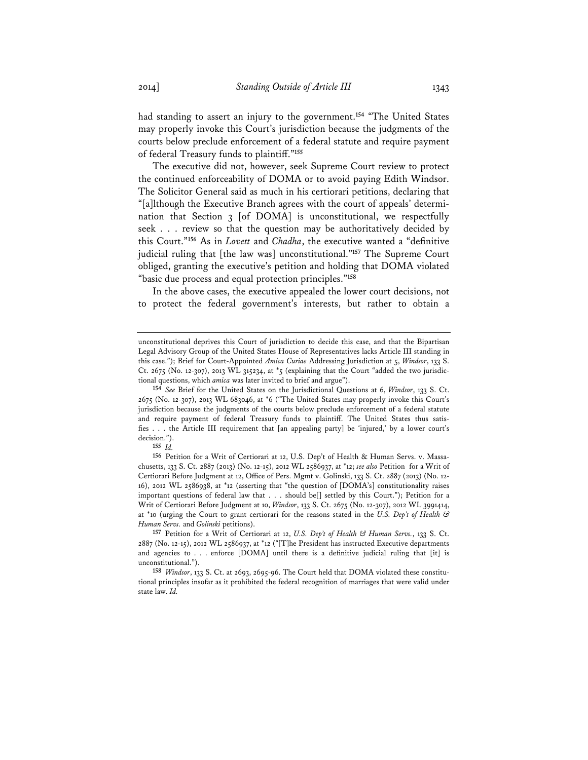had standing to assert an injury to the government.[154] "The United States may properly invoke this Court's jurisdiction because the judgments of the courts below preclude enforcement of a federal statute and require payment of federal Treasury funds to plaintiff."[155]

The executive did not, however, seek Supreme Court review to protect the continued enforceability of DOMA or to avoid paying Edith Windsor. The Solicitor General said as much in his certiorari petitions, declaring that "[a]lthough the Executive Branch agrees with the court of appeals' determination that Section 3 [of DOMA] is unconstitutional, we respectfully seek . . . review so that the question may be authoritatively decided by this Court."[156] As in *Lovett* and *Chadha*, the executive wanted a "definitive judicial ruling that [the law was] unconstitutional."[157] The Supreme Court obliged, granting the executive's petition and holding that DOMA violated "basic due process and equal protection principles."[158]

In the above cases, the executive appealed the lower court decisions, not to protect the federal government's interests, but rather to obtain a

---

unconstitutional deprives this Court of jurisdiction to decide this case, and that the Bipartisan Legal Advisory Group of the United States House of Representatives lacks Article III standing in this case."); Brief for Court-Appointed *Amica Curiae* Addressing Jurisdiction at 5, *Windsor*, 133 S. Ct. 2675 (No. 12-307), 2013 WL 315234, at *5 (explaining that the Court "added the two jurisdictional questions, which *amica* was later invited to brief and argue").

[154] *See* Brief for the United States on the Jurisdictional Questions at 6, *Windsor*, 133 S. Ct. 2675 (No. 12-307), 2013 WL 683046, at *6 ("The United States may properly invoke this Court's jurisdiction because the judgments of the courts below preclude enforcement of a federal statute and require payment of federal Treasury funds to plaintiff. The United States thus satisfies . . . the Article III requirement that [an appealing party] be 'injured,' by a lower court's decision.").

[155] *Id.*

[156] Petition for a Writ of Certiorari at 12, U.S. Dep't of Health & Human Servs. v. Massachusetts, 133 S. Ct. 2887 (2013) (No. 12-15), 2012 WL 2586937, at *12; *see also* Petition for a Writ of Certiorari Before Judgment at 12, Office of Pers. Mgmt v. Golinski, 133 S. Ct. 2887 (2013) (No. 12-16), 2012 WL 2586938, at *12 (asserting that "the question of [DOMA's] constitutionality raises important questions of federal law that . . . should be[] settled by this Court."); Petition for a Writ of Certiorari Before Judgment at 10, *Windsor*, 133 S. Ct. 2675 (No. 12-307), 2012 WL 3991414, at *10 (urging the Court to grant certiorari for the reasons stated in the *U.S. Dep't of Health & Human Servs.* and *Golinski* petitions).

[157] Petition for a Writ of Certiorari at 12, *U.S. Dep't of Health & Human Servs.*, 133 S. Ct. 2887 (No. 12-15), 2012 WL 2586937, at *12 ("[T]he President has instructed Executive departments and agencies to . . . enforce [DOMA] until there is a definitive judicial ruling that [it] is unconstitutional.").

[158] *Windsor*, 133 S. Ct. at 2693, 2695-96. The Court held that DOMA violated these constitutional principles insofar as it prohibited the federal recognition of marriages that were valid under state law. *Id.*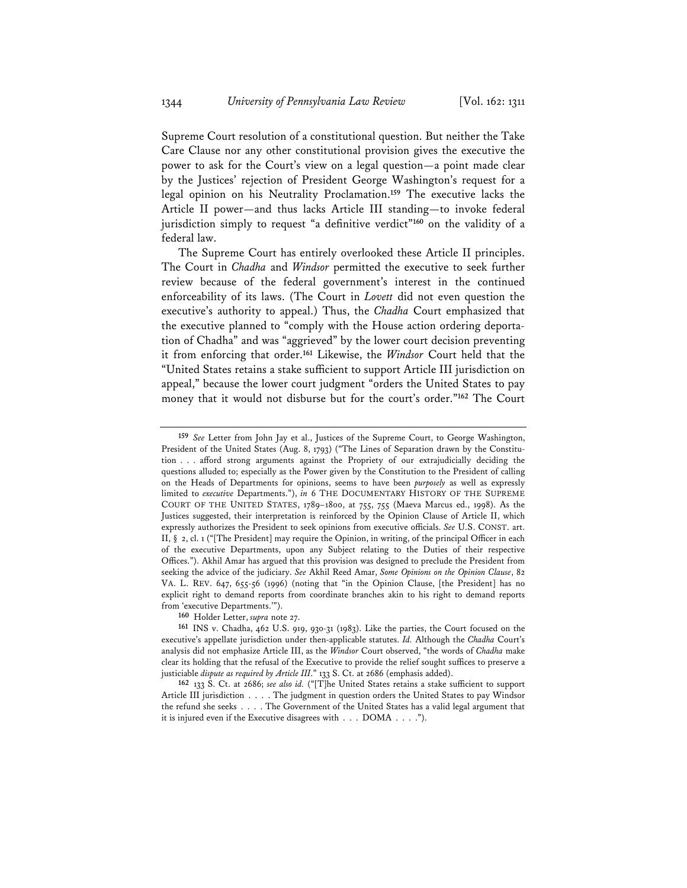Supreme Court resolution of a constitutional question. But neither the Take Care Clause nor any other constitutional provision gives the executive the power to ask for the Court's view on a legal question—a point made clear by the Justices' rejection of President George Washington's request for a legal opinion on his Neutrality Proclamation.[159] The executive lacks the Article II power—and thus lacks Article III standing—to invoke federal jurisdiction simply to request "a definitive verdict"[160] on the validity of a federal law.

The Supreme Court has entirely overlooked these Article II principles. The Court in *Chadha* and *Windsor* permitted the executive to seek further review because of the federal government's interest in the continued enforceability of its laws. (The Court in *Lovett* did not even question the executive's authority to appeal.) Thus, the *Chadha* Court emphasized that the executive planned to "comply with the House action ordering deportation of Chadha" and was "aggrieved" by the lower court decision preventing it from enforcing that order.[161] Likewise, the *Windsor* Court held that the "United States retains a stake sufficient to support Article III jurisdiction on appeal," because the lower court judgment "orders the United States to pay money that it would not disburse but for the court's order."[162] The Court

---

[159] *See* Letter from John Jay et al., Justices of the Supreme Court, to George Washington, President of the United States (Aug. 8, 1793) ("The Lines of Separation drawn by the Constitution . . . afford strong arguments against the Propriety of our extrajudicially deciding the questions alluded to; especially as the Power given by the Constitution to the President of calling on the Heads of Departments for opinions, seems to have been *purposely* as well as expressly limited to *executive* Departments."), *in* 6 THE DOCUMENTARY HISTORY OF THE SUPREME COURT OF THE UNITED STATES, 1789–1800, at 755, 755 (Maeva Marcus ed., 1998). As the Justices suggested, their interpretation is reinforced by the Opinion Clause of Article II, which expressly authorizes the President to seek opinions from executive officials. *See* U.S. CONST. art. II, § 2, cl. 1 ("[The President] may require the Opinion, in writing, of the principal Officer in each of the executive Departments, upon any Subject relating to the Duties of their respective Offices."). Akhil Amar has argued that this provision was designed to preclude the President from seeking the advice of the judiciary. *See* Akhil Reed Amar, *Some Opinions on the Opinion Clause*, 82 VA. L. REV. 647, 655-56 (1996) (noting that "in the Opinion Clause, [the President] has no explicit right to demand reports from coordinate branches akin to his right to demand reports from 'executive Departments.'").

[160] Holder Letter, *supra* note 27.

[161] INS v. Chadha, 462 U.S. 919, 930-31 (1983). Like the parties, the Court focused on the executive's appellate jurisdiction under then-applicable statutes. *Id.* Although the *Chadha* Court's analysis did not emphasize Article III, as the *Windsor* Court observed, "the words of *Chadha* make clear its holding that the refusal of the Executive to provide the relief sought suffices to preserve a justiciable *dispute as required by Article III*." 133 S. Ct. at 2686 (emphasis added).

[162] 133 S. Ct. at 2686; *see also id.* ("[T]he United States retains a stake sufficient to support Article III jurisdiction . . . . The judgment in question orders the United States to pay Windsor the refund she seeks . . . . The Government of the United States has a valid legal argument that it is injured even if the Executive disagrees with . . . DOMA . . . .").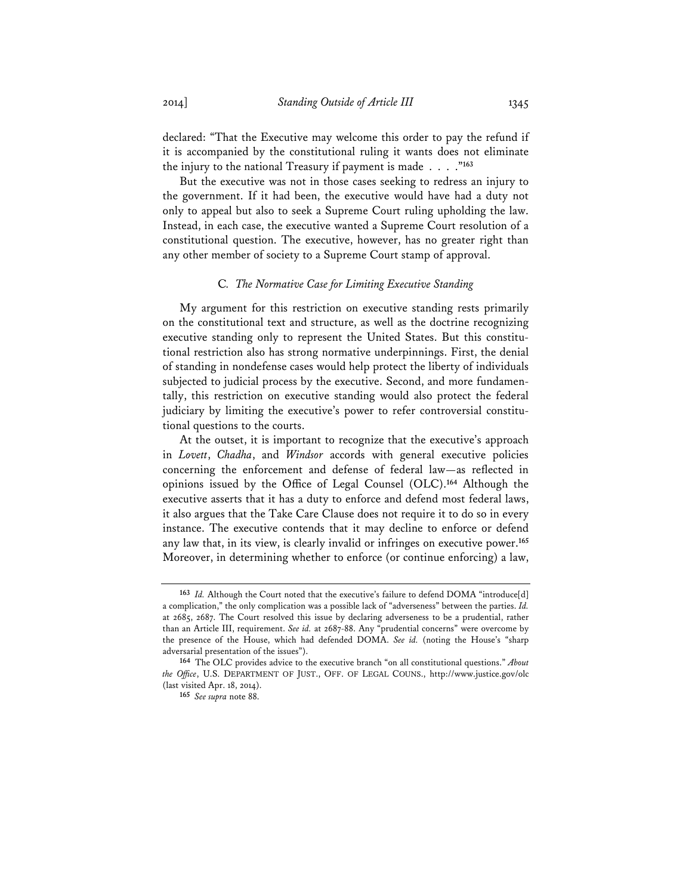declared: "That the Executive may welcome this order to pay the refund if it is accompanied by the constitutional ruling it wants does not eliminate the injury to the national Treasury if payment is made . . . ."[163]

But the executive was not in those cases seeking to redress an injury to the government. If it had been, the executive would have had a duty not only to appeal but also to seek a Supreme Court ruling upholding the law. Instead, in each case, the executive wanted a Supreme Court resolution of a constitutional question. The executive, however, has no greater right than any other member of society to a Supreme Court stamp of approval.

### C. *The Normative Case for Limiting Executive Standing*

My argument for this restriction on executive standing rests primarily on the constitutional text and structure, as well as the doctrine recognizing executive standing only to represent the United States. But this constitutional restriction also has strong normative underpinnings. First, the denial of standing in nondefense cases would help protect the liberty of individuals subjected to judicial process by the executive. Second, and more fundamentally, this restriction on executive standing would also protect the federal judiciary by limiting the executive's power to refer controversial constitutional questions to the courts.

At the outset, it is important to recognize that the executive's approach in *Lovett*, *Chadha*, and *Windsor* accords with general executive policies concerning the enforcement and defense of federal law—as reflected in opinions issued by the Office of Legal Counsel (OLC).[164] Although the executive asserts that it has a duty to enforce and defend most federal laws, it also argues that the Take Care Clause does not require it to do so in every instance. The executive contends that it may decline to enforce or defend any law that, in its view, is clearly invalid or infringes on executive power.[165] Moreover, in determining whether to enforce (or continue enforcing) a law,

---

[163] *Id.* Although the Court noted that the executive's failure to defend DOMA "introduce[d] a complication," the only complication was a possible lack of "adverseness" between the parties. *Id.* at 2685, 2687. The Court resolved this issue by declaring adverseness to be a prudential, rather than an Article III, requirement. *See id.* at 2687-88. Any "prudential concerns" were overcome by the presence of the House, which had defended DOMA. *See id.* (noting the House's "sharp adversarial presentation of the issues").

[164] The OLC provides advice to the executive branch "on all constitutional questions." *About the Office*, U.S. DEPARTMENT OF JUST., OFF. OF LEGAL COUNS., http://www.justice.gov/olc (last visited Apr. 18, 2014).

[165] *See supra* note 88.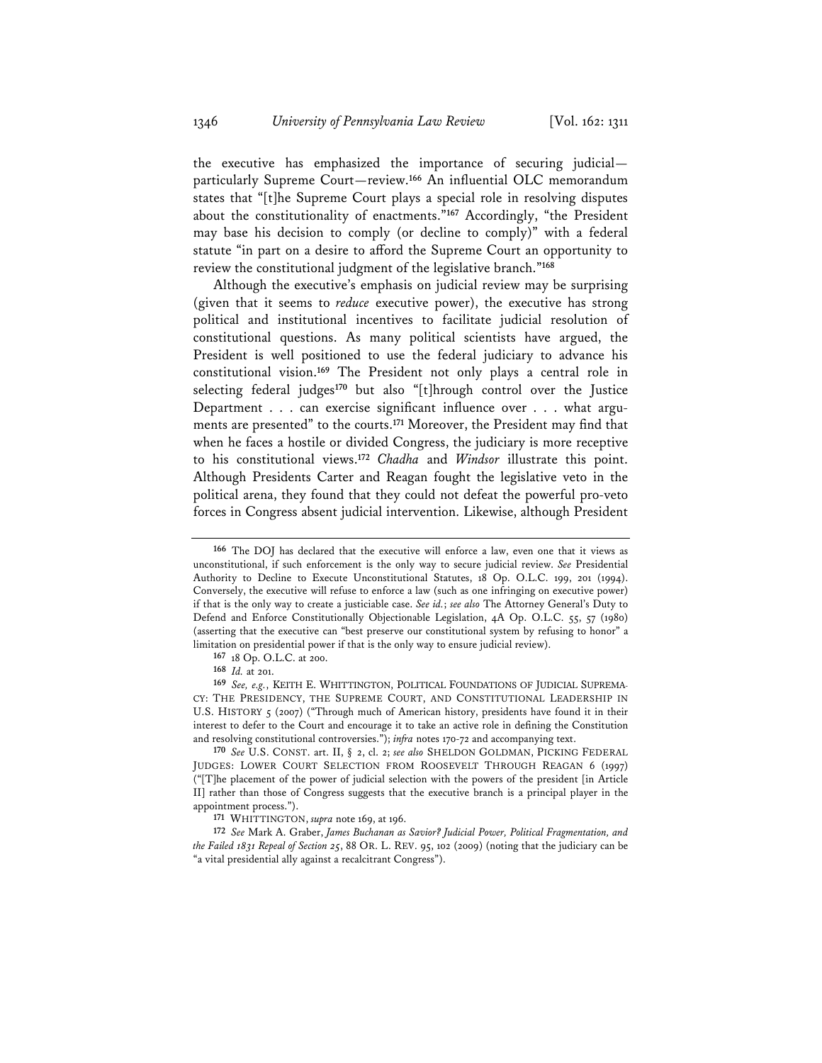the executive has emphasized the importance of securing judicial—particularly Supreme Court—review.[166] An influential OLC memorandum states that "[t]he Supreme Court plays a special role in resolving disputes about the constitutionality of enactments."[167] Accordingly, "the President may base his decision to comply (or decline to comply)" with a federal statute "in part on a desire to afford the Supreme Court an opportunity to review the constitutional judgment of the legislative branch."[168]

Although the executive's emphasis on judicial review may be surprising (given that it seems to *reduce* executive power), the executive has strong political and institutional incentives to facilitate judicial resolution of constitutional questions. As many political scientists have argued, the President is well positioned to use the federal judiciary to advance his constitutional vision.[169] The President not only plays a central role in selecting federal judges[170] but also "[t]hrough control over the Justice Department . . . can exercise significant influence over . . . what arguments are presented" to the courts.[171] Moreover, the President may find that when he faces a hostile or divided Congress, the judiciary is more receptive to his constitutional views.[172] *Chadha* and *Windsor* illustrate this point. Although Presidents Carter and Reagan fought the legislative veto in the political arena, they found that they could not defeat the powerful pro-veto forces in Congress absent judicial intervention. Likewise, although President

---

[166] The DOJ has declared that the executive will enforce a law, even one that it views as unconstitutional, if such enforcement is the only way to secure judicial review. *See* Presidential Authority to Decline to Execute Unconstitutional Statutes, 18 Op. O.L.C. 199, 201 (1994). Conversely, the executive will refuse to enforce a law (such as one infringing on executive power) if that is the only way to create a justiciable case. *See id.*; *see also* The Attorney General's Duty to Defend and Enforce Constitutionally Objectionable Legislation, 4A Op. O.L.C. 55, 57 (1980) (asserting that the executive can "best preserve our constitutional system by refusing to honor" a limitation on presidential power if that is the only way to ensure judicial review).

[167] 18 Op. O.L.C. at 200.

[168] *Id.* at 201.

[169] *See, e.g.*, KEITH E. WHITTINGTON, POLITICAL FOUNDATIONS OF JUDICIAL SUPREMACY: THE PRESIDENCY, THE SUPREME COURT, AND CONSTITUTIONAL LEADERSHIP IN U.S. HISTORY 5 (2007) ("Through much of American history, presidents have found it in their interest to defer to the Court and encourage it to take an active role in defining the Constitution and resolving constitutional controversies."); *infra* notes 170-72 and accompanying text.

[170] *See* U.S. CONST. art. II, § 2, cl. 2; *see also* SHELDON GOLDMAN, PICKING FEDERAL JUDGES: LOWER COURT SELECTION FROM ROOSEVELT THROUGH REAGAN 6 (1997) ("[T]he placement of the power of judicial selection with the powers of the president [in Article II] rather than those of Congress suggests that the executive branch is a principal player in the appointment process.").

[171] WHITTINGTON, *supra* note 169, at 196.

[172] *See* Mark A. Graber, *James Buchanan as Savior? Judicial Power, Political Fragmentation, and the Failed 1831 Repeal of Section 25*, 88 OR. L. REV. 95, 102 (2009) (noting that the judiciary can be "a vital presidential ally against a recalcitrant Congress").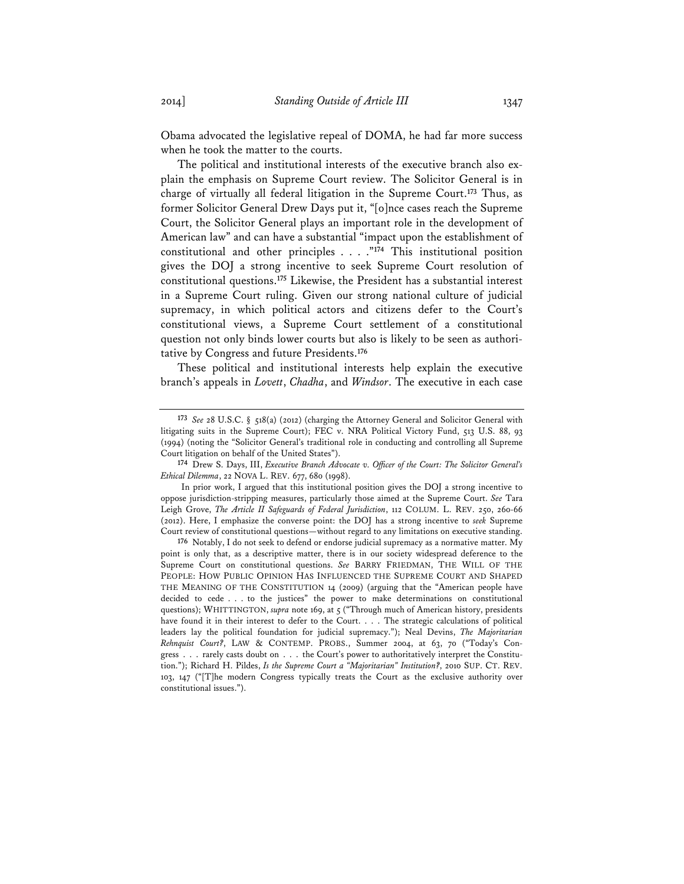Obama advocated the legislative repeal of DOMA, he had far more success when he took the matter to the courts.

The political and institutional interests of the executive branch also explain the emphasis on Supreme Court review. The Solicitor General is in charge of virtually all federal litigation in the Supreme Court.[173] Thus, as former Solicitor General Drew Days put it, "[o]nce cases reach the Supreme Court, the Solicitor General plays an important role in the development of American law" and can have a substantial "impact upon the establishment of constitutional and other principles . . . ."[174] This institutional position gives the DOJ a strong incentive to seek Supreme Court resolution of constitutional questions.[175] Likewise, the President has a substantial interest in a Supreme Court ruling. Given our strong national culture of judicial supremacy, in which political actors and citizens defer to the Court's constitutional views, a Supreme Court settlement of a constitutional question not only binds lower courts but also is likely to be seen as authoritative by Congress and future Presidents.[176]

These political and institutional interests help explain the executive branch's appeals in *Lovett*, *Chadha*, and *Windsor*. The executive in each case

---

[173] *See* 28 U.S.C. § 518(a) (2012) (charging the Attorney General and Solicitor General with litigating suits in the Supreme Court); FEC v. NRA Political Victory Fund, 513 U.S. 88, 93 (1994) (noting the "Solicitor General's traditional role in conducting and controlling all Supreme Court litigation on behalf of the United States").

[174] Drew S. Days, III, *Executive Branch Advocate v. Officer of the Court: The Solicitor General's Ethical Dilemma*, 22 NOVA L. REV. 677, 680 (1998).

[175] In prior work, I argued that this institutional position gives the DOJ a strong incentive to oppose jurisdiction-stripping measures, particularly those aimed at the Supreme Court. *See* Tara Leigh Grove, *The Article II Safeguards of Federal Jurisdiction*, 112 COLUM. L. REV. 250, 260-66 (2012). Here, I emphasize the converse point: the DOJ has a strong incentive to *seek* Supreme Court review of constitutional questions—without regard to any limitations on executive standing.

[176] Notably, I do not seek to defend or endorse judicial supremacy as a normative matter. My point is only that, as a descriptive matter, there is in our society widespread deference to the Supreme Court on constitutional questions. *See* BARRY FRIEDMAN, THE WILL OF THE PEOPLE: HOW PUBLIC OPINION HAS INFLUENCED THE SUPREME COURT AND SHAPED THE MEANING OF THE CONSTITUTION 14 (2009) (arguing that the "American people have decided to cede . . . to the justices" the power to make determinations on constitutional questions); WHITTINGTON, *supra* note 169, at 5 ("Through much of American history, presidents have found it in their interest to defer to the Court. . . . The strategic calculations of political leaders lay the political foundation for judicial supremacy."); Neal Devins, *The Majoritarian Rehnquist Court?*, LAW & CONTEMP. PROBS., Summer 2004, at 63, 70 ("Today's Congress . . . rarely casts doubt on . . . the Court's power to authoritatively interpret the Constitution."); Richard H. Pildes, *Is the Supreme Court a "Majoritarian" Institution?*, 2010 SUP. CT. REV. 103, 147 ("[T]he modern Congress typically treats the Court as the exclusive authority over constitutional issues.").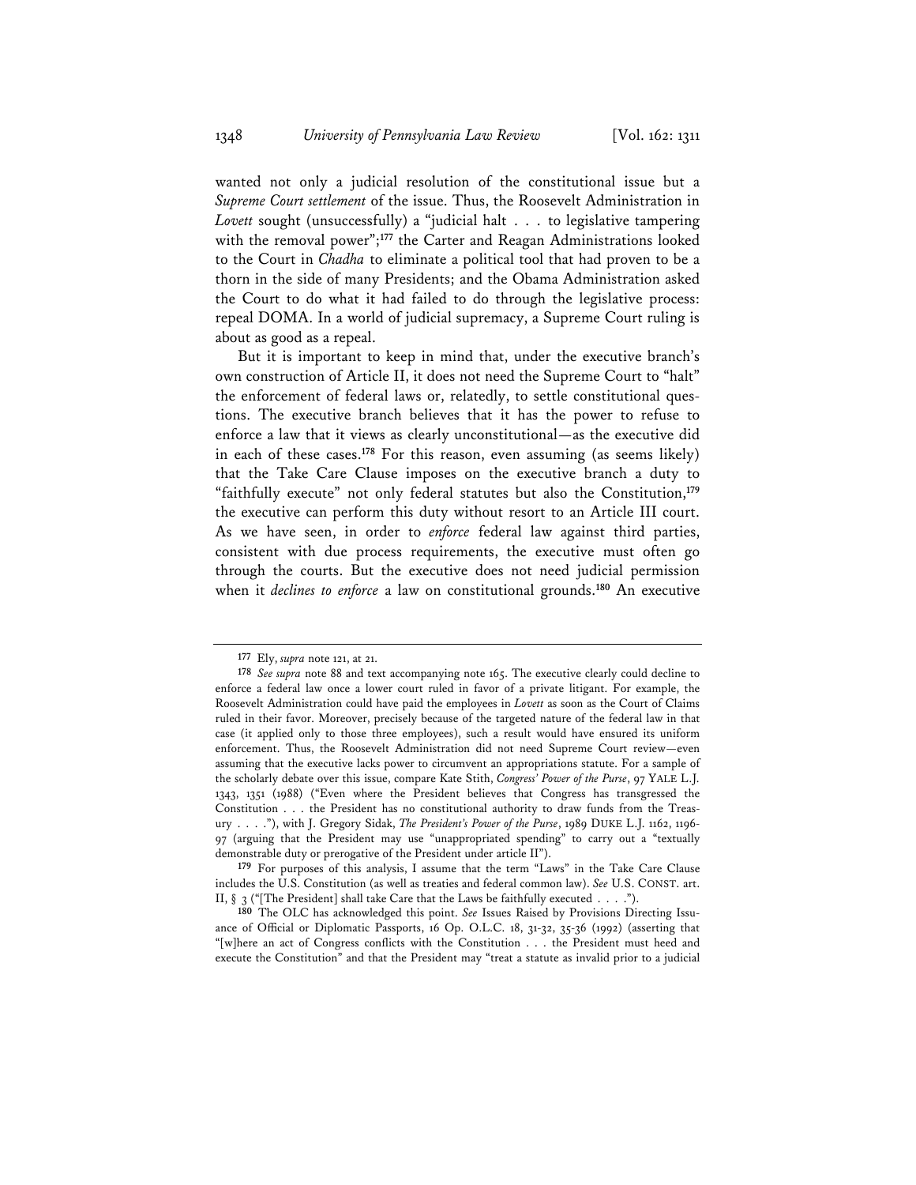wanted not only a judicial resolution of the constitutional issue but a *Supreme Court settlement* of the issue. Thus, the Roosevelt Administration in *Lovett* sought (unsuccessfully) a "judicial halt . . . to legislative tampering with the removal power";[177] the Carter and Reagan Administrations looked to the Court in *Chadha* to eliminate a political tool that had proven to be a thorn in the side of many Presidents; and the Obama Administration asked the Court to do what it had failed to do through the legislative process: repeal DOMA. In a world of judicial supremacy, a Supreme Court ruling is about as good as a repeal.

But it is important to keep in mind that, under the executive branch's own construction of Article II, it does not need the Supreme Court to "halt" the enforcement of federal laws or, relatedly, to settle constitutional questions. The executive branch believes that it has the power to refuse to enforce a law that it views as clearly unconstitutional—as the executive did in each of these cases.[178] For this reason, even assuming (as seems likely) that the Take Care Clause imposes on the executive branch a duty to "faithfully execute" not only federal statutes but also the Constitution,[179] the executive can perform this duty without resort to an Article III court. As we have seen, in order to *enforce* federal law against third parties, consistent with due process requirements, the executive must often go through the courts. But the executive does not need judicial permission when it *declines to enforce* a law on constitutional grounds.[180] An executive

---

[177] Ely, *supra* note 121, at 21.

[178] *See supra* note 88 and text accompanying note 165. The executive clearly could decline to enforce a federal law once a lower court ruled in favor of a private litigant. For example, the Roosevelt Administration could have paid the employees in *Lovett* as soon as the Court of Claims ruled in their favor. Moreover, precisely because of the targeted nature of the federal law in that case (it applied only to those three employees), such a result would have ensured its uniform enforcement. Thus, the Roosevelt Administration did not need Supreme Court review—even assuming that the executive lacks power to circumvent an appropriations statute. For a sample of the scholarly debate over this issue, compare Kate Stith, *Congress' Power of the Purse*, 97 YALE L.J. 1343, 1351 (1988) ("Even where the President believes that Congress has transgressed the Constitution . . . the President has no constitutional authority to draw funds from the Treasury . . . ."), with J. Gregory Sidak, *The President's Power of the Purse*, 1989 DUKE L.J. 1162, 1196-97 (arguing that the President may use "unappropriated spending" to carry out a "textually demonstrable duty or prerogative of the President under article II").

[179] For purposes of this analysis, I assume that the term "Laws" in the Take Care Clause includes the U.S. Constitution (as well as treaties and federal common law). *See* U.S. CONST. art. II, § 3 ("[The President] shall take Care that the Laws be faithfully executed . . . .").

[180] The OLC has acknowledged this point. *See* Issues Raised by Provisions Directing Issuance of Official or Diplomatic Passports, 16 Op. O.L.C. 18, 31-32, 35-36 (1992) (asserting that "[w]here an act of Congress conflicts with the Constitution . . . the President must heed and execute the Constitution" and that the President may "treat a statute as invalid prior to a judicial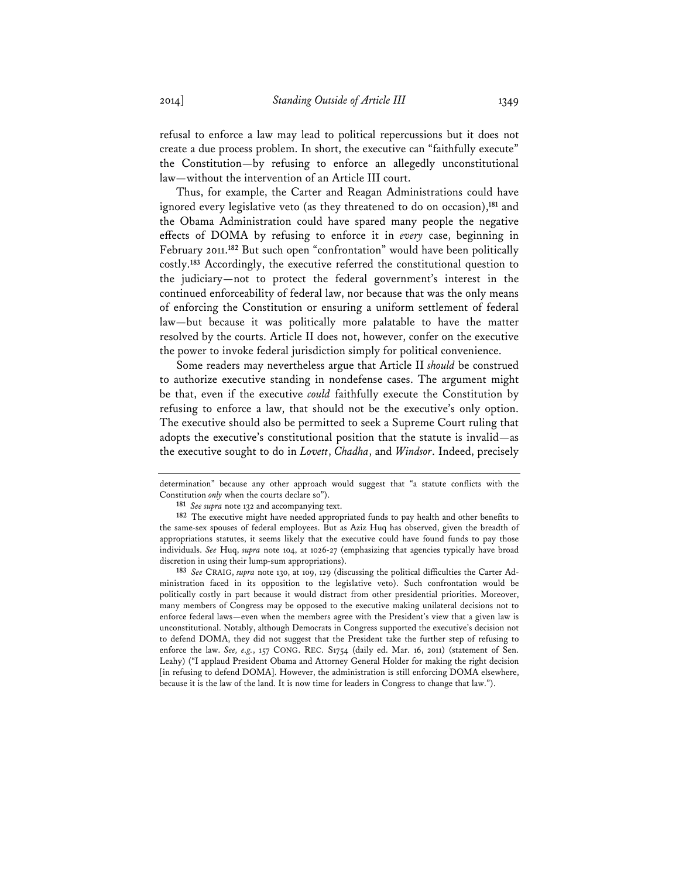refusal to enforce a law may lead to political repercussions but it does not create a due process problem. In short, the executive can "faithfully execute" the Constitution—by refusing to enforce an allegedly unconstitutional law—without the intervention of an Article III court.

Thus, for example, the Carter and Reagan Administrations could have ignored every legislative veto (as they threatened to do on occasion),[181] and the Obama Administration could have spared many people the negative effects of DOMA by refusing to enforce it in *every* case, beginning in February 2011.[182] But such open "confrontation" would have been politically costly.[183] Accordingly, the executive referred the constitutional question to the judiciary—not to protect the federal government's interest in the continued enforceability of federal law, nor because that was the only means of enforcing the Constitution or ensuring a uniform settlement of federal law—but because it was politically more palatable to have the matter resolved by the courts. Article II does not, however, confer on the executive the power to invoke federal jurisdiction simply for political convenience.

Some readers may nevertheless argue that Article II *should* be construed to authorize executive standing in nondefense cases. The argument might be that, even if the executive *could* faithfully execute the Constitution by refusing to enforce a law, that should not be the executive's only option. The executive should also be permitted to seek a Supreme Court ruling that adopts the executive's constitutional position that the statute is invalid—as the executive sought to do in *Lovett*, *Chadha*, and *Windsor*. Indeed, precisely

---

determination" because any other approach would suggest that "a statute conflicts with the Constitution *only* when the courts declare so").

[181] *See supra* note 132 and accompanying text.

[182] The executive might have needed appropriated funds to pay health and other benefits to the same-sex spouses of federal employees. But as Aziz Huq has observed, given the breadth of appropriations statutes, it seems likely that the executive could have found funds to pay those individuals. *See* Huq, *supra* note 104, at 1026-27 (emphasizing that agencies typically have broad discretion in using their lump-sum appropriations).

[183] *See* CRAIG, *supra* note 130, at 109, 129 (discussing the political difficulties the Carter Administration faced in its opposition to the legislative veto). Such confrontation would be politically costly in part because it would distract from other presidential priorities. Moreover, many members of Congress may be opposed to the executive making unilateral decisions not to enforce federal laws—even when the members agree with the President's view that a given law is unconstitutional. Notably, although Democrats in Congress supported the executive's decision not to defend DOMA, they did not suggest that the President take the further step of refusing to enforce the law. *See, e.g.*, 157 CONG. REC. S1754 (daily ed. Mar. 16, 2011) (statement of Sen. Leahy) ("I applaud President Obama and Attorney General Holder for making the right decision [in refusing to defend DOMA]. However, the administration is still enforcing DOMA elsewhere, because it is the law of the land. It is now time for leaders in Congress to change that law.").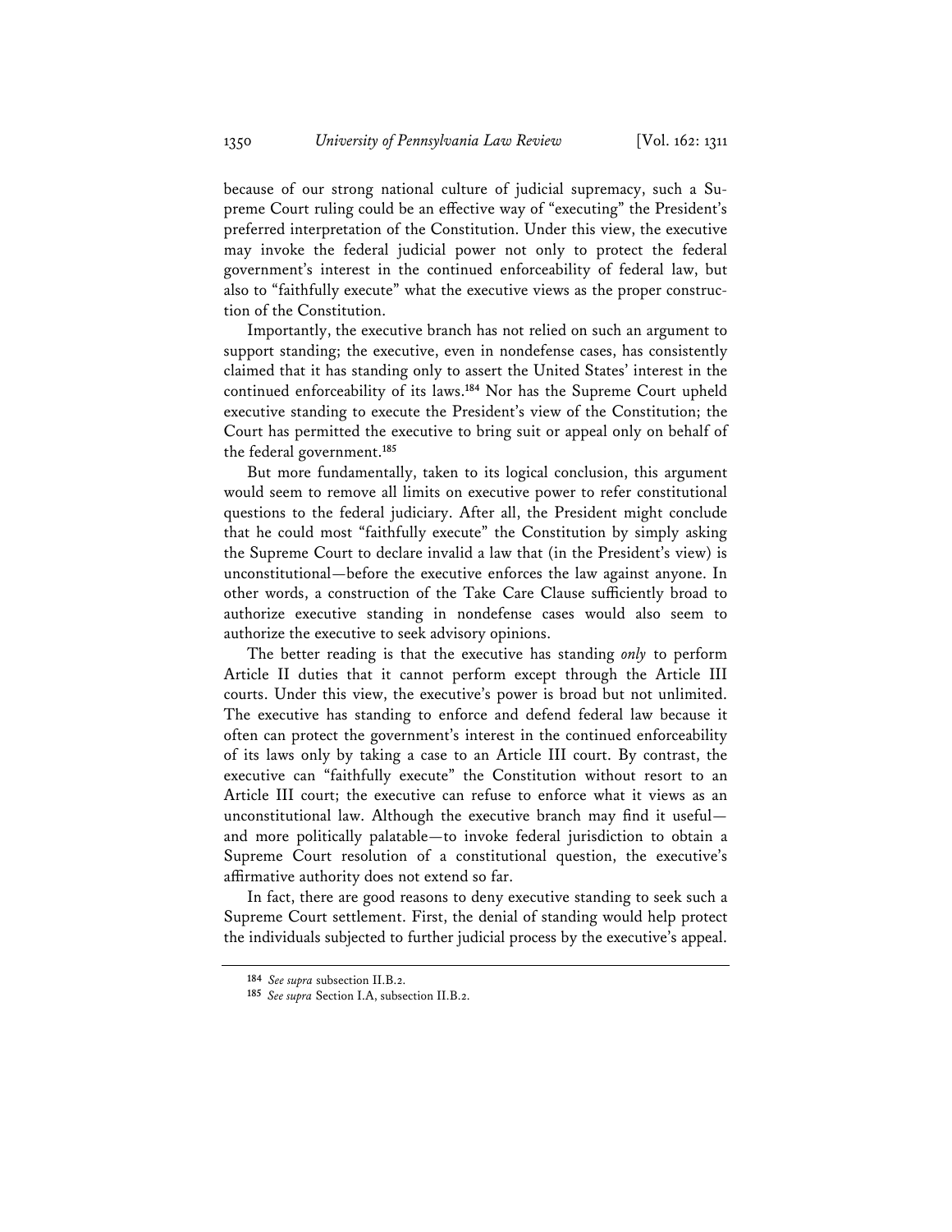because of our strong national culture of judicial supremacy, such a Supreme Court ruling could be an effective way of "executing" the President's preferred interpretation of the Constitution. Under this view, the executive may invoke the federal judicial power not only to protect the federal government's interest in the continued enforceability of federal law, but also to "faithfully execute" what the executive views as the proper construction of the Constitution.

Importantly, the executive branch has not relied on such an argument to support standing; the executive, even in nondefense cases, has consistently claimed that it has standing only to assert the United States' interest in the continued enforceability of its laws.[184] Nor has the Supreme Court upheld executive standing to execute the President's view of the Constitution; the Court has permitted the executive to bring suit or appeal only on behalf of the federal government.[185]

But more fundamentally, taken to its logical conclusion, this argument would seem to remove all limits on executive power to refer constitutional questions to the federal judiciary. After all, the President might conclude that he could most "faithfully execute" the Constitution by simply asking the Supreme Court to declare invalid a law that (in the President's view) is unconstitutional—before the executive enforces the law against anyone. In other words, a construction of the Take Care Clause sufficiently broad to authorize executive standing in nondefense cases would also seem to authorize the executive to seek advisory opinions.

The better reading is that the executive has standing *only* to perform Article II duties that it cannot perform except through the Article III courts. Under this view, the executive's power is broad but not unlimited. The executive has standing to enforce and defend federal law because it often can protect the government's interest in the continued enforceability of its laws only by taking a case to an Article III court. By contrast, the executive can "faithfully execute" the Constitution without resort to an Article III court; the executive can refuse to enforce what it views as an unconstitutional law. Although the executive branch may find it useful—and more politically palatable—to invoke federal jurisdiction to obtain a Supreme Court resolution of a constitutional question, the executive's affirmative authority does not extend so far.

In fact, there are good reasons to deny executive standing to seek such a Supreme Court settlement. First, the denial of standing would help protect the individuals subjected to further judicial process by the executive's appeal.

---

184 *See supra* subsection II.B.2.

185 *See supra* Section I.A, subsection II.B.2.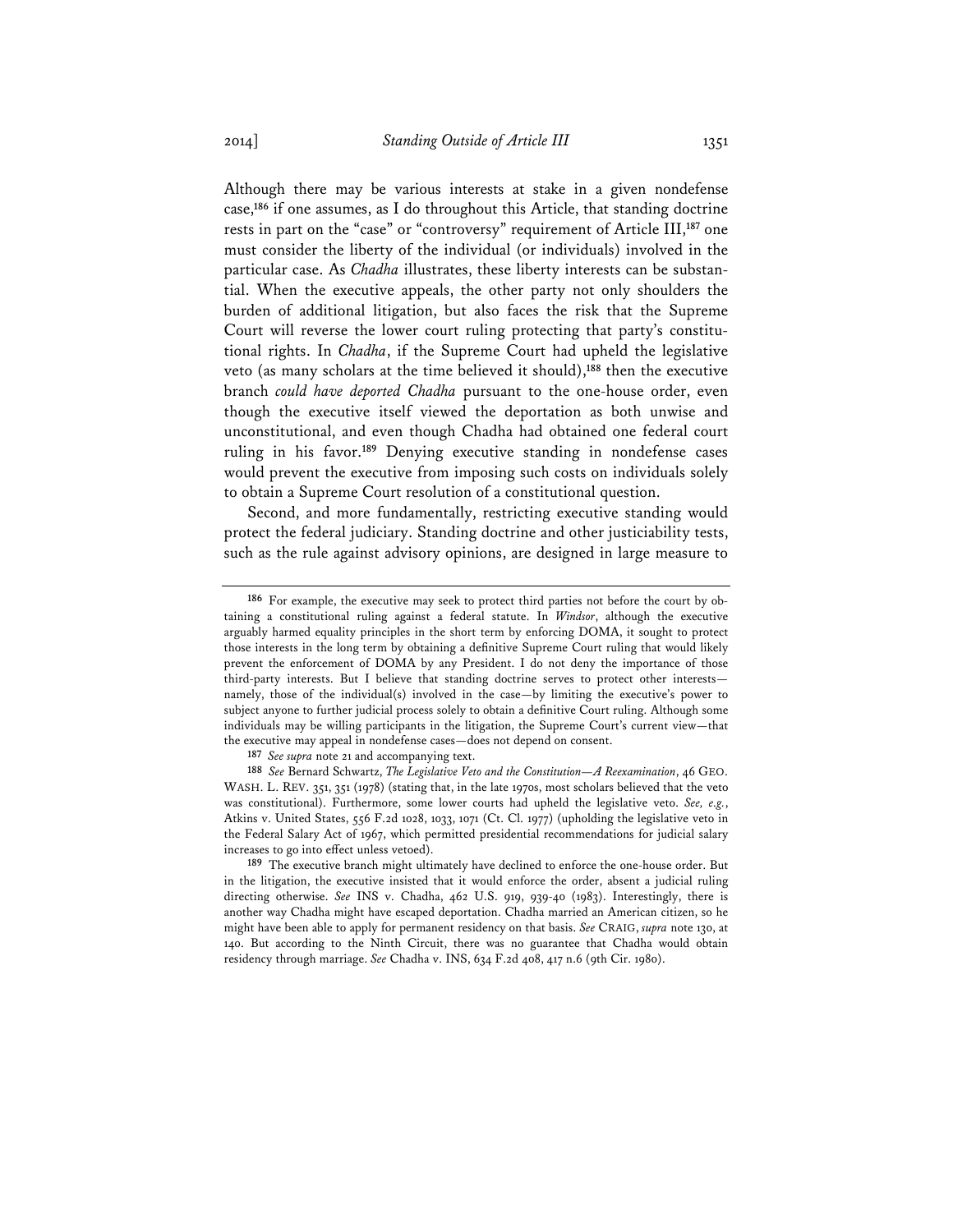Although there may be various interests at stake in a given nondefense case,[186] if one assumes, as I do throughout this Article, that standing doctrine rests in part on the "case" or "controversy" requirement of Article III,[187] one must consider the liberty of the individual (or individuals) involved in the particular case. As *Chadha* illustrates, these liberty interests can be substantial. When the executive appeals, the other party not only shoulders the burden of additional litigation, but also faces the risk that the Supreme Court will reverse the lower court ruling protecting that party's constitutional rights. In *Chadha*, if the Supreme Court had upheld the legislative veto (as many scholars at the time believed it should),[188] then the executive branch *could have deported Chadha* pursuant to the one-house order, even though the executive itself viewed the deportation as both unwise and unconstitutional, and even though Chadha had obtained one federal court ruling in his favor.[189] Denying executive standing in nondefense cases would prevent the executive from imposing such costs on individuals solely to obtain a Supreme Court resolution of a constitutional question.

Second, and more fundamentally, restricting executive standing would protect the federal judiciary. Standing doctrine and other justiciability tests, such as the rule against advisory opinions, are designed in large measure to

---

[186] For example, the executive may seek to protect third parties not before the court by obtaining a constitutional ruling against a federal statute. In *Windsor*, although the executive arguably harmed equality principles in the short term by enforcing DOMA, it sought to protect those interests in the long term by obtaining a definitive Supreme Court ruling that would likely prevent the enforcement of DOMA by any President. I do not deny the importance of those third-party interests. But I believe that standing doctrine serves to protect other interests—namely, those of the individual(s) involved in the case—by limiting the executive's power to subject anyone to further judicial process solely to obtain a definitive Court ruling. Although some individuals may be willing participants in the litigation, the Supreme Court's current view—that the executive may appeal in nondefense cases—does not depend on consent.

[187] *See supra* note 21 and accompanying text.

[188] *See* Bernard Schwartz, *The Legislative Veto and the Constitution—A Reexamination*, 46 GEO. WASH. L. REV. 351, 351 (1978) (stating that, in the late 1970s, most scholars believed that the veto was constitutional). Furthermore, some lower courts had upheld the legislative veto. *See, e.g.*, Atkins v. United States, 556 F.2d 1028, 1033, 1071 (Ct. Cl. 1977) (upholding the legislative veto in the Federal Salary Act of 1967, which permitted presidential recommendations for judicial salary increases to go into effect unless vetoed).

[189] The executive branch might ultimately have declined to enforce the one-house order. But in the litigation, the executive insisted that it would enforce the order, absent a judicial ruling directing otherwise. *See* INS v. Chadha, 462 U.S. 919, 939-40 (1983). Interestingly, there is another way Chadha might have escaped deportation. Chadha married an American citizen, so he might have been able to apply for permanent residency on that basis. *See* CRAIG, *supra* note 130, at 140. But according to the Ninth Circuit, there was no guarantee that Chadha would obtain residency through marriage. *See* Chadha v. INS, 634 F.2d 408, 417 n.6 (9th Cir. 1980).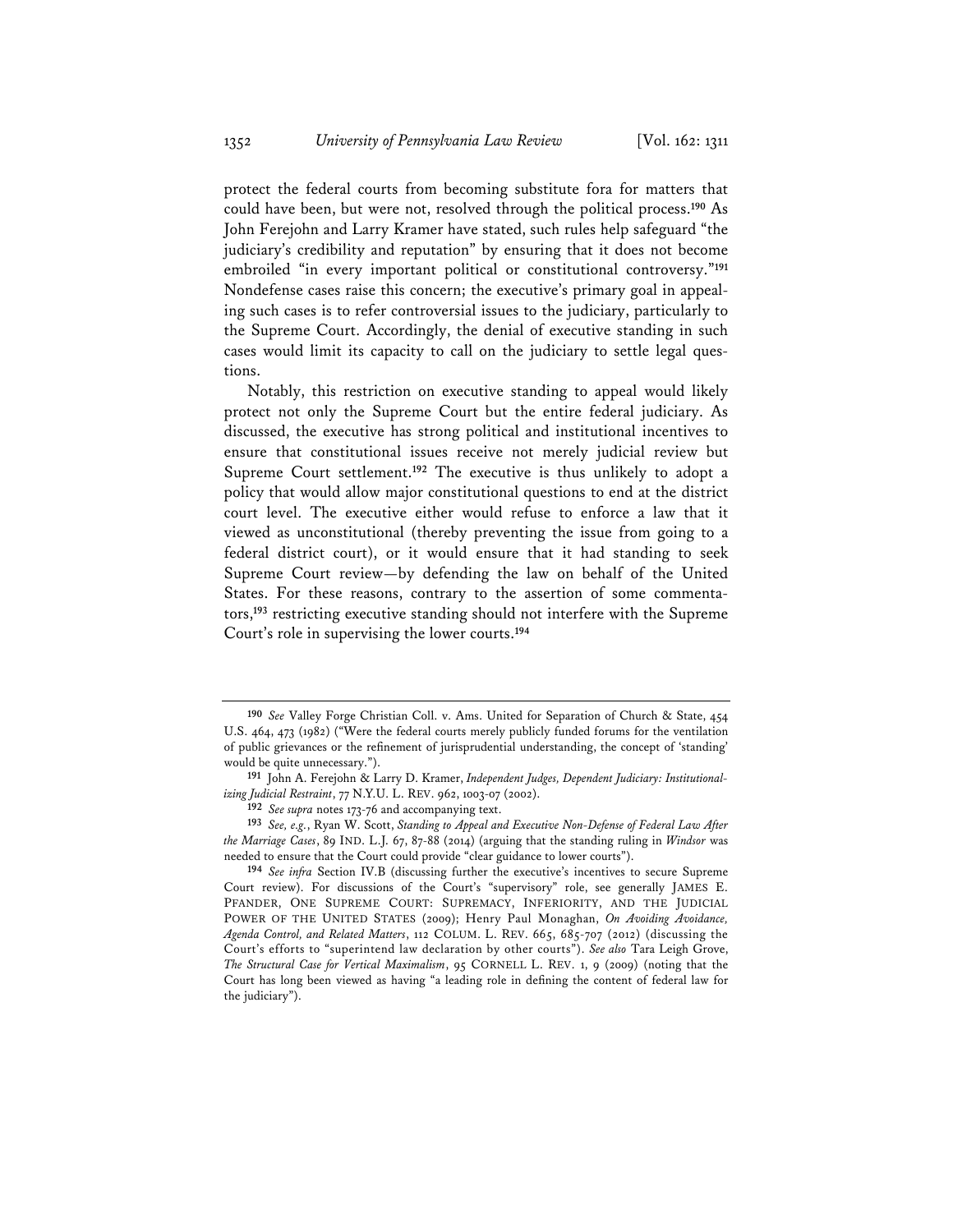protect the federal courts from becoming substitute fora for matters that could have been, but were not, resolved through the political process.[190] As John Ferejohn and Larry Kramer have stated, such rules help safeguard "the judiciary's credibility and reputation" by ensuring that it does not become embroiled "in every important political or constitutional controversy."[191] Nondefense cases raise this concern; the executive's primary goal in appealing such cases is to refer controversial issues to the judiciary, particularly to the Supreme Court. Accordingly, the denial of executive standing in such cases would limit its capacity to call on the judiciary to settle legal questions.

Notably, this restriction on executive standing to appeal would likely protect not only the Supreme Court but the entire federal judiciary. As discussed, the executive has strong political and institutional incentives to ensure that constitutional issues receive not merely judicial review but Supreme Court settlement.[192] The executive is thus unlikely to adopt a policy that would allow major constitutional questions to end at the district court level. The executive either would refuse to enforce a law that it viewed as unconstitutional (thereby preventing the issue from going to a federal district court), or it would ensure that it had standing to seek Supreme Court review—by defending the law on behalf of the United States. For these reasons, contrary to the assertion of some commentators,[193] restricting executive standing should not interfere with the Supreme Court's role in supervising the lower courts.[194]

---

[190] *See* Valley Forge Christian Coll. v. Ams. United for Separation of Church & State, 454 U.S. 464, 473 (1982) ("Were the federal courts merely publicly funded forums for the ventilation of public grievances or the refinement of jurisprudential understanding, the concept of 'standing' would be quite unnecessary.").

[191] John A. Ferejohn & Larry D. Kramer, *Independent Judges, Dependent Judiciary: Institutionalizing Judicial Restraint*, 77 N.Y.U. L. REV. 962, 1003-07 (2002).

[192] *See supra* notes 173-76 and accompanying text.

[193] *See, e.g.*, Ryan W. Scott, *Standing to Appeal and Executive Non-Defense of Federal Law After the Marriage Cases*, 89 IND. L.J. 67, 87-88 (2014) (arguing that the standing ruling in *Windsor* was needed to ensure that the Court could provide "clear guidance to lower courts").

[194] *See infra* Section IV.B (discussing further the executive's incentives to secure Supreme Court review). For discussions of the Court's "supervisory" role, see generally JAMES E. PFANDER, ONE SUPREME COURT: SUPREMACY, INFERIORITY, AND THE JUDICIAL POWER OF THE UNITED STATES (2009); Henry Paul Monaghan, *On Avoiding Avoidance, Agenda Control, and Related Matters*, 112 COLUM. L. REV. 665, 685-707 (2012) (discussing the Court's efforts to "superintend law declaration by other courts"). *See also* Tara Leigh Grove, *The Structural Case for Vertical Maximalism*, 95 CORNELL L. REV. 1, 9 (2009) (noting that the Court has long been viewed as having "a leading role in defining the content of federal law for the judiciary").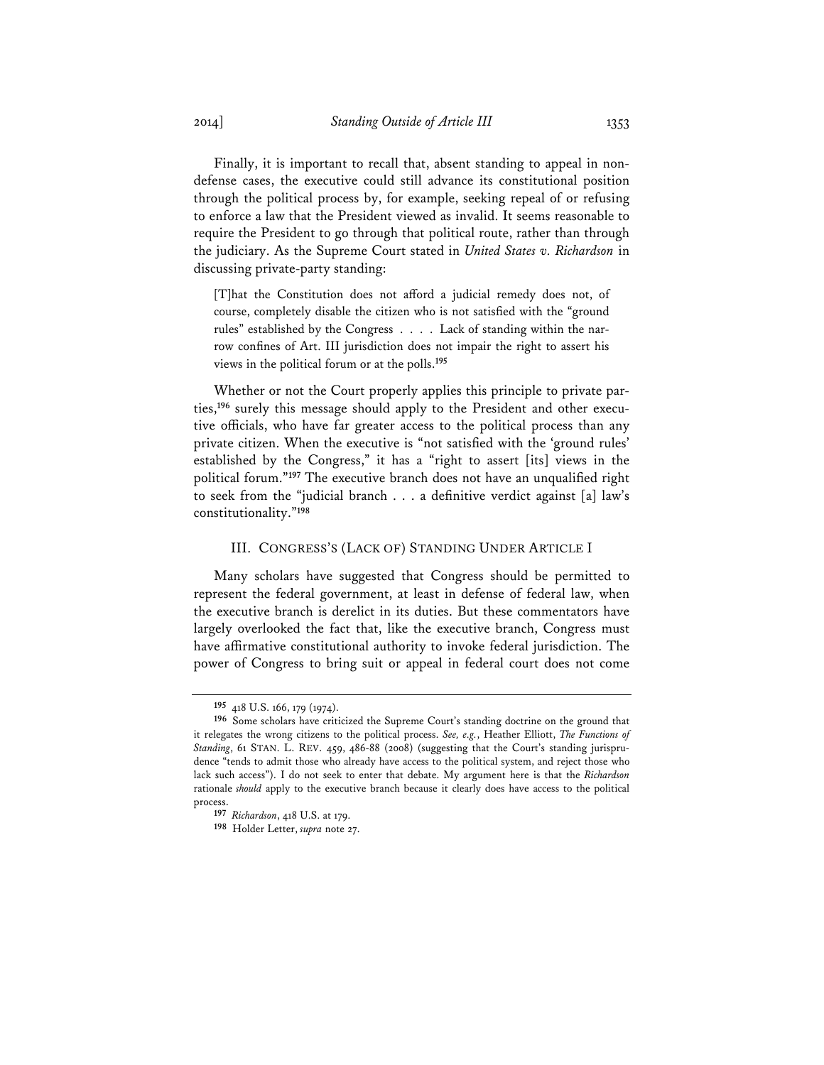Finally, it is important to recall that, absent standing to appeal in nondefense cases, the executive could still advance its constitutional position through the political process by, for example, seeking repeal of or refusing to enforce a law that the President viewed as invalid. It seems reasonable to require the President to go through that political route, rather than through the judiciary. As the Supreme Court stated in *United States v. Richardson* in discussing private-party standing:

> [T]hat the Constitution does not afford a judicial remedy does not, of course, completely disable the citizen who is not satisfied with the "ground rules" established by the Congress . . . . Lack of standing within the narrow confines of Art. III jurisdiction does not impair the right to assert his views in the political forum or at the polls.[195]

Whether or not the Court properly applies this principle to private parties,[196] surely this message should apply to the President and other executive officials, who have far greater access to the political process than any private citizen. When the executive is "not satisfied with the 'ground rules' established by the Congress," it has a "right to assert [its] views in the political forum."[197] The executive branch does not have an unqualified right to seek from the "judicial branch . . . a definitive verdict against [a] law's constitutionality."[198]

## III. CONGRESS'S (LACK OF) STANDING UNDER ARTICLE I

Many scholars have suggested that Congress should be permitted to represent the federal government, at least in defense of federal law, when the executive branch is derelict in its duties. But these commentators have largely overlooked the fact that, like the executive branch, Congress must have affirmative constitutional authority to invoke federal jurisdiction. The power of Congress to bring suit or appeal in federal court does not come

---

[195] 418 U.S. 166, 179 (1974).

[196] Some scholars have criticized the Supreme Court's standing doctrine on the ground that it relegates the wrong citizens to the political process. *See, e.g.*, Heather Elliott, *The Functions of Standing*, 61 STAN. L. REV. 459, 486-88 (2008) (suggesting that the Court's standing jurisprudence "tends to admit those who already have access to the political system, and reject those who lack such access"). I do not seek to enter that debate. My argument here is that the *Richardson* rationale *should* apply to the executive branch because it clearly does have access to the political process.

[197] *Richardson*, 418 U.S. at 179.

[198] Holder Letter, *supra* note 27.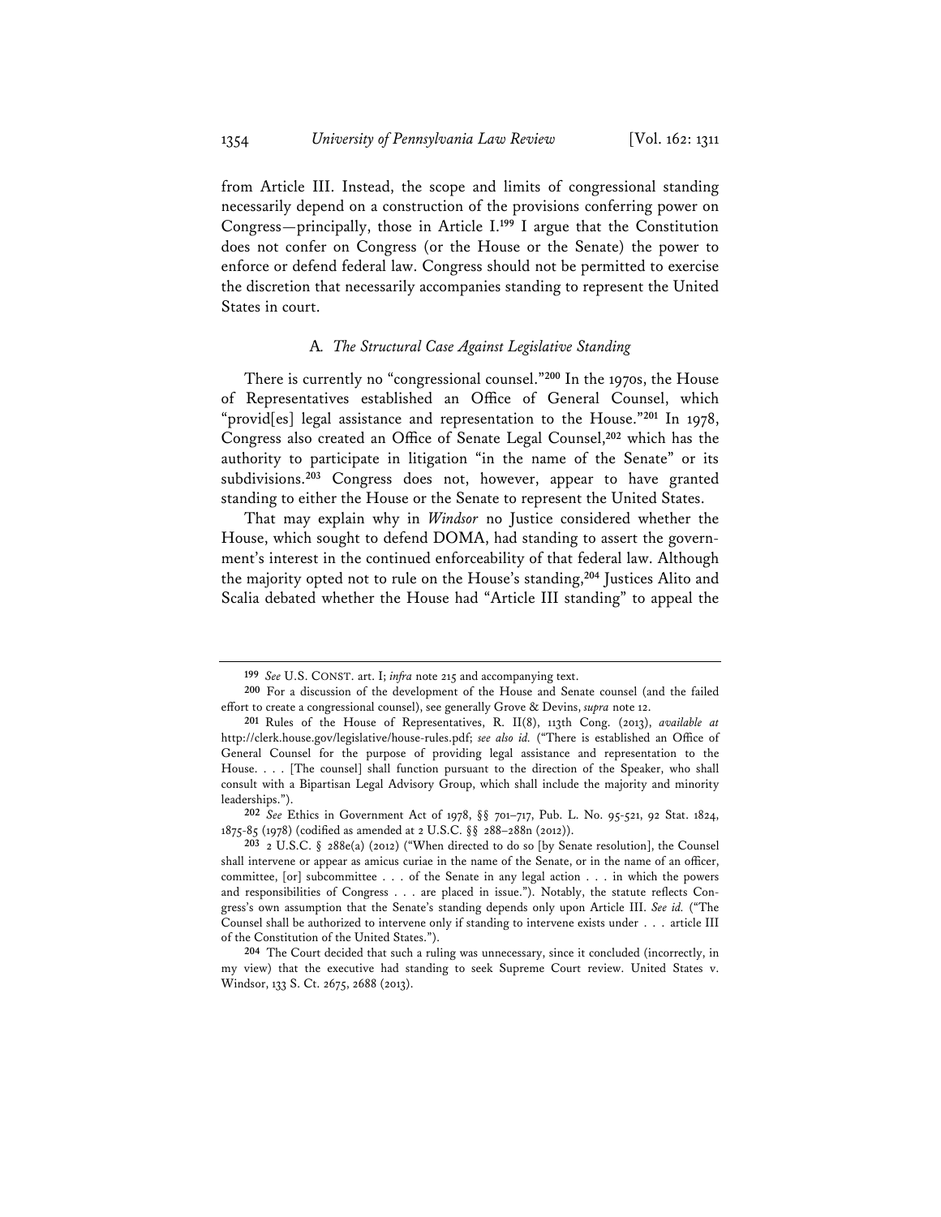from Article III. Instead, the scope and limits of congressional standing necessarily depend on a construction of the provisions conferring power on Congress—principally, those in Article I.[199] I argue that the Constitution does not confer on Congress (or the House or the Senate) the power to enforce or defend federal law. Congress should not be permitted to exercise the discretion that necessarily accompanies standing to represent the United States in court.

### A. *The Structural Case Against Legislative Standing*

There is currently no "congressional counsel."[200] In the 1970s, the House of Representatives established an Office of General Counsel, which "provid[es] legal assistance and representation to the House."[201] In 1978, Congress also created an Office of Senate Legal Counsel,[202] which has the authority to participate in litigation "in the name of the Senate" or its subdivisions.[203] Congress does not, however, appear to have granted standing to either the House or the Senate to represent the United States.

That may explain why in *Windsor* no Justice considered whether the House, which sought to defend DOMA, had standing to assert the government's interest in the continued enforceability of that federal law. Although the majority opted not to rule on the House's standing,[204] Justices Alito and Scalia debated whether the House had "Article III standing" to appeal the

---

[199] *See* U.S. CONST. art. I; *infra* note 215 and accompanying text.

[200] For a discussion of the development of the House and Senate counsel (and the failed effort to create a congressional counsel), see generally Grove & Devins, *supra* note 12.

[201] Rules of the House of Representatives, R. II(8), 113th Cong. (2013), *available at* http://clerk.house.gov/legislative/house-rules.pdf; *see also id.* ("There is established an Office of General Counsel for the purpose of providing legal assistance and representation to the House. . . . [The counsel] shall function pursuant to the direction of the Speaker, who shall consult with a Bipartisan Legal Advisory Group, which shall include the majority and minority leaderships.").

[202] *See* Ethics in Government Act of 1978, §§ 701–717, Pub. L. No. 95-521, 92 Stat. 1824, 1875-85 (1978) (codified as amended at 2 U.S.C. §§ 288–288n (2012)).

[203] 2 U.S.C. § 288e(a) (2012) ("When directed to do so [by Senate resolution], the Counsel shall intervene or appear as amicus curiae in the name of the Senate, or in the name of an officer, committee, [or] subcommittee . . . of the Senate in any legal action . . . in which the powers and responsibilities of Congress . . . are placed in issue."). Notably, the statute reflects Congress's own assumption that the Senate's standing depends only upon Article III. *See id.* ("The Counsel shall be authorized to intervene only if standing to intervene exists under . . . article III of the Constitution of the United States.").

[204] The Court decided that such a ruling was unnecessary, since it concluded (incorrectly, in my view) that the executive had standing to seek Supreme Court review. United States v. Windsor, 133 S. Ct. 2675, 2688 (2013).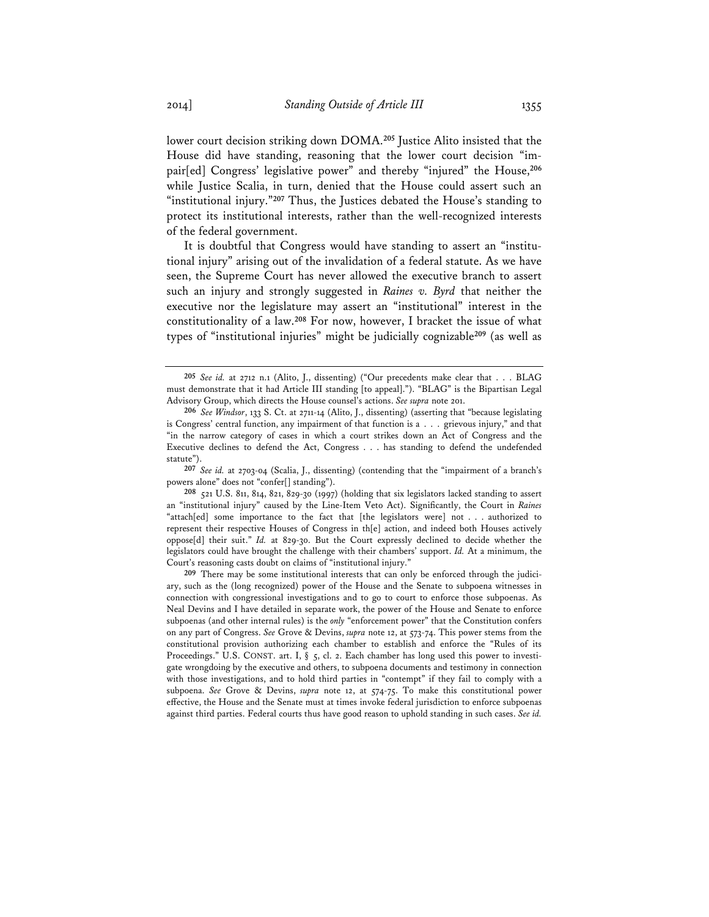lower court decision striking down DOMA.[205] Justice Alito insisted that the House did have standing, reasoning that the lower court decision "impair[ed] Congress' legislative power" and thereby "injured" the House,[206] while Justice Scalia, in turn, denied that the House could assert such an "institutional injury."[207] Thus, the Justices debated the House's standing to protect its institutional interests, rather than the well-recognized interests of the federal government.

It is doubtful that Congress would have standing to assert an "institutional injury" arising out of the invalidation of a federal statute. As we have seen, the Supreme Court has never allowed the executive branch to assert such an injury and strongly suggested in *Raines v. Byrd* that neither the executive nor the legislature may assert an "institutional" interest in the constitutionality of a law.[208] For now, however, I bracket the issue of what types of "institutional injuries" might be judicially cognizable[209] (as well as

---

[205] *See id.* at 2712 n.1 (Alito, J., dissenting) ("Our precedents make clear that . . . BLAG must demonstrate that it had Article III standing [to appeal]."). "BLAG" is the Bipartisan Legal Advisory Group, which directs the House counsel's actions. *See supra* note 201.

[206] *See Windsor*, 133 S. Ct. at 2711-14 (Alito, J., dissenting) (asserting that "because legislating is Congress' central function, any impairment of that function is a . . . grievous injury," and that "in the narrow category of cases in which a court strikes down an Act of Congress and the Executive declines to defend the Act, Congress . . . has standing to defend the undefended statute").

[207] *See id.* at 2703-04 (Scalia, J., dissenting) (contending that the "impairment of a branch's powers alone" does not "confer[] standing").

[208] 521 U.S. 811, 814, 821, 829-30 (1997) (holding that six legislators lacked standing to assert an "institutional injury" caused by the Line-Item Veto Act). Significantly, the Court in *Raines* "attach[ed] some importance to the fact that [the legislators were] not . . . authorized to represent their respective Houses of Congress in th[e] action, and indeed both Houses actively oppose[d] their suit." *Id.* at 829-30. But the Court expressly declined to decide whether the legislators could have brought the challenge with their chambers' support. *Id.* At a minimum, the Court's reasoning casts doubt on claims of "institutional injury."

[209] There may be some institutional interests that can only be enforced through the judiciary, such as the (long recognized) power of the House and the Senate to subpoena witnesses in connection with congressional investigations and to go to court to enforce those subpoenas. As Neal Devins and I have detailed in separate work, the power of the House and Senate to enforce subpoenas (and other internal rules) is the *only* "enforcement power" that the Constitution confers on any part of Congress. *See* Grove & Devins, *supra* note 12, at 573-74. This power stems from the constitutional provision authorizing each chamber to establish and enforce the "Rules of its Proceedings." U.S. CONST. art. I, § 5, cl. 2. Each chamber has long used this power to investigate wrongdoing by the executive and others, to subpoena documents and testimony in connection with those investigations, and to hold third parties in "contempt" if they fail to comply with a subpoena. *See* Grove & Devins, *supra* note 12, at 574-75. To make this constitutional power effective, the House and the Senate must at times invoke federal jurisdiction to enforce subpoenas against third parties. Federal courts thus have good reason to uphold standing in such cases. *See id.*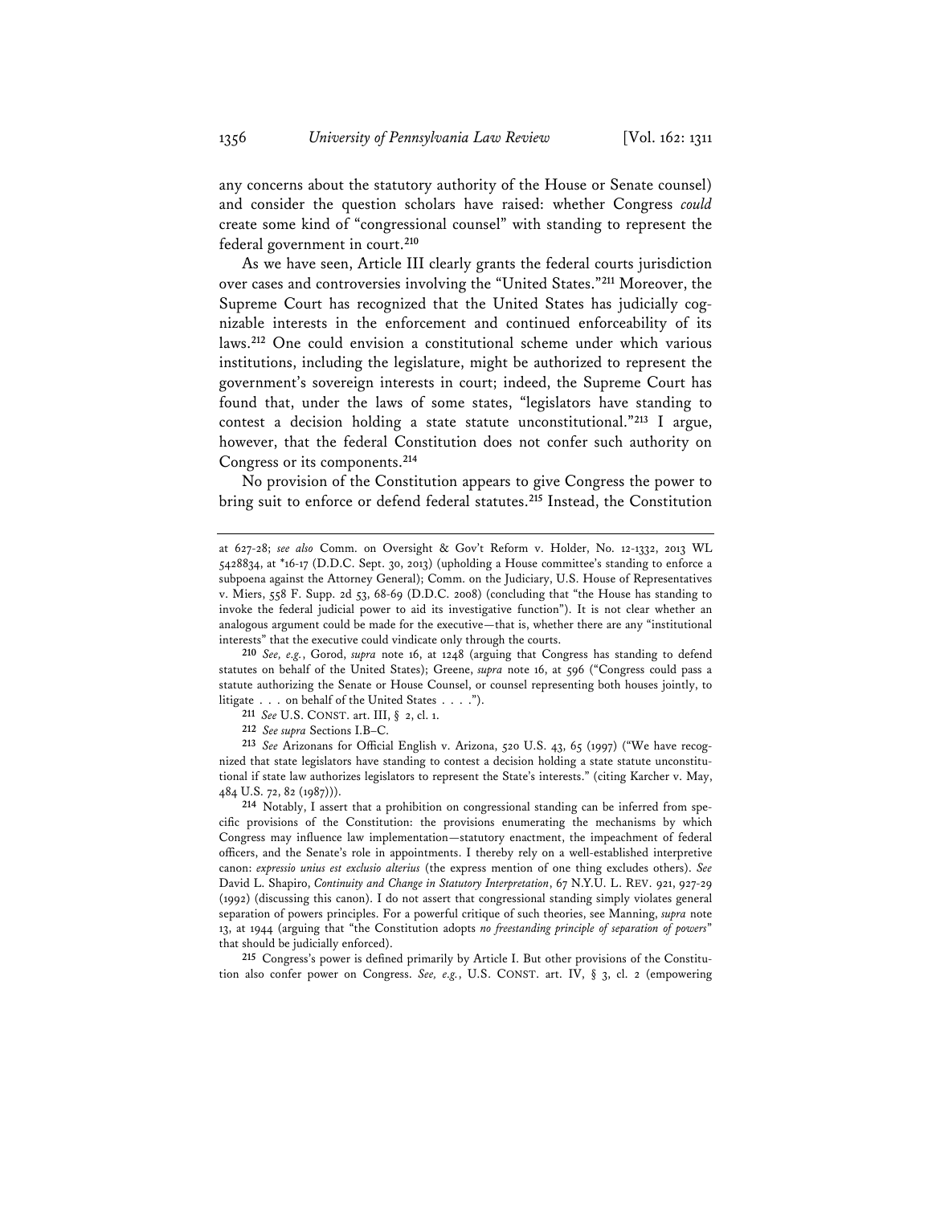any concerns about the statutory authority of the House or Senate counsel) and consider the question scholars have raised: whether Congress *could* create some kind of "congressional counsel" with standing to represent the federal government in court.[210]

As we have seen, Article III clearly grants the federal courts jurisdiction over cases and controversies involving the "United States."[211] Moreover, the Supreme Court has recognized that the United States has judicially cognizable interests in the enforcement and continued enforceability of its laws.[212] One could envision a constitutional scheme under which various institutions, including the legislature, might be authorized to represent the government's sovereign interests in court; indeed, the Supreme Court has found that, under the laws of some states, "legislators have standing to contest a decision holding a state statute unconstitutional."[213] I argue, however, that the federal Constitution does not confer such authority on Congress or its components.[214]

No provision of the Constitution appears to give Congress the power to bring suit to enforce or defend federal statutes.[215] Instead, the Constitution

---

at 627-28; *see also* Comm. on Oversight & Gov't Reform v. Holder, No. 12-1332, 2013 WL 5428834, at *16-17 (D.D.C. Sept. 30, 2013) (upholding a House committee's standing to enforce a subpoena against the Attorney General); Comm. on the Judiciary, U.S. House of Representatives v. Miers, 558 F. Supp. 2d 53, 68-69 (D.D.C. 2008) (concluding that "the House has standing to invoke the federal judicial power to aid its investigative function"). It is not clear whether an analogous argument could be made for the executive—that is, whether there are any "institutional interests" that the executive could vindicate only through the courts.

[210] *See, e.g.*, Gorod, *supra* note 16, at 1248 (arguing that Congress has standing to defend statutes on behalf of the United States); Greene, *supra* note 16, at 596 ("Congress could pass a statute authorizing the Senate or House Counsel, or counsel representing both houses jointly, to litigate . . . on behalf of the United States . . . .").

[211] *See* U.S. CONST. art. III, § 2, cl. 1.

[212] *See supra* Sections I.B–C.

[213] *See* Arizonans for Official English v. Arizona, 520 U.S. 43, 65 (1997) ("We have recognized that state legislators have standing to contest a decision holding a state statute unconstitutional if state law authorizes legislators to represent the State's interests." (citing Karcher v. May, 484 U.S. 72, 82 (1987))).

[214] Notably, I assert that a prohibition on congressional standing can be inferred from specific provisions of the Constitution: the provisions enumerating the mechanisms by which Congress may influence law implementation—statutory enactment, the impeachment of federal officers, and the Senate's role in appointments. I thereby rely on a well-established interpretive canon: *expressio unius est exclusio alterius* (the express mention of one thing excludes others). *See* David L. Shapiro, *Continuity and Change in Statutory Interpretation*, 67 N.Y.U. L. REV. 921, 927-29 (1992) (discussing this canon). I do not assert that congressional standing simply violates general separation of powers principles. For a powerful critique of such theories, see Manning, *supra* note 13, at 1944 (arguing that "the Constitution adopts *no freestanding principle of separation of powers*" that should be judicially enforced).

[215] Congress's power is defined primarily by Article I. But other provisions of the Constitution also confer power on Congress. *See, e.g.*, U.S. CONST. art. IV, § 3, cl. 2 (empowering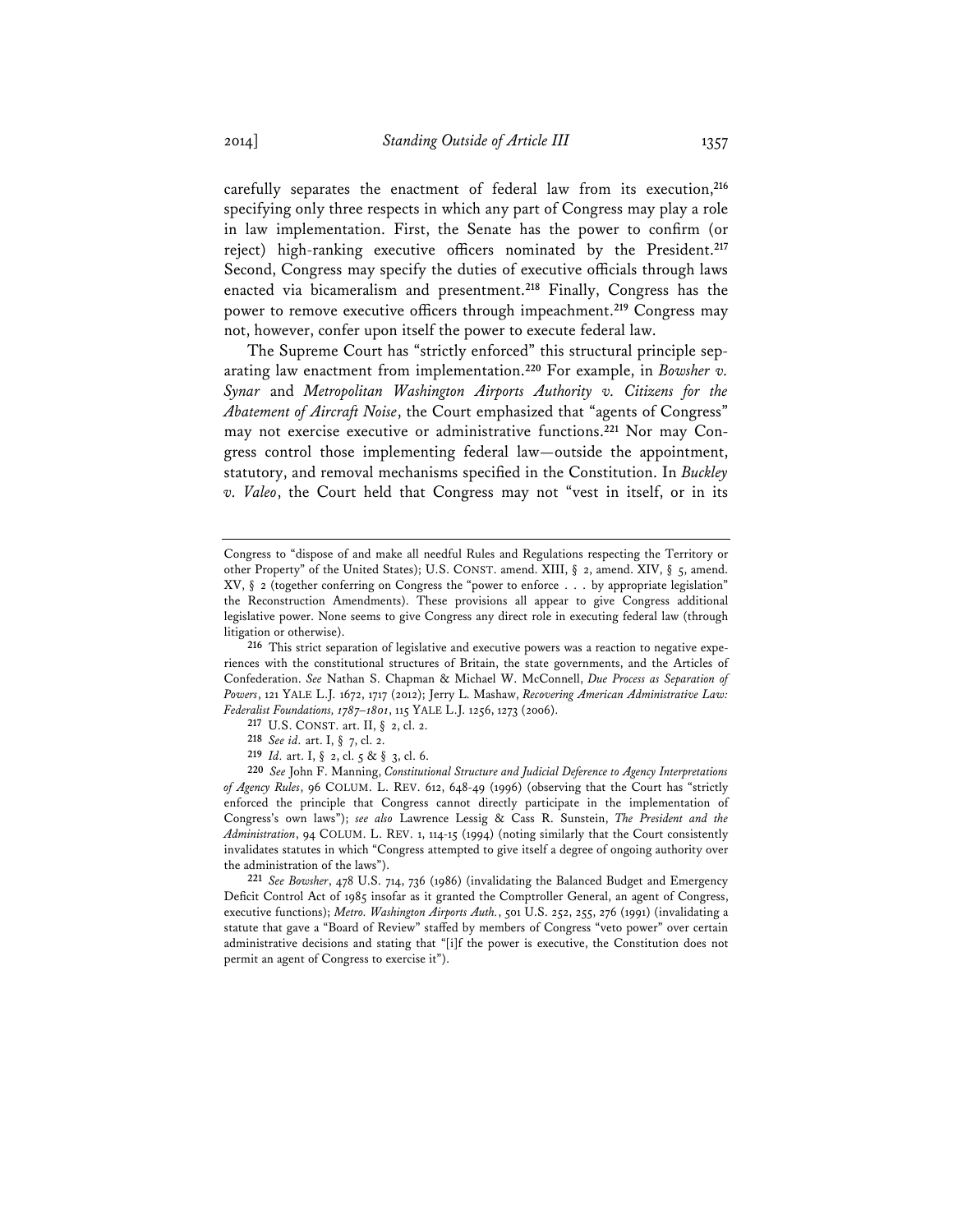carefully separates the enactment of federal law from its execution,[216] specifying only three respects in which any part of Congress may play a role in law implementation. First, the Senate has the power to confirm (or reject) high-ranking executive officers nominated by the President.[217] Second, Congress may specify the duties of executive officials through laws enacted via bicameralism and presentment.[218] Finally, Congress has the power to remove executive officers through impeachment.[219] Congress may not, however, confer upon itself the power to execute federal law.

The Supreme Court has "strictly enforced" this structural principle separating law enactment from implementation.[220] For example, in *Bowsher v. Synar* and *Metropolitan Washington Airports Authority v. Citizens for the Abatement of Aircraft Noise*, the Court emphasized that "agents of Congress" may not exercise executive or administrative functions.[221] Nor may Congress control those implementing federal law—outside the appointment, statutory, and removal mechanisms specified in the Constitution. In *Buckley v. Valeo*, the Court held that Congress may not "vest in itself, or in its

---

Congress to "dispose of and make all needful Rules and Regulations respecting the Territory or other Property" of the United States); U.S. CONST. amend. XIII, § 2, amend. XIV, § 5, amend. XV, § 2 (together conferring on Congress the "power to enforce . . . by appropriate legislation" the Reconstruction Amendments). These provisions all appear to give Congress additional legislative power. None seems to give Congress any direct role in executing federal law (through litigation or otherwise).

216 This strict separation of legislative and executive powers was a reaction to negative experiences with the constitutional structures of Britain, the state governments, and the Articles of Confederation. *See* Nathan S. Chapman & Michael W. McConnell, *Due Process as Separation of Powers*, 121 YALE L.J. 1672, 1717 (2012); Jerry L. Mashaw, *Recovering American Administrative Law: Federalist Foundations, 1787–1801*, 115 YALE L.J. 1256, 1273 (2006).

217 U.S. CONST. art. II, § 2, cl. 2.

218 *See id.* art. I, § 7, cl. 2.

219 *Id.* art. I, § 2, cl. 5 & § 3, cl. 6.

220 *See* John F. Manning, *Constitutional Structure and Judicial Deference to Agency Interpretations of Agency Rules*, 96 COLUM. L. REV. 612, 648-49 (1996) (observing that the Court has "strictly enforced the principle that Congress cannot directly participate in the implementation of Congress's own laws"); *see also* Lawrence Lessig & Cass R. Sunstein, *The President and the Administration*, 94 COLUM. L. REV. 1, 114-15 (1994) (noting similarly that the Court consistently invalidates statutes in which "Congress attempted to give itself a degree of ongoing authority over the administration of the laws").

221 *See Bowsher*, 478 U.S. 714, 736 (1986) (invalidating the Balanced Budget and Emergency Deficit Control Act of 1985 insofar as it granted the Comptroller General, an agent of Congress, executive functions); *Metro. Washington Airports Auth.*, 501 U.S. 252, 255, 276 (1991) (invalidating a statute that gave a "Board of Review" staffed by members of Congress "veto power" over certain administrative decisions and stating that "[i]f the power is executive, the Constitution does not permit an agent of Congress to exercise it").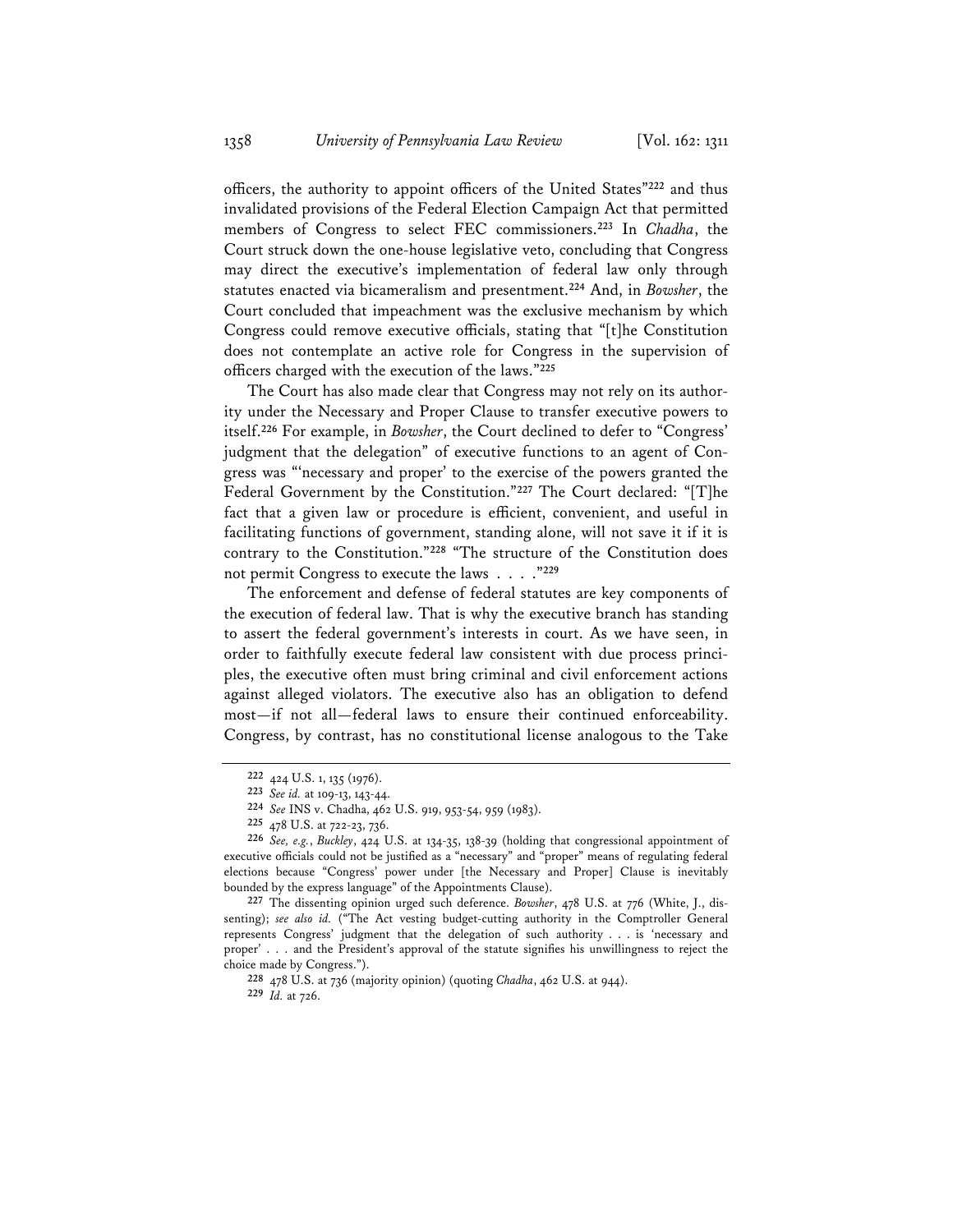officers, the authority to appoint officers of the United States"[222] and thus invalidated provisions of the Federal Election Campaign Act that permitted members of Congress to select FEC commissioners.[223] In *Chadha*, the Court struck down the one-house legislative veto, concluding that Congress may direct the executive's implementation of federal law only through statutes enacted via bicameralism and presentment.[224] And, in *Bowsher*, the Court concluded that impeachment was the exclusive mechanism by which Congress could remove executive officials, stating that "[t]he Constitution does not contemplate an active role for Congress in the supervision of officers charged with the execution of the laws."[225]

The Court has also made clear that Congress may not rely on its authority under the Necessary and Proper Clause to transfer executive powers to itself.[226] For example, in *Bowsher*, the Court declined to defer to "Congress' judgment that the delegation" of executive functions to an agent of Congress was "'necessary and proper' to the exercise of the powers granted the Federal Government by the Constitution."[227] The Court declared: "[T]he fact that a given law or procedure is efficient, convenient, and useful in facilitating functions of government, standing alone, will not save it if it is contrary to the Constitution."[228] "The structure of the Constitution does not permit Congress to execute the laws . . . ."[229]

The enforcement and defense of federal statutes are key components of the execution of federal law. That is why the executive branch has standing to assert the federal government's interests in court. As we have seen, in order to faithfully execute federal law consistent with due process principles, the executive often must bring criminal and civil enforcement actions against alleged violators. The executive also has an obligation to defend most—if not all—federal laws to ensure their continued enforceability. Congress, by contrast, has no constitutional license analogous to the Take

---

[222] 424 U.S. 1, 135 (1976).

[223] *See id.* at 109-13, 143-44.

[224] *See* INS v. Chadha, 462 U.S. 919, 953-54, 959 (1983).

[225] 478 U.S. at 722-23, 736.

[226] *See, e.g.*, *Buckley*, 424 U.S. at 134-35, 138-39 (holding that congressional appointment of executive officials could not be justified as a "necessary" and "proper" means of regulating federal elections because "Congress' power under [the Necessary and Proper] Clause is inevitably bounded by the express language" of the Appointments Clause).

[227] The dissenting opinion urged such deference. *Bowsher*, 478 U.S. at 776 (White, J., dissenting); *see also id.* ("The Act vesting budget-cutting authority in the Comptroller General represents Congress' judgment that the delegation of such authority . . . is 'necessary and proper' . . . and the President's approval of the statute signifies his unwillingness to reject the choice made by Congress.").

[228] 478 U.S. at 736 (majority opinion) (quoting *Chadha*, 462 U.S. at 944).

[229] *Id.* at 726.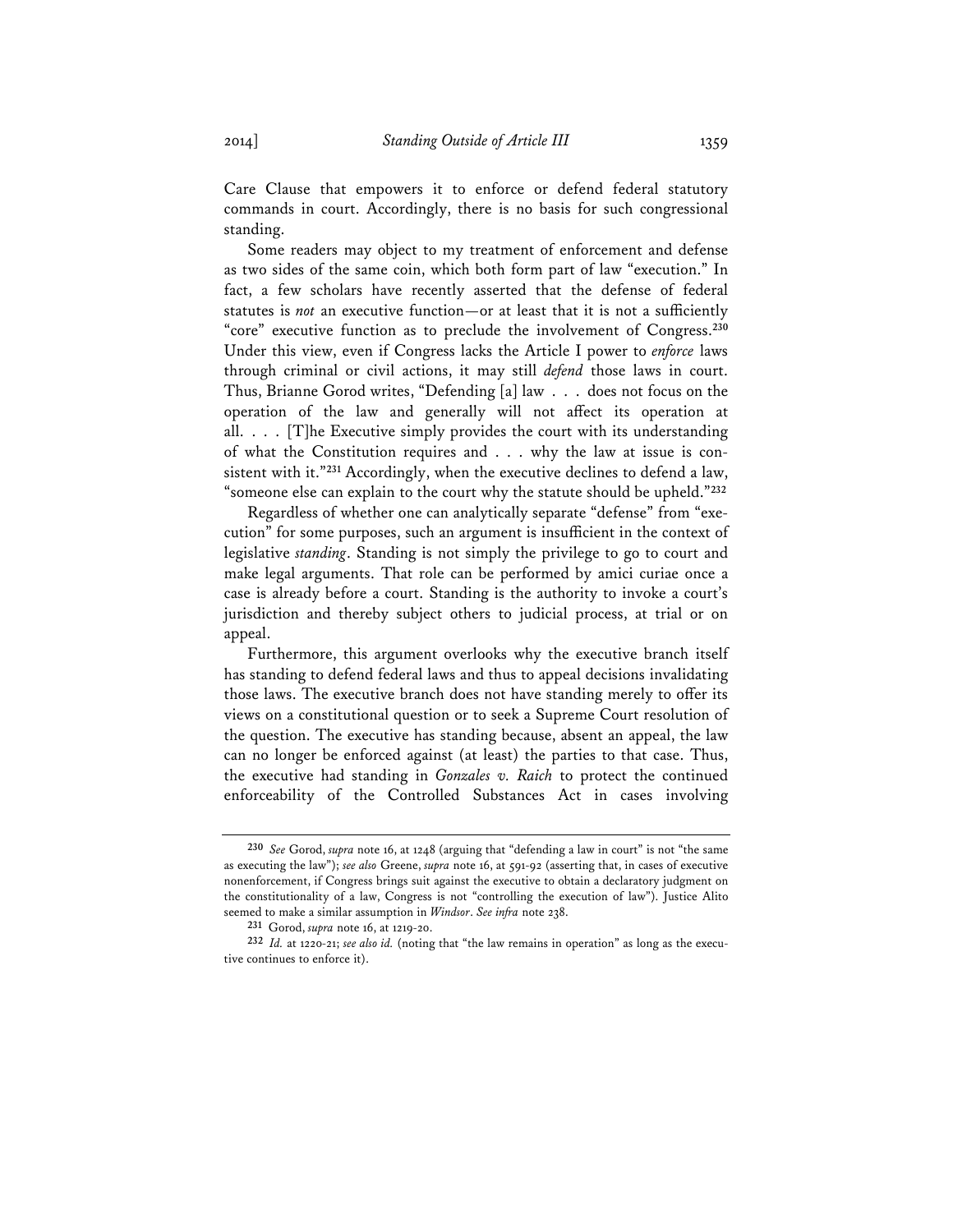Care Clause that empowers it to enforce or defend federal statutory commands in court. Accordingly, there is no basis for such congressional standing.

Some readers may object to my treatment of enforcement and defense as two sides of the same coin, which both form part of law "execution." In fact, a few scholars have recently asserted that the defense of federal statutes is *not* an executive function—or at least that it is not a sufficiently "core" executive function as to preclude the involvement of Congress.[230] Under this view, even if Congress lacks the Article I power to *enforce* laws through criminal or civil actions, it may still *defend* those laws in court. Thus, Brianne Gorod writes, "Defending [a] law . . . does not focus on the operation of the law and generally will not affect its operation at all. . . . [T]he Executive simply provides the court with its understanding of what the Constitution requires and . . . why the law at issue is consistent with it."[231] Accordingly, when the executive declines to defend a law, "someone else can explain to the court why the statute should be upheld."[232]

Regardless of whether one can analytically separate "defense" from "execution" for some purposes, such an argument is insufficient in the context of legislative *standing*. Standing is not simply the privilege to go to court and make legal arguments. That role can be performed by amici curiae once a case is already before a court. Standing is the authority to invoke a court's jurisdiction and thereby subject others to judicial process, at trial or on appeal.

Furthermore, this argument overlooks why the executive branch itself has standing to defend federal laws and thus to appeal decisions invalidating those laws. The executive branch does not have standing merely to offer its views on a constitutional question or to seek a Supreme Court resolution of the question. The executive has standing because, absent an appeal, the law can no longer be enforced against (at least) the parties to that case. Thus, the executive had standing in *Gonzales v. Raich* to protect the continued enforceability of the Controlled Substances Act in cases involving

---

[230] *See* Gorod, *supra* note 16, at 1248 (arguing that "defending a law in court" is not "the same as executing the law"); *see also* Greene, *supra* note 16, at 591-92 (asserting that, in cases of executive nonenforcement, if Congress brings suit against the executive to obtain a declaratory judgment on the constitutionality of a law, Congress is not "controlling the execution of law"). Justice Alito seemed to make a similar assumption in *Windsor*. *See infra* note 238.

[231] Gorod, *supra* note 16, at 1219-20.

[232] *Id.* at 1220-21; *see also id.* (noting that "the law remains in operation" as long as the executive continues to enforce it).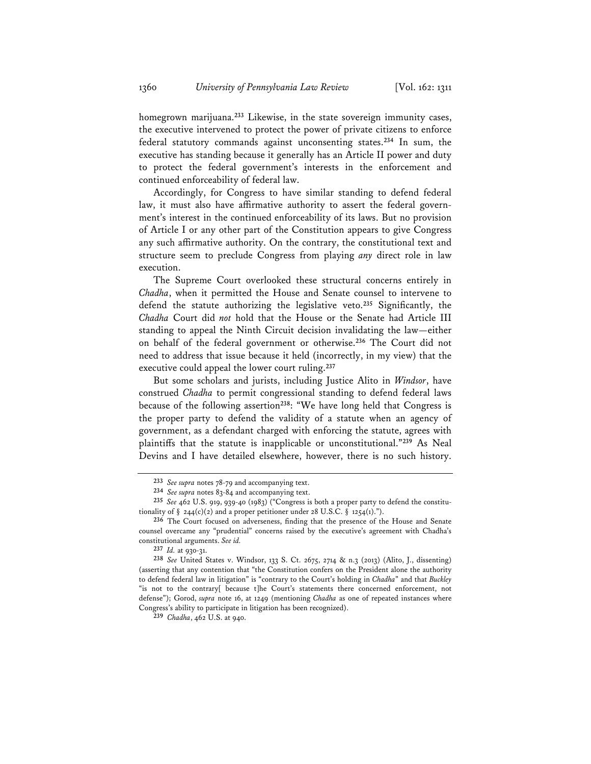homegrown marijuana.[233] Likewise, in the state sovereign immunity cases, the executive intervened to protect the power of private citizens to enforce federal statutory commands against unconsenting states.[234] In sum, the executive has standing because it generally has an Article II power and duty to protect the federal government's interests in the enforcement and continued enforceability of federal law.

Accordingly, for Congress to have similar standing to defend federal law, it must also have affirmative authority to assert the federal government's interest in the continued enforceability of its laws. But no provision of Article I or any other part of the Constitution appears to give Congress any such affirmative authority. On the contrary, the constitutional text and structure seem to preclude Congress from playing *any* direct role in law execution.

The Supreme Court overlooked these structural concerns entirely in *Chadha*, when it permitted the House and Senate counsel to intervene to defend the statute authorizing the legislative veto.[235] Significantly, the *Chadha* Court did *not* hold that the House or the Senate had Article III standing to appeal the Ninth Circuit decision invalidating the law—either on behalf of the federal government or otherwise.[236] The Court did not need to address that issue because it held (incorrectly, in my view) that the executive could appeal the lower court ruling.[237]

But some scholars and jurists, including Justice Alito in *Windsor*, have construed *Chadha* to permit congressional standing to defend federal laws because of the following assertion[238]: "We have long held that Congress is the proper party to defend the validity of a statute when an agency of government, as a defendant charged with enforcing the statute, agrees with plaintiffs that the statute is inapplicable or unconstitutional."[239] As Neal Devins and I have detailed elsewhere, however, there is no such history.

---

233 *See supra* notes 78-79 and accompanying text.

234 *See supra* notes 83-84 and accompanying text.

235 *See* 462 U.S. 919, 939-40 (1983) ("Congress is both a proper party to defend the constitutionality of § 244(c)(2) and a proper petitioner under 28 U.S.C. § 1254(1).").

236 The Court focused on adverseness, finding that the presence of the House and Senate counsel overcame any "prudential" concerns raised by the executive's agreement with Chadha's constitutional arguments. *See id.*

237 *Id.* at 930-31.

238 *See* United States v. Windsor, 133 S. Ct. 2675, 2714 & n.3 (2013) (Alito, J., dissenting) (asserting that any contention that "the Constitution confers on the President alone the authority to defend federal law in litigation" is "contrary to the Court's holding in *Chadha*" and that *Buckley* "is not to the contrary[ because t]he Court's statements there concerned enforcement, not defense"); Gorod, *supra* note 16, at 1249 (mentioning *Chadha* as one of repeated instances where Congress's ability to participate in litigation has been recognized).

239 *Chadha*, 462 U.S. at 940.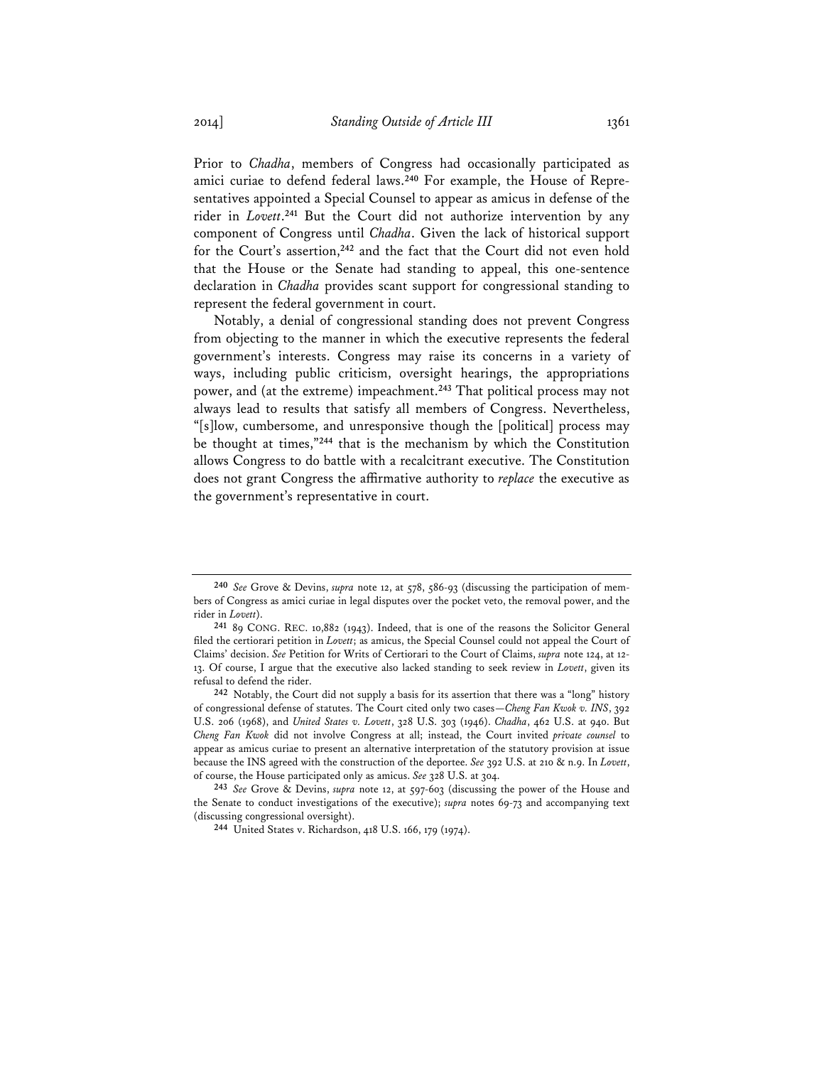Prior to *Chadha*, members of Congress had occasionally participated as amici curiae to defend federal laws.[240] For example, the House of Representatives appointed a Special Counsel to appear as amicus in defense of the rider in *Lovett*.[241] But the Court did not authorize intervention by any component of Congress until *Chadha*. Given the lack of historical support for the Court's assertion,[242] and the fact that the Court did not even hold that the House or the Senate had standing to appeal, this one-sentence declaration in *Chadha* provides scant support for congressional standing to represent the federal government in court.

Notably, a denial of congressional standing does not prevent Congress from objecting to the manner in which the executive represents the federal government's interests. Congress may raise its concerns in a variety of ways, including public criticism, oversight hearings, the appropriations power, and (at the extreme) impeachment.[243] That political process may not always lead to results that satisfy all members of Congress. Nevertheless, "[s]low, cumbersome, and unresponsive though the [political] process may be thought at times,"[244] that is the mechanism by which the Constitution allows Congress to do battle with a recalcitrant executive. The Constitution does not grant Congress the affirmative authority to *replace* the executive as the government's representative in court.

---

240 *See* Grove & Devins, *supra* note 12, at 578, 586-93 (discussing the participation of members of Congress as amici curiae in legal disputes over the pocket veto, the removal power, and the rider in *Lovett*).

241 89 CONG. REC. 10,882 (1943). Indeed, that is one of the reasons the Solicitor General filed the certiorari petition in *Lovett*; as amicus, the Special Counsel could not appeal the Court of Claims' decision. *See* Petition for Writs of Certiorari to the Court of Claims, *supra* note 124, at 12-13. Of course, I argue that the executive also lacked standing to seek review in *Lovett*, given its refusal to defend the rider.

242 Notably, the Court did not supply a basis for its assertion that there was a "long" history of congressional defense of statutes. The Court cited only two cases—*Cheng Fan Kwok v. INS*, 392 U.S. 206 (1968), and *United States v. Lovett*, 328 U.S. 303 (1946). *Chadha*, 462 U.S. at 940. But *Cheng Fan Kwok* did not involve Congress at all; instead, the Court invited *private counsel* to appear as amicus curiae to present an alternative interpretation of the statutory provision at issue because the INS agreed with the construction of the deportee. *See* 392 U.S. at 210 & n.9. In *Lovett*, of course, the House participated only as amicus. *See* 328 U.S. at 304.

243 *See* Grove & Devins, *supra* note 12, at 597-603 (discussing the power of the House and the Senate to conduct investigations of the executive); *supra* notes 69-73 and accompanying text (discussing congressional oversight).

244 United States v. Richardson, 418 U.S. 166, 179 (1974).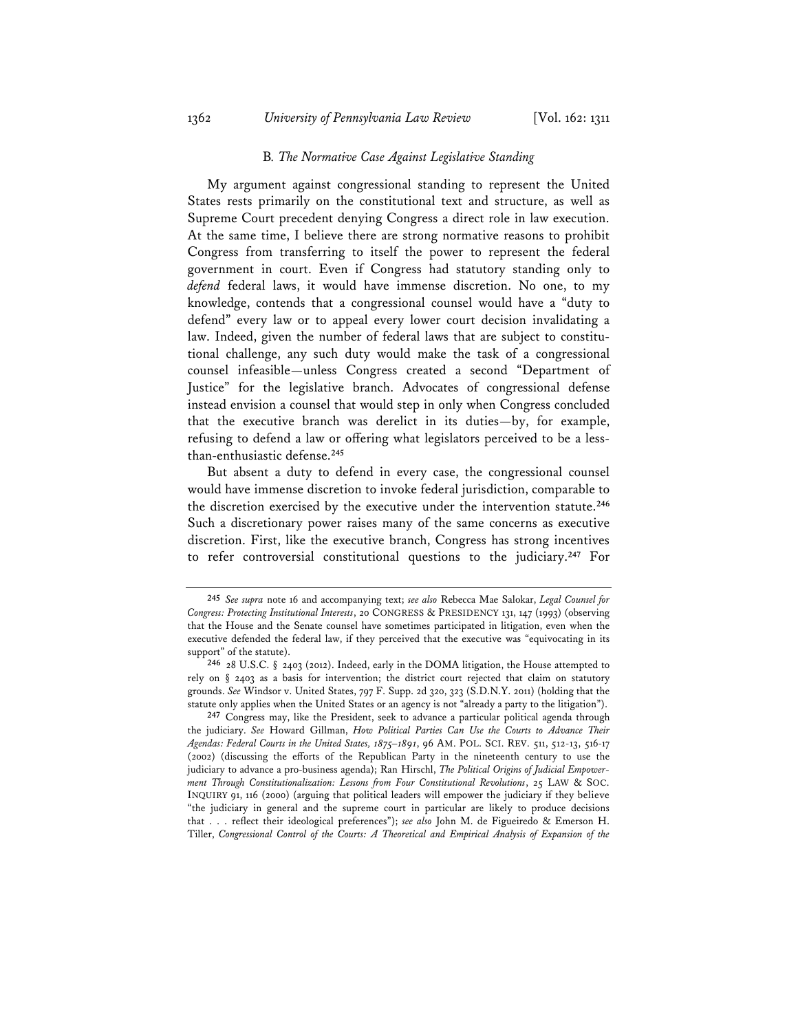### B. *The Normative Case Against Legislative Standing*

My argument against congressional standing to represent the United States rests primarily on the constitutional text and structure, as well as Supreme Court precedent denying Congress a direct role in law execution. At the same time, I believe there are strong normative reasons to prohibit Congress from transferring to itself the power to represent the federal government in court. Even if Congress had statutory standing only to *defend* federal laws, it would have immense discretion. No one, to my knowledge, contends that a congressional counsel would have a "duty to defend" every law or to appeal every lower court decision invalidating a law. Indeed, given the number of federal laws that are subject to constitutional challenge, any such duty would make the task of a congressional counsel infeasible—unless Congress created a second "Department of Justice" for the legislative branch. Advocates of congressional defense instead envision a counsel that would step in only when Congress concluded that the executive branch was derelict in its duties—by, for example, refusing to defend a law or offering what legislators perceived to be a less-than-enthusiastic defense.[245]

But absent a duty to defend in every case, the congressional counsel would have immense discretion to invoke federal jurisdiction, comparable to the discretion exercised by the executive under the intervention statute.[246] Such a discretionary power raises many of the same concerns as executive discretion. First, like the executive branch, Congress has strong incentives to refer controversial constitutional questions to the judiciary.[247] For

---

245 *See supra* note 16 and accompanying text; *see also* Rebecca Mae Salokar, *Legal Counsel for Congress: Protecting Institutional Interests*, 20 CONGRESS & PRESIDENCY 131, 147 (1993) (observing that the House and the Senate counsel have sometimes participated in litigation, even when the executive defended the federal law, if they perceived that the executive was "equivocating in its support" of the statute).

246 28 U.S.C. § 2403 (2012). Indeed, early in the DOMA litigation, the House attempted to rely on § 2403 as a basis for intervention; the district court rejected that claim on statutory grounds. *See* Windsor v. United States, 797 F. Supp. 2d 320, 323 (S.D.N.Y. 2011) (holding that the statute only applies when the United States or an agency is not "already a party to the litigation").

247 Congress may, like the President, seek to advance a particular political agenda through the judiciary. *See* Howard Gillman, *How Political Parties Can Use the Courts to Advance Their Agendas: Federal Courts in the United States, 1875–1891*, 96 AM. POL. SCI. REV. 511, 512-13, 516-17 (2002) (discussing the efforts of the Republican Party in the nineteenth century to use the judiciary to advance a pro-business agenda); Ran Hirschl, *The Political Origins of Judicial Empowerment Through Constitutionalization: Lessons from Four Constitutional Revolutions*, 25 LAW & SOC. INQUIRY 91, 116 (2000) (arguing that political leaders will empower the judiciary if they believe "the judiciary in general and the supreme court in particular are likely to produce decisions that . . . reflect their ideological preferences"); *see also* John M. de Figueiredo & Emerson H. Tiller, *Congressional Control of the Courts: A Theoretical and Empirical Analysis of Expansion of the*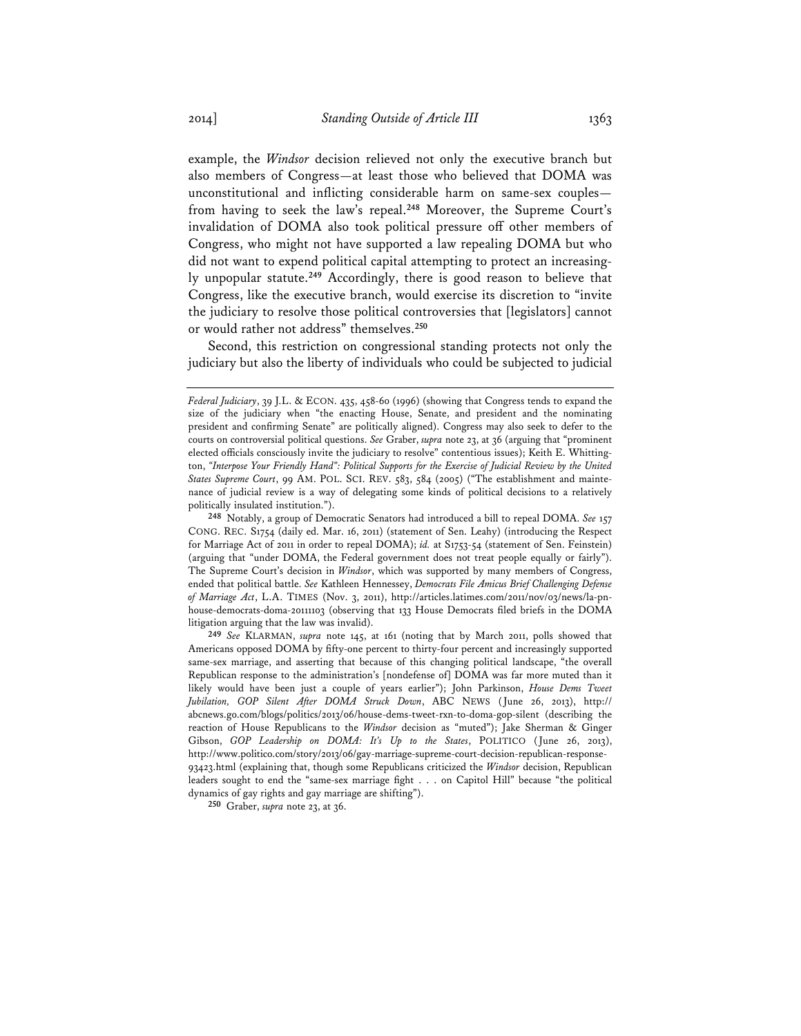example, the *Windsor* decision relieved not only the executive branch but also members of Congress—at least those who believed that DOMA was unconstitutional and inflicting considerable harm on same-sex couples—from having to seek the law's repeal.[248] Moreover, the Supreme Court's invalidation of DOMA also took political pressure off other members of Congress, who might not have supported a law repealing DOMA but who did not want to expend political capital attempting to protect an increasingly unpopular statute.[249] Accordingly, there is good reason to believe that Congress, like the executive branch, would exercise its discretion to "invite the judiciary to resolve those political controversies that [legislators] cannot or would rather not address" themselves.[250]

Second, this restriction on congressional standing protects not only the judiciary but also the liberty of individuals who could be subjected to judicial

---

*Federal Judiciary*, 39 J.L. & ECON. 435, 458-60 (1996) (showing that Congress tends to expand the size of the judiciary when "the enacting House, Senate, and president and the nominating president and confirming Senate" are politically aligned). Congress may also seek to defer to the courts on controversial political questions. *See* Graber, *supra* note 23, at 36 (arguing that "prominent elected officials consciously invite the judiciary to resolve" contentious issues); Keith E. Whittington, *"Interpose Your Friendly Hand": Political Supports for the Exercise of Judicial Review by the United States Supreme Court*, 99 AM. POL. SCI. REV. 583, 584 (2005) ("The establishment and maintenance of judicial review is a way of delegating some kinds of political decisions to a relatively politically insulated institution.").

248 Notably, a group of Democratic Senators had introduced a bill to repeal DOMA. *See* 157 CONG. REC. S1754 (daily ed. Mar. 16, 2011) (statement of Sen. Leahy) (introducing the Respect for Marriage Act of 2011 in order to repeal DOMA); *id.* at S1753-54 (statement of Sen. Feinstein) (arguing that "under DOMA, the Federal government does not treat people equally or fairly"). The Supreme Court's decision in *Windsor*, which was supported by many members of Congress, ended that political battle. *See* Kathleen Hennessey, *Democrats File Amicus Brief Challenging Defense of Marriage Act*, L.A. TIMES (Nov. 3, 2011), http://articles.latimes.com/2011/nov/03/news/la-pn-house-democrats-doma-20111103 (observing that 133 House Democrats filed briefs in the DOMA litigation arguing that the law was invalid).

249 *See* KLARMAN, *supra* note 145, at 161 (noting that by March 2011, polls showed that Americans opposed DOMA by fifty-one percent to thirty-four percent and increasingly supported same-sex marriage, and asserting that because of this changing political landscape, "the overall Republican response to the administration's [nondefense of] DOMA was far more muted than it likely would have been just a couple of years earlier"); John Parkinson, *House Dems Tweet Jubilation, GOP Silent After DOMA Struck Down*, ABC NEWS (June 26, 2013), http://abcnews.go.com/blogs/politics/2013/06/house-dems-tweet-rxn-to-doma-gop-silent (describing the reaction of House Republicans to the *Windsor* decision as "muted"); Jake Sherman & Ginger Gibson, *GOP Leadership on DOMA: It's Up to the States*, POLITICO (June 26, 2013), http://www.politico.com/story/2013/06/gay-marriage-supreme-court-decision-republican-response-93423.html (explaining that, though some Republicans criticized the *Windsor* decision, Republican leaders sought to end the "same-sex marriage fight . . . on Capitol Hill" because "the political dynamics of gay rights and gay marriage are shifting").

250 Graber, *supra* note 23, at 36.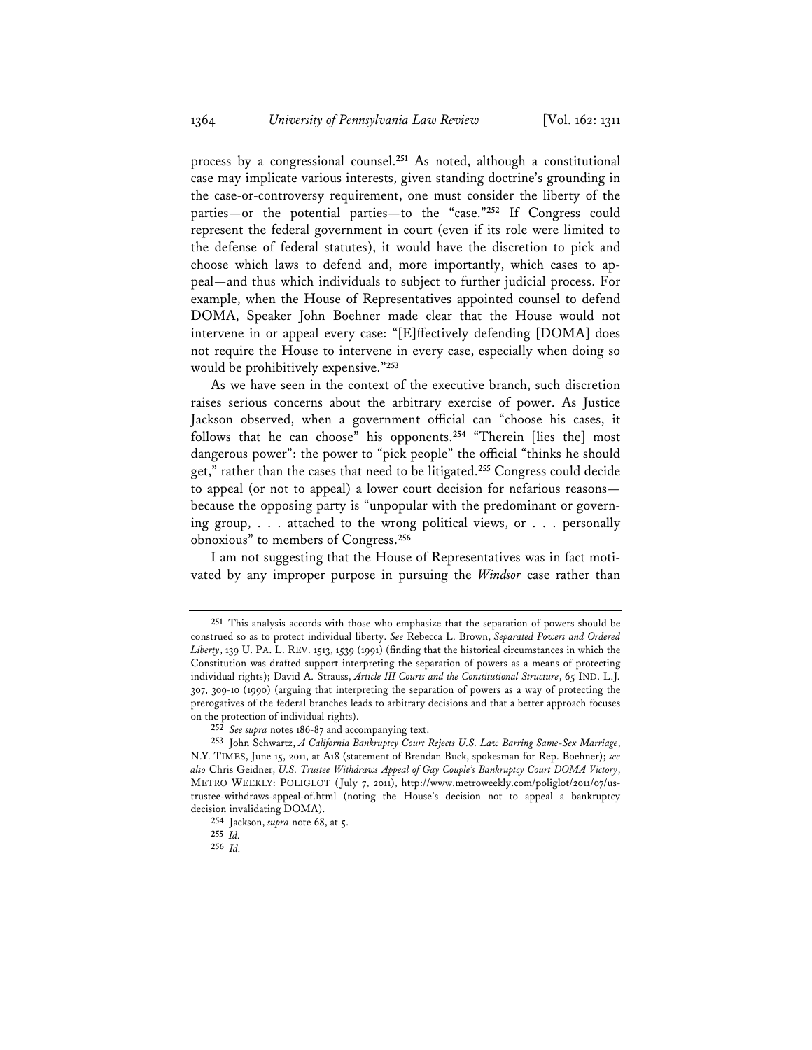process by a congressional counsel.[251] As noted, although a constitutional case may implicate various interests, given standing doctrine's grounding in the case-or-controversy requirement, one must consider the liberty of the parties—or the potential parties—to the "case."[252] If Congress could represent the federal government in court (even if its role were limited to the defense of federal statutes), it would have the discretion to pick and choose which laws to defend and, more importantly, which cases to appeal—and thus which individuals to subject to further judicial process. For example, when the House of Representatives appointed counsel to defend DOMA, Speaker John Boehner made clear that the House would not intervene in or appeal every case: "[E]ffectively defending [DOMA] does not require the House to intervene in every case, especially when doing so would be prohibitively expensive."[253]

As we have seen in the context of the executive branch, such discretion raises serious concerns about the arbitrary exercise of power. As Justice Jackson observed, when a government official can "choose his cases, it follows that he can choose" his opponents.[254] "Therein [lies the] most dangerous power": the power to "pick people" the official "thinks he should get," rather than the cases that need to be litigated.[255] Congress could decide to appeal (or not to appeal) a lower court decision for nefarious reasons—because the opposing party is "unpopular with the predominant or governing group, . . . attached to the wrong political views, or . . . personally obnoxious" to members of Congress.[256]

I am not suggesting that the House of Representatives was in fact motivated by any improper purpose in pursuing the *Windsor* case rather than

---

[251] This analysis accords with those who emphasize that the separation of powers should be construed so as to protect individual liberty. *See* Rebecca L. Brown, *Separated Powers and Ordered Liberty*, 139 U. PA. L. REV. 1513, 1539 (1991) (finding that the historical circumstances in which the Constitution was drafted support interpreting the separation of powers as a means of protecting individual rights); David A. Strauss, *Article III Courts and the Constitutional Structure*, 65 IND. L.J. 307, 309-10 (1990) (arguing that interpreting the separation of powers as a way of protecting the prerogatives of the federal branches leads to arbitrary decisions and that a better approach focuses on the protection of individual rights).

[252] *See supra* notes 186-87 and accompanying text.

[253] John Schwartz, *A California Bankruptcy Court Rejects U.S. Law Barring Same-Sex Marriage*, N.Y. TIMES, June 15, 2011, at A18 (statement of Brendan Buck, spokesman for Rep. Boehner); *see also* Chris Geidner, *U.S. Trustee Withdraws Appeal of Gay Couple's Bankruptcy Court DOMA Victory*, METRO WEEKLY: POLIGLOT (July 7, 2011), http://www.metroweekly.com/poliglot/2011/07/us-trustee-withdraws-appeal-of.html (noting the House's decision not to appeal a bankruptcy decision invalidating DOMA).

[254] Jackson, *supra* note 68, at 5.

[255] *Id.*

[256] *Id.*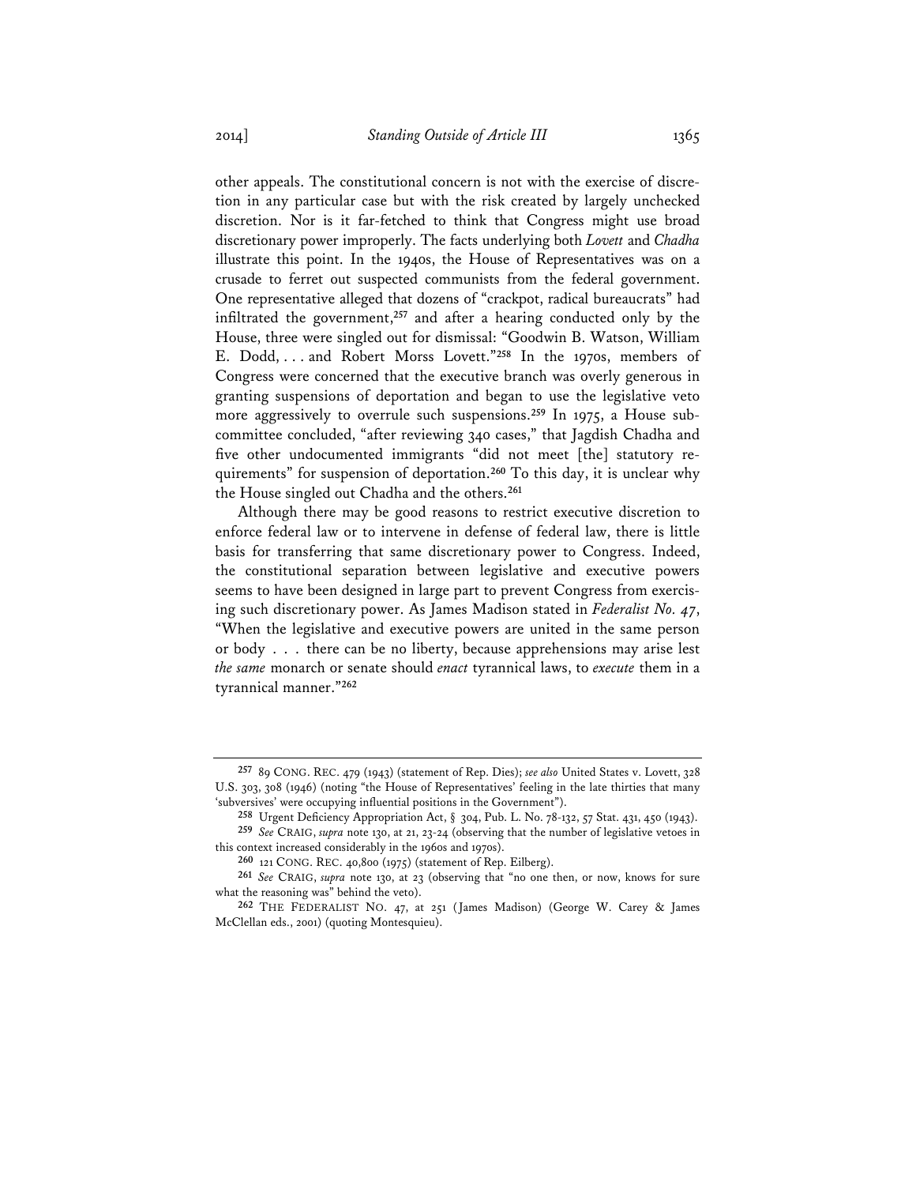other appeals. The constitutional concern is not with the exercise of discretion in any particular case but with the risk created by largely unchecked discretion. Nor is it far-fetched to think that Congress might use broad discretionary power improperly. The facts underlying both *Lovett* and *Chadha* illustrate this point. In the 1940s, the House of Representatives was on a crusade to ferret out suspected communists from the federal government. One representative alleged that dozens of "crackpot, radical bureaucrats" had infiltrated the government,[257] and after a hearing conducted only by the House, three were singled out for dismissal: "Goodwin B. Watson, William E. Dodd, . . . and Robert Morss Lovett."[258] In the 1970s, members of Congress were concerned that the executive branch was overly generous in granting suspensions of deportation and began to use the legislative veto more aggressively to overrule such suspensions.[259] In 1975, a House subcommittee concluded, "after reviewing 340 cases," that Jagdish Chadha and five other undocumented immigrants "did not meet [the] statutory requirements" for suspension of deportation.[260] To this day, it is unclear why the House singled out Chadha and the others.[261]

Although there may be good reasons to restrict executive discretion to enforce federal law or to intervene in defense of federal law, there is little basis for transferring that same discretionary power to Congress. Indeed, the constitutional separation between legislative and executive powers seems to have been designed in large part to prevent Congress from exercising such discretionary power. As James Madison stated in *Federalist No. 47*, "When the legislative and executive powers are united in the same person or body . . . there can be no liberty, because apprehensions may arise lest *the same* monarch or senate should *enact* tyrannical laws, to *execute* them in a tyrannical manner."[262]

---

[257] 89 CONG. REC. 479 (1943) (statement of Rep. Dies); *see also* United States v. Lovett, 328 U.S. 303, 308 (1946) (noting "the House of Representatives' feeling in the late thirties that many 'subversives' were occupying influential positions in the Government").

[258] Urgent Deficiency Appropriation Act, § 304, Pub. L. No. 78-132, 57 Stat. 431, 450 (1943).

[259] *See* CRAIG, *supra* note 130, at 21, 23-24 (observing that the number of legislative vetoes in this context increased considerably in the 1960s and 1970s).

[260] 121 CONG. REC. 40,800 (1975) (statement of Rep. Eilberg).

[261] *See* CRAIG, *supra* note 130, at 23 (observing that "no one then, or now, knows for sure what the reasoning was" behind the veto).

[262] THE FEDERALIST NO. 47, at 251 (James Madison) (George W. Carey & James McClellan eds., 2001) (quoting Montesquieu).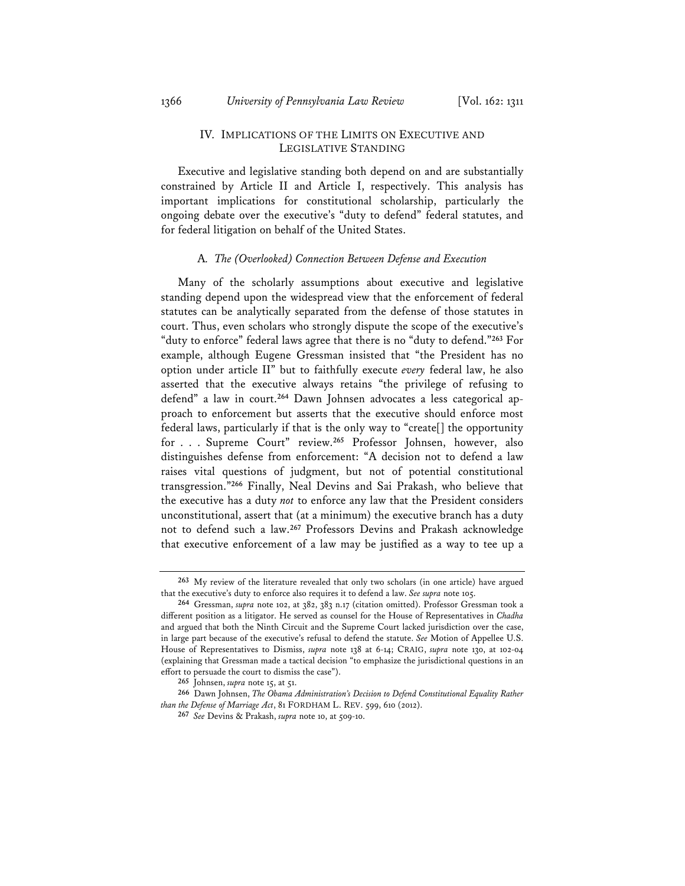## IV. IMPLICATIONS OF THE LIMITS ON EXECUTIVE AND LEGISLATIVE STANDING

Executive and legislative standing both depend on and are substantially constrained by Article II and Article I, respectively. This analysis has important implications for constitutional scholarship, particularly the ongoing debate over the executive's "duty to defend" federal statutes, and for federal litigation on behalf of the United States.

### A. *The (Overlooked) Connection Between Defense and Execution*

Many of the scholarly assumptions about executive and legislative standing depend upon the widespread view that the enforcement of federal statutes can be analytically separated from the defense of those statutes in court. Thus, even scholars who strongly dispute the scope of the executive's "duty to enforce" federal laws agree that there is no "duty to defend."[263] For example, although Eugene Gressman insisted that "the President has no option under article II" but to faithfully execute *every* federal law, he also asserted that the executive always retains "the privilege of refusing to defend" a law in court.[264] Dawn Johnsen advocates a less categorical approach to enforcement but asserts that the executive should enforce most federal laws, particularly if that is the only way to "create[] the opportunity for . . . Supreme Court" review.[265] Professor Johnsen, however, also distinguishes defense from enforcement: "A decision not to defend a law raises vital questions of judgment, but not of potential constitutional transgression."[266] Finally, Neal Devins and Sai Prakash, who believe that the executive has a duty *not* to enforce any law that the President considers unconstitutional, assert that (at a minimum) the executive branch has a duty not to defend such a law.[267] Professors Devins and Prakash acknowledge that executive enforcement of a law may be justified as a way to tee up a

---

263 My review of the literature revealed that only two scholars (in one article) have argued that the executive's duty to enforce also requires it to defend a law. *See supra* note 105.

264 Gressman, *supra* note 102, at 382, 383 n.17 (citation omitted). Professor Gressman took a different position as a litigator. He served as counsel for the House of Representatives in *Chadha* and argued that both the Ninth Circuit and the Supreme Court lacked jurisdiction over the case, in large part because of the executive's refusal to defend the statute. *See* Motion of Appellee U.S. House of Representatives to Dismiss, *supra* note 138 at 6-14; CRAIG, *supra* note 130, at 102-04 (explaining that Gressman made a tactical decision "to emphasize the jurisdictional questions in an effort to persuade the court to dismiss the case").

265 Johnsen, *supra* note 15, at 51.

266 Dawn Johnsen, *The Obama Administration's Decision to Defend Constitutional Equality Rather than the Defense of Marriage Act*, 81 FORDHAM L. REV. 599, 610 (2012).

267 *See* Devins & Prakash, *supra* note 10, at 509-10.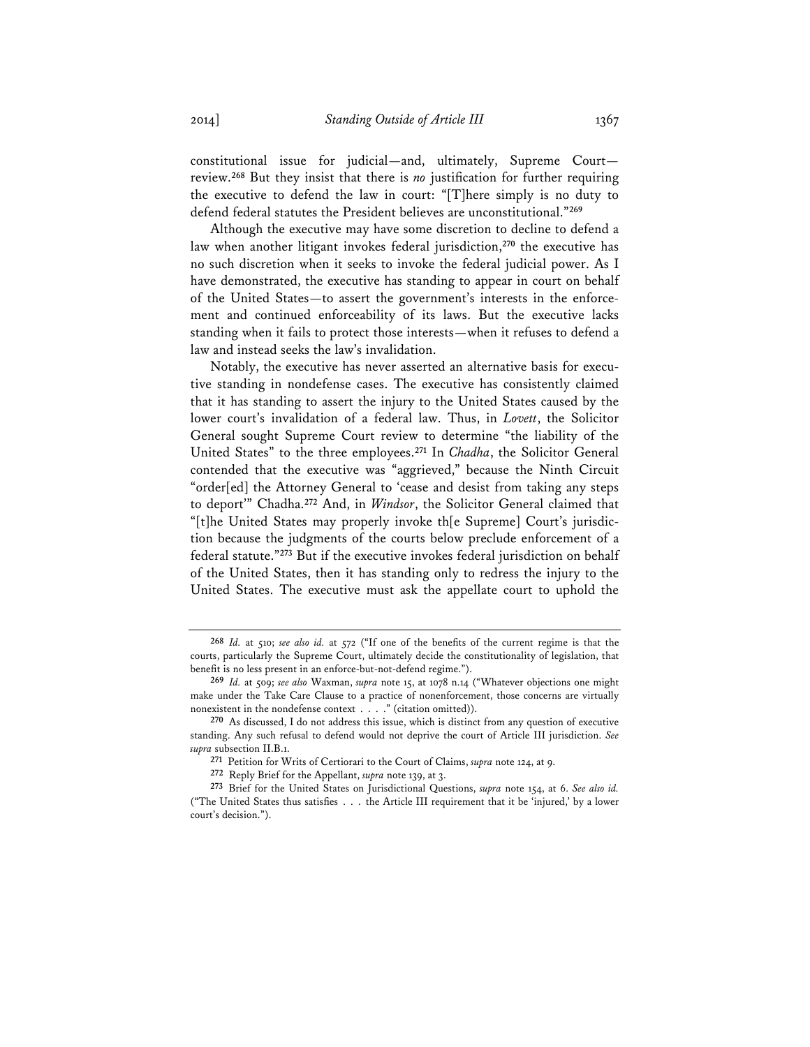constitutional issue for judicial—and, ultimately, Supreme Court—review.[268] But they insist that there is *no* justification for further requiring the executive to defend the law in court: "[T]here simply is no duty to defend federal statutes the President believes are unconstitutional."[269]

Although the executive may have some discretion to decline to defend a law when another litigant invokes federal jurisdiction,[270] the executive has no such discretion when it seeks to invoke the federal judicial power. As I have demonstrated, the executive has standing to appear in court on behalf of the United States—to assert the government's interests in the enforcement and continued enforceability of its laws. But the executive lacks standing when it fails to protect those interests—when it refuses to defend a law and instead seeks the law's invalidation.

Notably, the executive has never asserted an alternative basis for executive standing in nondefense cases. The executive has consistently claimed that it has standing to assert the injury to the United States caused by the lower court's invalidation of a federal law. Thus, in *Lovett*, the Solicitor General sought Supreme Court review to determine "the liability of the United States" to the three employees.[271] In *Chadha*, the Solicitor General contended that the executive was "aggrieved," because the Ninth Circuit "order[ed] the Attorney General to 'cease and desist from taking any steps to deport'" Chadha.[272] And, in *Windsor*, the Solicitor General claimed that "[t]he United States may properly invoke th[e Supreme] Court's jurisdiction because the judgments of the courts below preclude enforcement of a federal statute."[273] But if the executive invokes federal jurisdiction on behalf of the United States, then it has standing only to redress the injury to the United States. The executive must ask the appellate court to uphold the

---

[268] *Id.* at 510; *see also id.* at 572 ("If one of the benefits of the current regime is that the courts, particularly the Supreme Court, ultimately decide the constitutionality of legislation, that benefit is no less present in an enforce-but-not-defend regime.").

[269] *Id.* at 509; *see also* Waxman, *supra* note 15, at 1078 n.14 ("Whatever objections one might make under the Take Care Clause to a practice of nonenforcement, those concerns are virtually nonexistent in the nondefense context . . . ." (citation omitted)).

[270] As discussed, I do not address this issue, which is distinct from any question of executive standing. Any such refusal to defend would not deprive the court of Article III jurisdiction. *See supra* subsection II.B.1.

[271] Petition for Writs of Certiorari to the Court of Claims, *supra* note 124, at 9.

[272] Reply Brief for the Appellant, *supra* note 139, at 3.

[273] Brief for the United States on Jurisdictional Questions, *supra* note 154, at 6. *See also id.* ("The United States thus satisfies . . . the Article III requirement that it be 'injured,' by a lower court's decision.").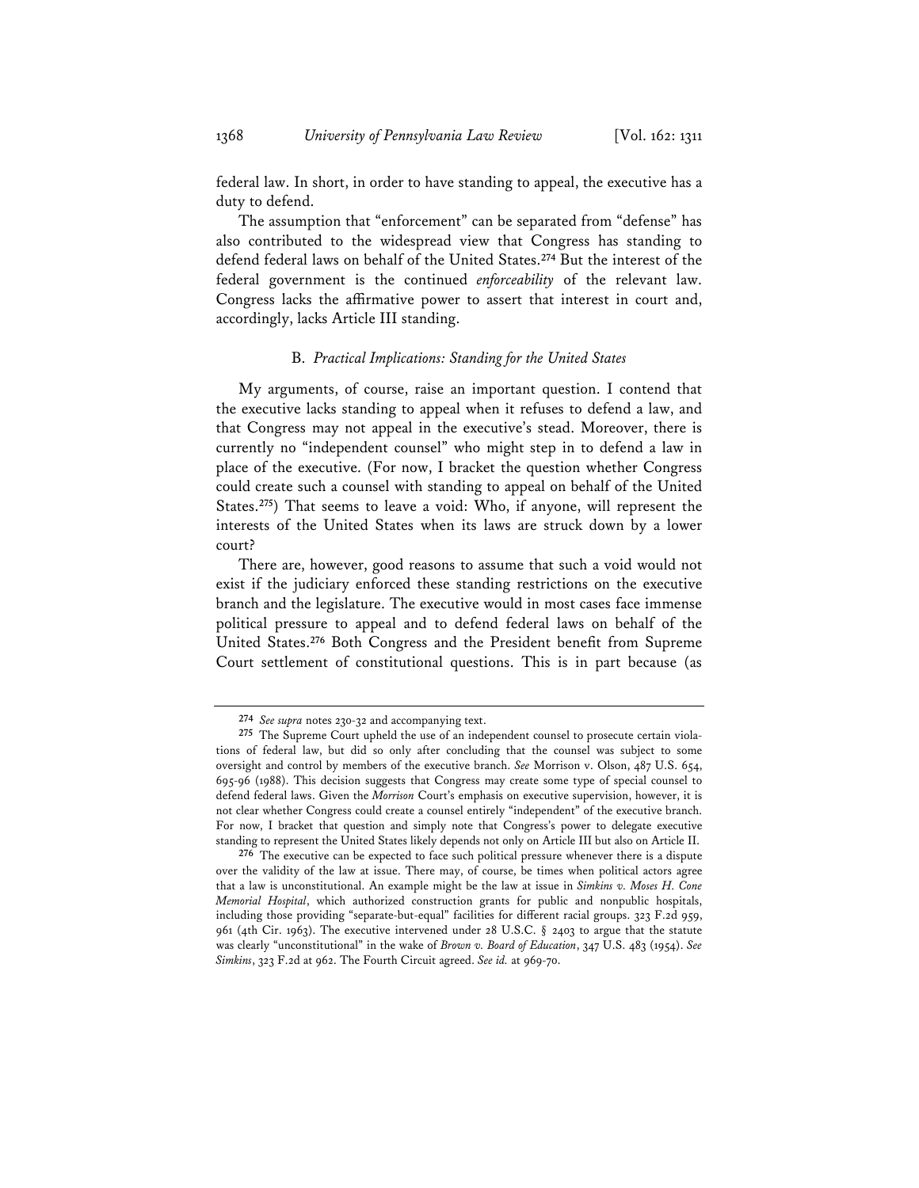federal law. In short, in order to have standing to appeal, the executive has a duty to defend.

The assumption that "enforcement" can be separated from "defense" has also contributed to the widespread view that Congress has standing to defend federal laws on behalf of the United States.[274] But the interest of the federal government is the continued *enforceability* of the relevant law. Congress lacks the affirmative power to assert that interest in court and, accordingly, lacks Article III standing.

### B. *Practical Implications: Standing for the United States*

My arguments, of course, raise an important question. I contend that the executive lacks standing to appeal when it refuses to defend a law, and that Congress may not appeal in the executive's stead. Moreover, there is currently no "independent counsel" who might step in to defend a law in place of the executive. (For now, I bracket the question whether Congress could create such a counsel with standing to appeal on behalf of the United States.[275]) That seems to leave a void: Who, if anyone, will represent the interests of the United States when its laws are struck down by a lower court?

There are, however, good reasons to assume that such a void would not exist if the judiciary enforced these standing restrictions on the executive branch and the legislature. The executive would in most cases face immense political pressure to appeal and to defend federal laws on behalf of the United States.[276] Both Congress and the President benefit from Supreme Court settlement of constitutional questions. This is in part because (as

---

[274] *See supra* notes 230-32 and accompanying text.

[275] The Supreme Court upheld the use of an independent counsel to prosecute certain violations of federal law, but did so only after concluding that the counsel was subject to some oversight and control by members of the executive branch. *See* Morrison v. Olson, 487 U.S. 654, 695-96 (1988). This decision suggests that Congress may create some type of special counsel to defend federal laws. Given the *Morrison* Court's emphasis on executive supervision, however, it is not clear whether Congress could create a counsel entirely "independent" of the executive branch. For now, I bracket that question and simply note that Congress's power to delegate executive standing to represent the United States likely depends not only on Article III but also on Article II.

[276] The executive can be expected to face such political pressure whenever there is a dispute over the validity of the law at issue. There may, of course, be times when political actors agree that a law is unconstitutional. An example might be the law at issue in *Simkins v. Moses H. Cone Memorial Hospital*, which authorized construction grants for public and nonpublic hospitals, including those providing "separate-but-equal" facilities for different racial groups. 323 F.2d 959, 961 (4th Cir. 1963). The executive intervened under 28 U.S.C. § 2403 to argue that the statute was clearly "unconstitutional" in the wake of *Brown v. Board of Education*, 347 U.S. 483 (1954). *See Simkins*, 323 F.2d at 962. The Fourth Circuit agreed. *See id.* at 969-70.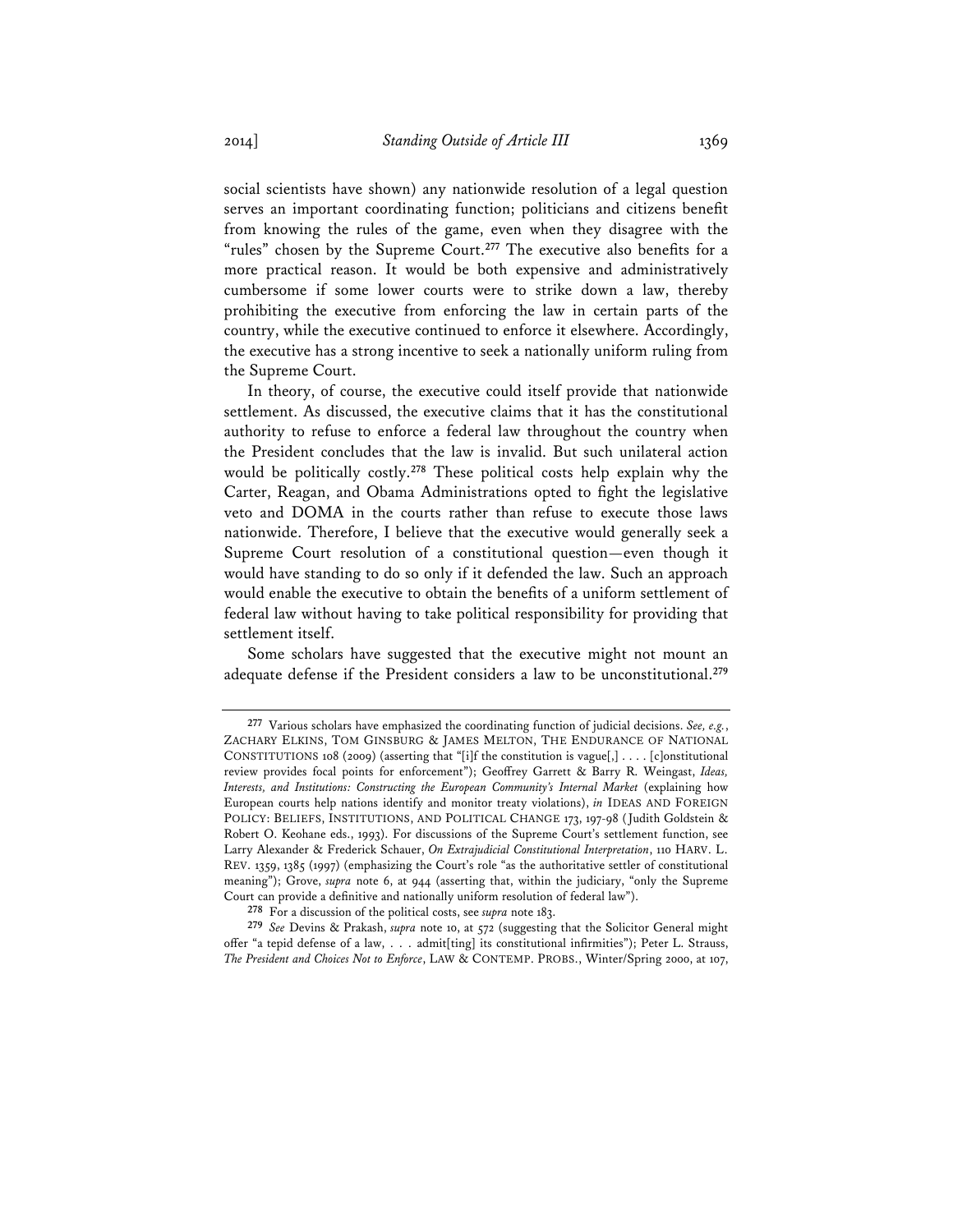social scientists have shown) any nationwide resolution of a legal question serves an important coordinating function; politicians and citizens benefit from knowing the rules of the game, even when they disagree with the "rules" chosen by the Supreme Court.[277] The executive also benefits for a more practical reason. It would be both expensive and administratively cumbersome if some lower courts were to strike down a law, thereby prohibiting the executive from enforcing the law in certain parts of the country, while the executive continued to enforce it elsewhere. Accordingly, the executive has a strong incentive to seek a nationally uniform ruling from the Supreme Court.

In theory, of course, the executive could itself provide that nationwide settlement. As discussed, the executive claims that it has the constitutional authority to refuse to enforce a federal law throughout the country when the President concludes that the law is invalid. But such unilateral action would be politically costly.[278] These political costs help explain why the Carter, Reagan, and Obama Administrations opted to fight the legislative veto and DOMA in the courts rather than refuse to execute those laws nationwide. Therefore, I believe that the executive would generally seek a Supreme Court resolution of a constitutional question—even though it would have standing to do so only if it defended the law. Such an approach would enable the executive to obtain the benefits of a uniform settlement of federal law without having to take political responsibility for providing that settlement itself.

Some scholars have suggested that the executive might not mount an adequate defense if the President considers a law to be unconstitutional.[279]

---

[277] Various scholars have emphasized the coordinating function of judicial decisions. *See, e.g.*, ZACHARY ELKINS, TOM GINSBURG & JAMES MELTON, THE ENDURANCE OF NATIONAL CONSTITUTIONS 108 (2009) (asserting that "[i]f the constitution is vague[,] . . . . [c]onstitutional review provides focal points for enforcement"); Geoffrey Garrett & Barry R. Weingast, *Ideas, Interests, and Institutions: Constructing the European Community's Internal Market* (explaining how European courts help nations identify and monitor treaty violations), *in* IDEAS AND FOREIGN POLICY: BELIEFS, INSTITUTIONS, AND POLITICAL CHANGE 173, 197-98 (Judith Goldstein & Robert O. Keohane eds., 1993). For discussions of the Supreme Court's settlement function, see Larry Alexander & Frederick Schauer, *On Extrajudicial Constitutional Interpretation*, 110 HARV. L. REV. 1359, 1385 (1997) (emphasizing the Court's role "as the authoritative settler of constitutional meaning"); Grove, *supra* note 6, at 944 (asserting that, within the judiciary, "only the Supreme Court can provide a definitive and nationally uniform resolution of federal law").

[278] For a discussion of the political costs, see *supra* note 183.

[279] *See* Devins & Prakash, *supra* note 10, at 572 (suggesting that the Solicitor General might offer "a tepid defense of a law, . . . admit[ting] its constitutional infirmities"); Peter L. Strauss, *The President and Choices Not to Enforce*, LAW & CONTEMP. PROBS., Winter/Spring 2000, at 107,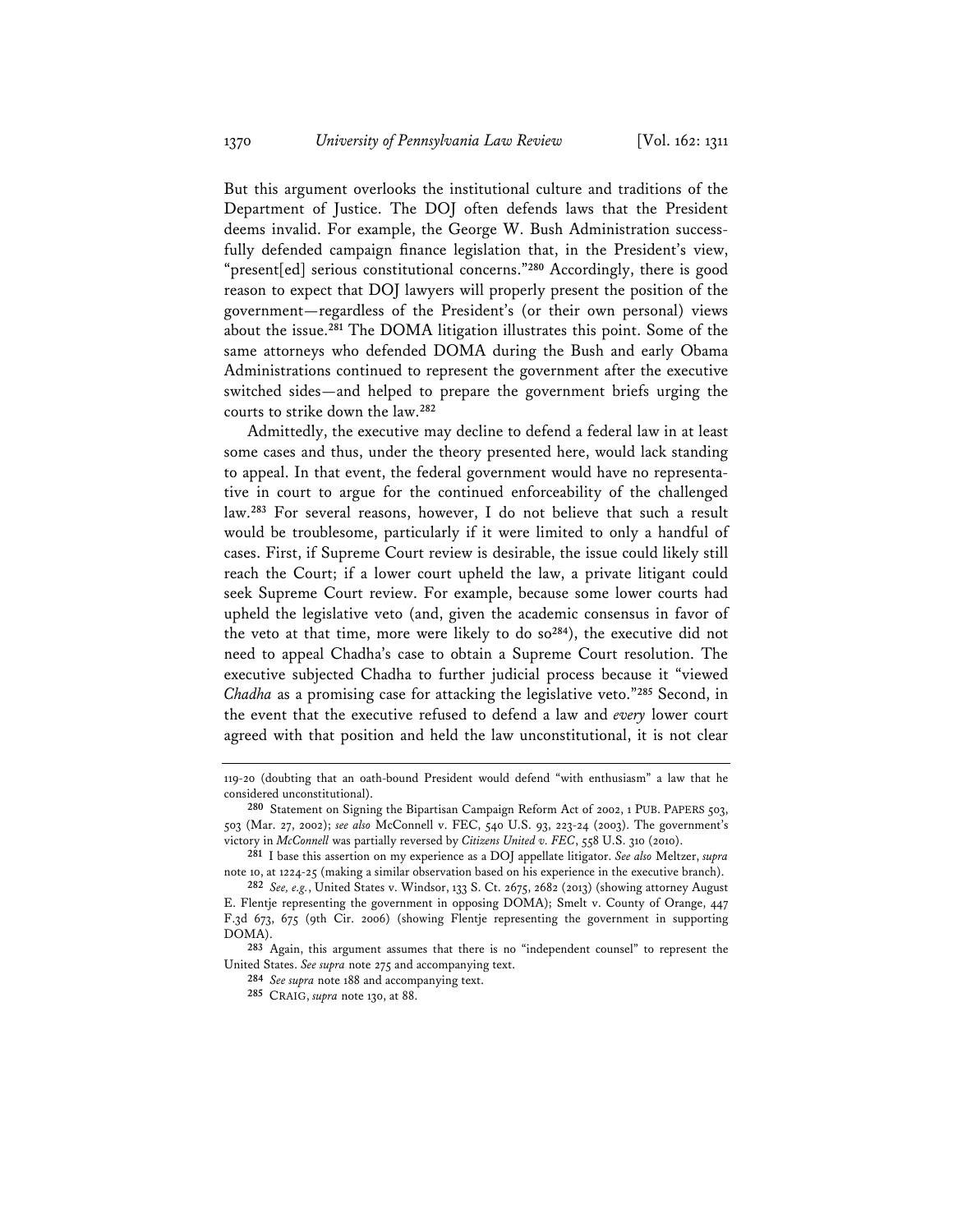But this argument overlooks the institutional culture and traditions of the Department of Justice. The DOJ often defends laws that the President deems invalid. For example, the George W. Bush Administration successfully defended campaign finance legislation that, in the President's view, "present[ed] serious constitutional concerns."[280] Accordingly, there is good reason to expect that DOJ lawyers will properly present the position of the government—regardless of the President's (or their own personal) views about the issue.[281] The DOMA litigation illustrates this point. Some of the same attorneys who defended DOMA during the Bush and early Obama Administrations continued to represent the government after the executive switched sides—and helped to prepare the government briefs urging the courts to strike down the law.[282]

Admittedly, the executive may decline to defend a federal law in at least some cases and thus, under the theory presented here, would lack standing to appeal. In that event, the federal government would have no representative in court to argue for the continued enforceability of the challenged law.[283] For several reasons, however, I do not believe that such a result would be troublesome, particularly if it were limited to only a handful of cases. First, if Supreme Court review is desirable, the issue could likely still reach the Court; if a lower court upheld the law, a private litigant could seek Supreme Court review. For example, because some lower courts had upheld the legislative veto (and, given the academic consensus in favor of the veto at that time, more were likely to do so[284]), the executive did not need to appeal Chadha's case to obtain a Supreme Court resolution. The executive subjected Chadha to further judicial process because it "viewed *Chadha* as a promising case for attacking the legislative veto."[285] Second, in the event that the executive refused to defend a law and *every* lower court agreed with that position and held the law unconstitutional, it is not clear

---

119-20 (doubting that an oath-bound President would defend "with enthusiasm" a law that he considered unconstitutional).

[280] Statement on Signing the Bipartisan Campaign Reform Act of 2002, 1 PUB. PAPERS 503, 503 (Mar. 27, 2002); *see also* McConnell v. FEC, 540 U.S. 93, 223-24 (2003). The government's victory in *McConnell* was partially reversed by *Citizens United v. FEC*, 558 U.S. 310 (2010).

[281] I base this assertion on my experience as a DOJ appellate litigator. *See also* Meltzer, *supra* note 10, at 1224-25 (making a similar observation based on his experience in the executive branch).

[282] *See, e.g.*, United States v. Windsor, 133 S. Ct. 2675, 2682 (2013) (showing attorney August E. Flentje representing the government in opposing DOMA); Smelt v. County of Orange, 447 F.3d 673, 675 (9th Cir. 2006) (showing Flentje representing the government in supporting DOMA).

[283] Again, this argument assumes that there is no "independent counsel" to represent the United States. *See supra* note 275 and accompanying text.

[284] *See supra* note 188 and accompanying text.

[285] CRAIG, *supra* note 130, at 88.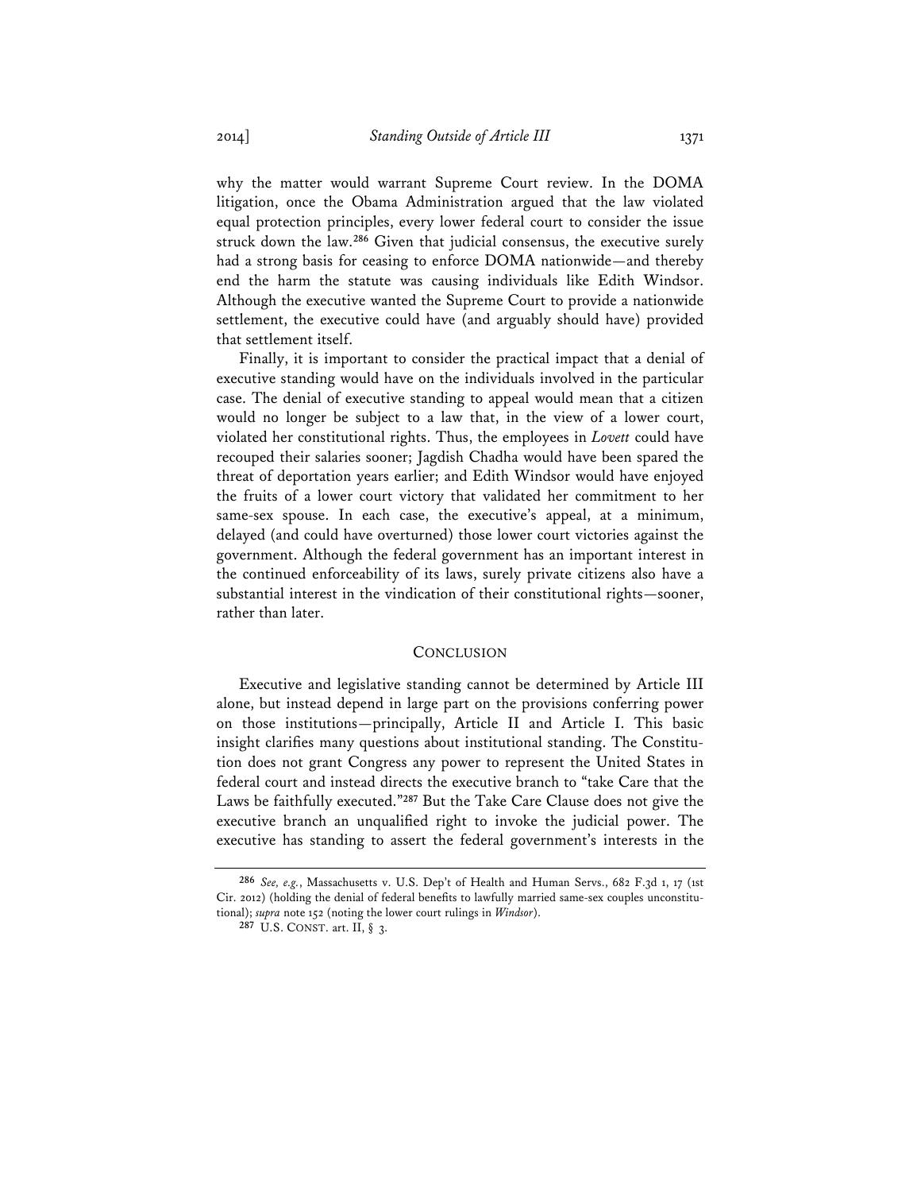why the matter would warrant Supreme Court review. In the DOMA litigation, once the Obama Administration argued that the law violated equal protection principles, every lower federal court to consider the issue struck down the law.[286] Given that judicial consensus, the executive surely had a strong basis for ceasing to enforce DOMA nationwide—and thereby end the harm the statute was causing individuals like Edith Windsor. Although the executive wanted the Supreme Court to provide a nationwide settlement, the executive could have (and arguably should have) provided that settlement itself.

Finally, it is important to consider the practical impact that a denial of executive standing would have on the individuals involved in the particular case. The denial of executive standing to appeal would mean that a citizen would no longer be subject to a law that, in the view of a lower court, violated her constitutional rights. Thus, the employees in *Lovett* could have recouped their salaries sooner; Jagdish Chadha would have been spared the threat of deportation years earlier; and Edith Windsor would have enjoyed the fruits of a lower court victory that validated her commitment to her same-sex spouse. In each case, the executive's appeal, at a minimum, delayed (and could have overturned) those lower court victories against the government. Although the federal government has an important interest in the continued enforceability of its laws, surely private citizens also have a substantial interest in the vindication of their constitutional rights—sooner, rather than later.

## CONCLUSION

Executive and legislative standing cannot be determined by Article III alone, but instead depend in large part on the provisions conferring power on those institutions—principally, Article II and Article I. This basic insight clarifies many questions about institutional standing. The Constitution does not grant Congress any power to represent the United States in federal court and instead directs the executive branch to "take Care that the Laws be faithfully executed."[287] But the Take Care Clause does not give the executive branch an unqualified right to invoke the judicial power. The executive has standing to assert the federal government's interests in the

---

[286] *See, e.g.*, Massachusetts v. U.S. Dep't of Health and Human Servs., 682 F.3d 1, 17 (1st Cir. 2012) (holding the denial of federal benefits to lawfully married same-sex couples unconstitutional); *supra* note 152 (noting the lower court rulings in *Windsor*).

[287] U.S. CONST. art. II, § 3.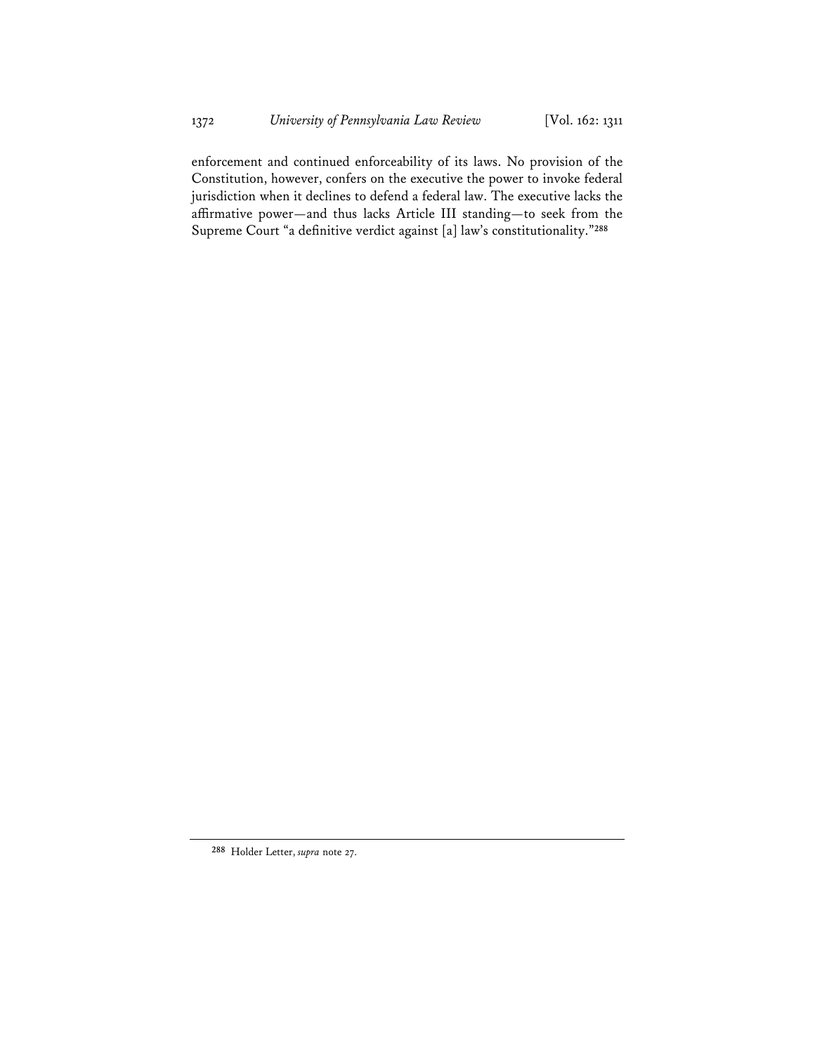enforcement and continued enforceability of its laws. No provision of the Constitution, however, confers on the executive the power to invoke federal jurisdiction when it declines to defend a federal law. The executive lacks the affirmative power—and thus lacks Article III standing—to seek from the Supreme Court "a definitive verdict against [a] law's constitutionality."[288]

---

[288] Holder Letter, *supra* note 27.